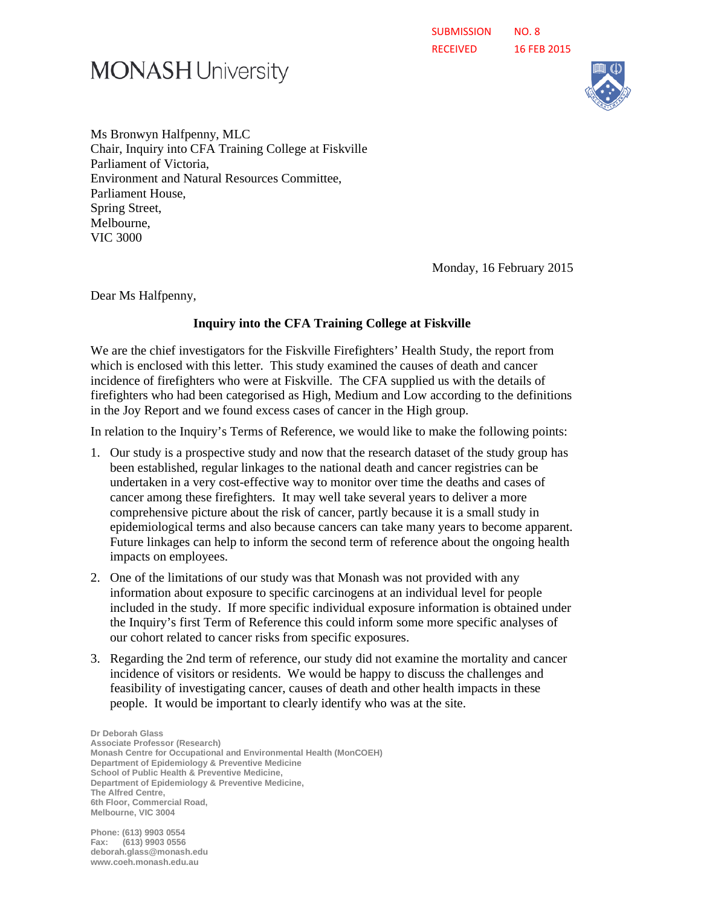SUBMISSION NO. 8
RECEIVED 16 FEB 2015

MONASH University

Ms Bronwyn Halfpenny, MLC
Chair, Inquiry into CFA Training College at Fiskville
Parliament of Victoria,
Environment and Natural Resources Committee,
Parliament House,
Spring Street,
Melbourne,
VIC 3000

Monday, 16 February 2015

Dear Ms Halfpenny,

**Inquiry into the CFA Training College at Fiskville**

We are the chief investigators for the Fiskville Firefighters' Health Study, the report from which is enclosed with this letter. This study examined the causes of death and cancer incidence of firefighters who were at Fiskville. The CFA supplied us with the details of firefighters who had been categorised as High, Medium and Low according to the definitions in the Joy Report and we found excess cases of cancer in the High group.

In relation to the Inquiry's Terms of Reference, we would like to make the following points:

1. Our study is a prospective study and now that the research dataset of the study group has been established, regular linkages to the national death and cancer registries can be undertaken in a very cost-effective way to monitor over time the deaths and cases of cancer among these firefighters. It may well take several years to deliver a more comprehensive picture about the risk of cancer, partly because it is a small study in epidemiological terms and also because cancers can take many years to become apparent. Future linkages can help to inform the second term of reference about the ongoing health impacts on employees.
2. One of the limitations of our study was that Monash was not provided with any information about exposure to specific carcinogens at an individual level for people included in the study. If more specific individual exposure information is obtained under the Inquiry's first Term of Reference this could inform some more specific analyses of our cohort related to cancer risks from specific exposures.
3. Regarding the 2nd term of reference, our study did not examine the mortality and cancer incidence of visitors or residents. We would be happy to discuss the challenges and feasibility of investigating cancer, causes of death and other health impacts in these people. It would be important to clearly identify who was at the site.

Dr Deborah Glass
Associate Professor (Research)
Monash Centre for Occupational and Environmental Health (MonCOEH)
Department of Epidemiology & Preventive Medicine
School of Public Health & Preventive Medicine,
Department of Epidemiology & Preventive Medicine,
The Alfred Centre,
6th Floor, Commercial Road,
Melbourne, VIC 3004

Phone: (613) 9903 0554
Fax: (613) 9903 0556
deborah.glass@monash.edu
www.coeh.monash.edu.au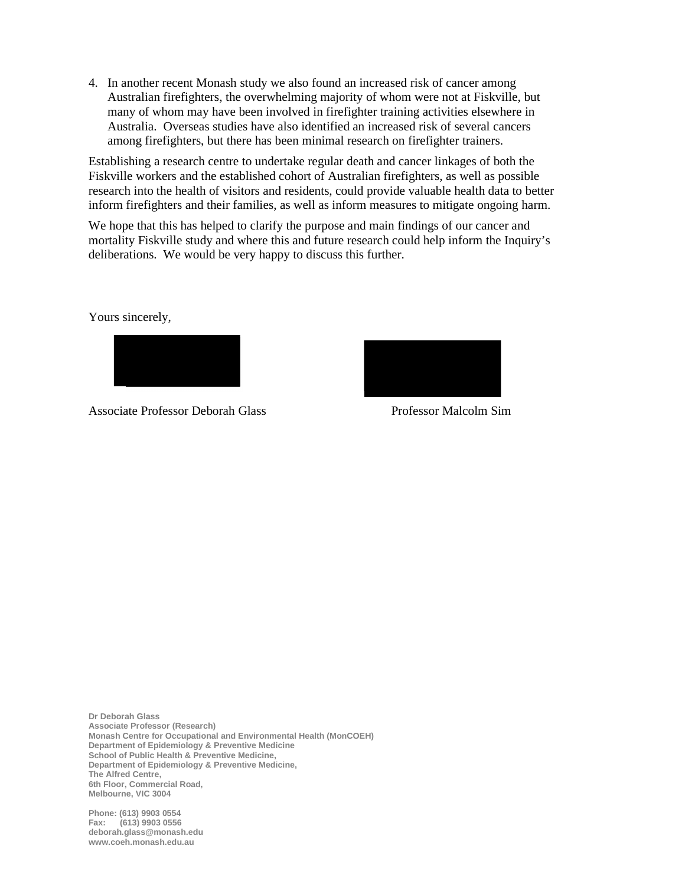4. In another recent Monash study we also found an increased risk of cancer among Australian firefighters, the overwhelming majority of whom were not at Fiskville, but many of whom may have been involved in firefighter training activities elsewhere in Australia. Overseas studies have also identified an increased risk of several cancers among firefighters, but there has been minimal research on firefighter trainers.

Establishing a research centre to undertake regular death and cancer linkages of both the Fiskville workers and the established cohort of Australian firefighters, as well as possible research into the health of visitors and residents, could provide valuable health data to better inform firefighters and their families, as well as inform measures to mitigate ongoing harm.

We hope that this has helped to clarify the purpose and main findings of our cancer and mortality Fiskville study and where this and future research could help inform the Inquiry's deliberations. We would be very happy to discuss this further.

Yours sincerely,

Associate Professor Deborah Glass

Professor Malcolm Sim

**Dr Deborah Glass**
**Associate Professor (Research)**
**Monash Centre for Occupational and Environmental Health (MonCOEH)**
**Department of Epidemiology & Preventive Medicine**
**School of Public Health & Preventive Medicine,**
**Department of Epidemiology & Preventive Medicine,**
**The Alfred Centre,**
**6th Floor, Commercial Road,**
**Melbourne, VIC 3004**

**Phone: (613) 9903 0554**
**Fax: (613) 9903 0556**
**deborah.glass@monash.edu**
**www.coeh.monash.edu.au**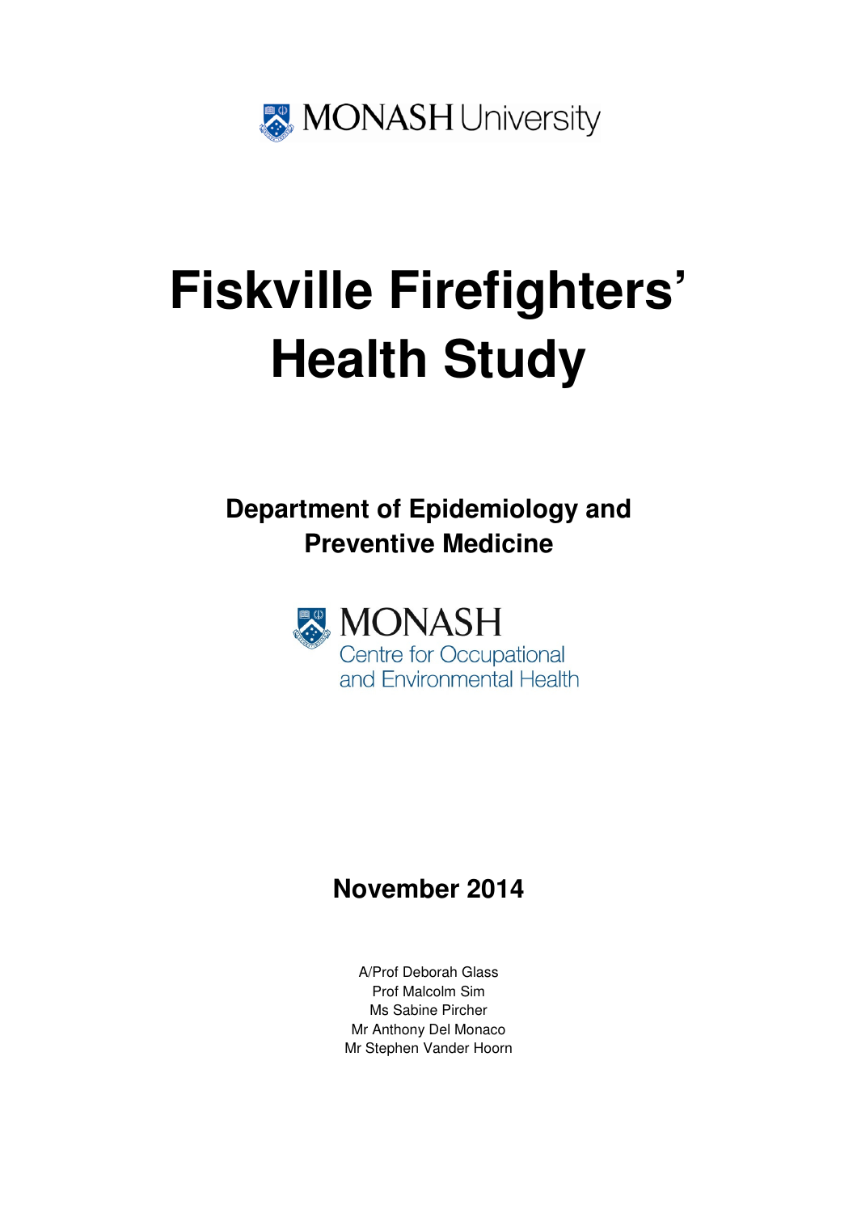MONASH University

# Fiskville Firefighters' Health Study

## Department of Epidemiology and Preventive Medicine

MONASH
Centre for Occupational and Environmental Health

## November 2014

A/Prof Deborah Glass
Prof Malcolm Sim
Ms Sabine Pircher
Mr Anthony Del Monaco
Mr Stephen Vander Hoorn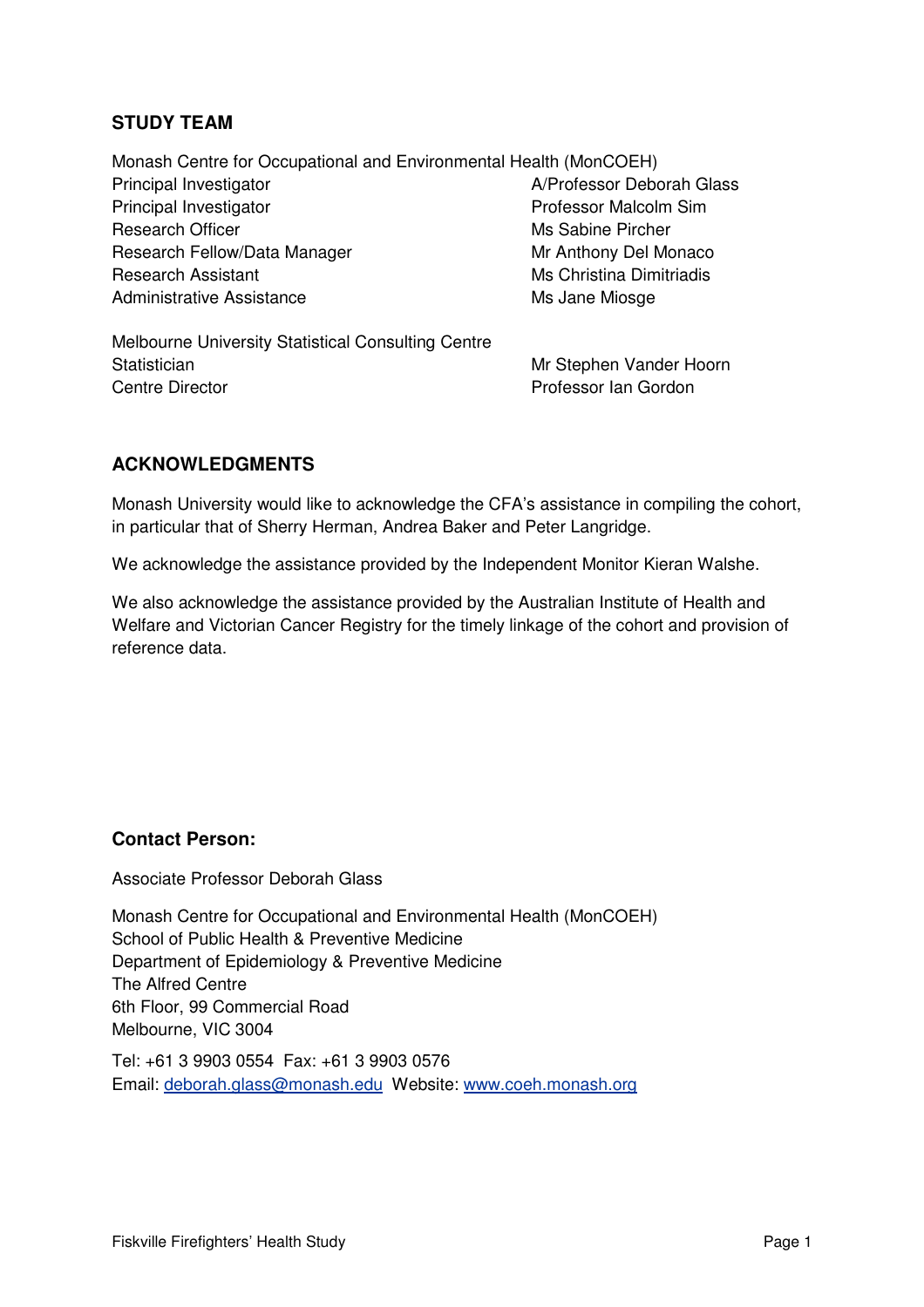## STUDY TEAM

Monash Centre for Occupational and Environmental Health (MonCOEH)

| | |
|---|---|
| Principal Investigator | A/Professor Deborah Glass |
| Principal Investigator | Professor Malcolm Sim |
| Research Officer | Ms Sabine Pircher |
| Research Fellow/Data Manager | Mr Anthony Del Monaco |
| Research Assistant | Ms Christina Dimitriadis |
| Administrative Assistance | Ms Jane Miosge |

Melbourne University Statistical Consulting Centre

| | |
|---|---|
| Statistician | Mr Stephen Vander Hoorn |
| Centre Director | Professor Ian Gordon |

## ACKNOWLEDGMENTS

Monash University would like to acknowledge the CFA's assistance in compiling the cohort, in particular that of Sherry Herman, Andrea Baker and Peter Langridge.

We acknowledge the assistance provided by the Independent Monitor Kieran Walshe.

We also acknowledge the assistance provided by the Australian Institute of Health and Welfare and Victorian Cancer Registry for the timely linkage of the cohort and provision of reference data.

### Contact Person:

Associate Professor Deborah Glass

Monash Centre for Occupational and Environmental Health (MonCOEH)
School of Public Health & Preventive Medicine
Department of Epidemiology & Preventive Medicine
The Alfred Centre
6th Floor, 99 Commercial Road
Melbourne, VIC 3004

Tel: +61 3 9903 0554  Fax: +61 3 9903 0576
Email: deborah.glass@monash.edu  Website: www.coeh.monash.org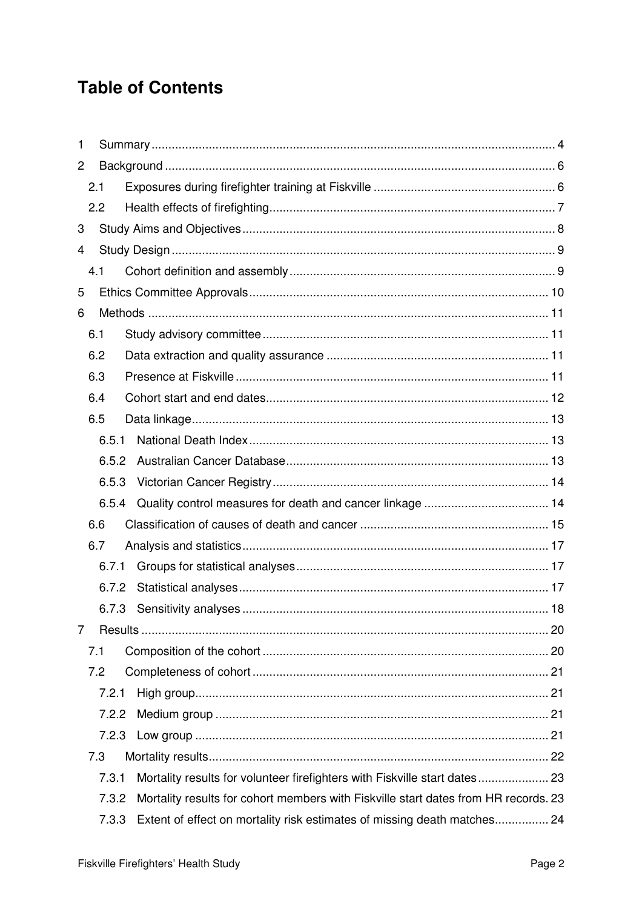# Table of Contents

1 Summary ..... 4
2 Background ..... 6
  2.1 Exposures during firefighter training at Fiskville ..... 6
  2.2 Health effects of firefighting ..... 7
3 Study Aims and Objectives ..... 8
4 Study Design ..... 9
  4.1 Cohort definition and assembly ..... 9
5 Ethics Committee Approvals ..... 10
6 Methods ..... 11
  6.1 Study advisory committee ..... 11
  6.2 Data extraction and quality assurance ..... 11
  6.3 Presence at Fiskville ..... 11
  6.4 Cohort start and end dates ..... 12
  6.5 Data linkage ..... 13
    6.5.1 National Death Index ..... 13
    6.5.2 Australian Cancer Database ..... 13
    6.5.3 Victorian Cancer Registry ..... 14
    6.5.4 Quality control measures for death and cancer linkage ..... 14
  6.6 Classification of causes of death and cancer ..... 15
  6.7 Analysis and statistics ..... 17
    6.7.1 Groups for statistical analyses ..... 17
    6.7.2 Statistical analyses ..... 17
    6.7.3 Sensitivity analyses ..... 18
7 Results ..... 20
  7.1 Composition of the cohort ..... 20
  7.2 Completeness of cohort ..... 21
    7.2.1 High group ..... 21
    7.2.2 Medium group ..... 21
    7.2.3 Low group ..... 21
  7.3 Mortality results ..... 22
    7.3.1 Mortality results for volunteer firefighters with Fiskville start dates ..... 23
    7.3.2 Mortality results for cohort members with Fiskville start dates from HR records. ..... 23
    7.3.3 Extent of effect on mortality risk estimates of missing death matches ..... 24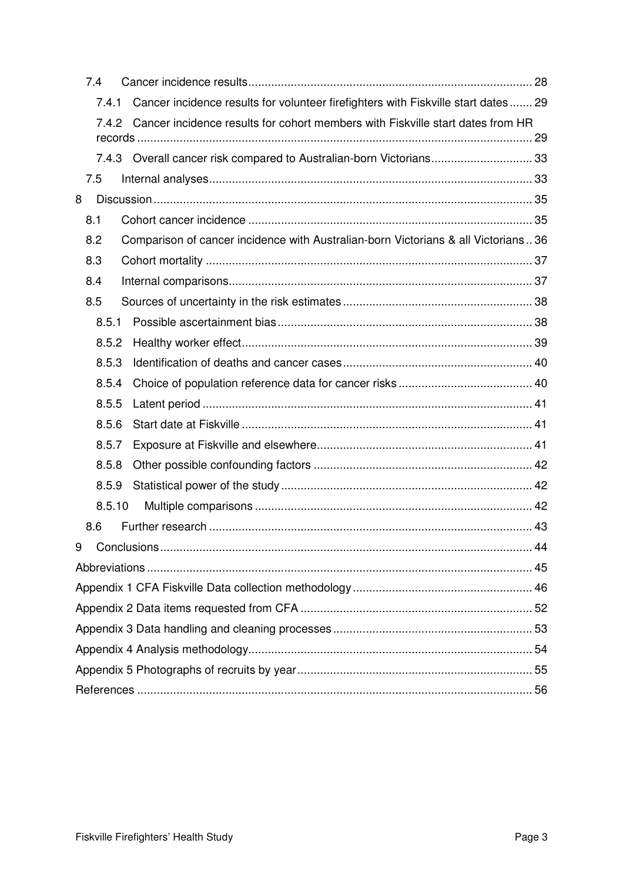- 7.4 Cancer incidence results ........ 28
  - 7.4.1 Cancer incidence results for volunteer firefighters with Fiskville start dates ........ 29
  - 7.4.2 Cancer incidence results for cohort members with Fiskville start dates from HR records ........ 29
  - 7.4.3 Overall cancer risk compared to Australian-born Victorians ........ 33
- 7.5 Internal analyses ........ 33

8 Discussion ........ 35
- 8.1 Cohort cancer incidence ........ 35
- 8.2 Comparison of cancer incidence with Australian-born Victorians & all Victorians ........ 36
- 8.3 Cohort mortality ........ 37
- 8.4 Internal comparisons ........ 37
- 8.5 Sources of uncertainty in the risk estimates ........ 38
  - 8.5.1 Possible ascertainment bias ........ 38
  - 8.5.2 Healthy worker effect ........ 39
  - 8.5.3 Identification of deaths and cancer cases ........ 40
  - 8.5.4 Choice of population reference data for cancer risks ........ 40
  - 8.5.5 Latent period ........ 41
  - 8.5.6 Start date at Fiskville ........ 41
  - 8.5.7 Exposure at Fiskville and elsewhere ........ 41
  - 8.5.8 Other possible confounding factors ........ 42
  - 8.5.9 Statistical power of the study ........ 42
  - 8.5.10 Multiple comparisons ........ 42
- 8.6 Further research ........ 43

9 Conclusions ........ 44

Abbreviations ........ 45

Appendix 1 CFA Fiskville Data collection methodology ........ 46

Appendix 2 Data items requested from CFA ........ 52

Appendix 3 Data handling and cleaning processes ........ 53

Appendix 4 Analysis methodology ........ 54

Appendix 5 Photographs of recruits by year ........ 55

References ........ 56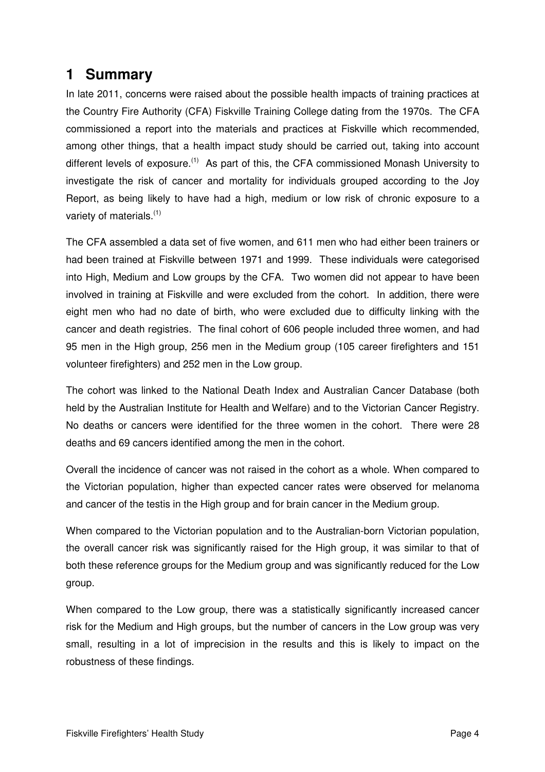# 1 Summary

In late 2011, concerns were raised about the possible health impacts of training practices at the Country Fire Authority (CFA) Fiskville Training College dating from the 1970s. The CFA commissioned a report into the materials and practices at Fiskville which recommended, among other things, that a health impact study should be carried out, taking into account different levels of exposure.[(1)] As part of this, the CFA commissioned Monash University to investigate the risk of cancer and mortality for individuals grouped according to the Joy Report, as being likely to have had a high, medium or low risk of chronic exposure to a variety of materials.[(1)]

The CFA assembled a data set of five women, and 611 men who had either been trainers or had been trained at Fiskville between 1971 and 1999. These individuals were categorised into High, Medium and Low groups by the CFA. Two women did not appear to have been involved in training at Fiskville and were excluded from the cohort. In addition, there were eight men who had no date of birth, who were excluded due to difficulty linking with the cancer and death registries. The final cohort of 606 people included three women, and had 95 men in the High group, 256 men in the Medium group (105 career firefighters and 151 volunteer firefighters) and 252 men in the Low group.

The cohort was linked to the National Death Index and Australian Cancer Database (both held by the Australian Institute for Health and Welfare) and to the Victorian Cancer Registry. No deaths or cancers were identified for the three women in the cohort. There were 28 deaths and 69 cancers identified among the men in the cohort.

Overall the incidence of cancer was not raised in the cohort as a whole. When compared to the Victorian population, higher than expected cancer rates were observed for melanoma and cancer of the testis in the High group and for brain cancer in the Medium group.

When compared to the Victorian population and to the Australian-born Victorian population, the overall cancer risk was significantly raised for the High group, it was similar to that of both these reference groups for the Medium group and was significantly reduced for the Low group.

When compared to the Low group, there was a statistically significantly increased cancer risk for the Medium and High groups, but the number of cancers in the Low group was very small, resulting in a lot of imprecision in the results and this is likely to impact on the robustness of these findings.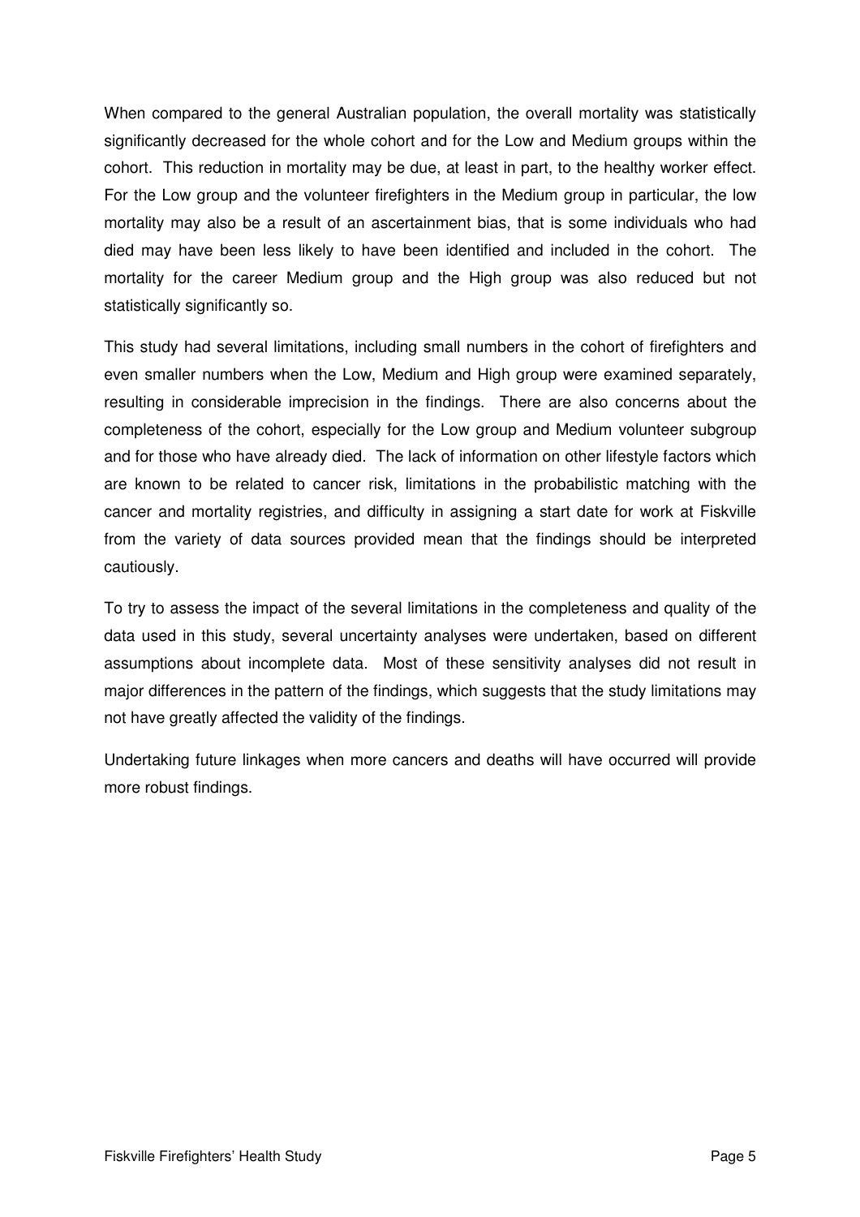When compared to the general Australian population, the overall mortality was statistically significantly decreased for the whole cohort and for the Low and Medium groups within the cohort. This reduction in mortality may be due, at least in part, to the healthy worker effect. For the Low group and the volunteer firefighters in the Medium group in particular, the low mortality may also be a result of an ascertainment bias, that is some individuals who had died may have been less likely to have been identified and included in the cohort. The mortality for the career Medium group and the High group was also reduced but not statistically significantly so.

This study had several limitations, including small numbers in the cohort of firefighters and even smaller numbers when the Low, Medium and High group were examined separately, resulting in considerable imprecision in the findings. There are also concerns about the completeness of the cohort, especially for the Low group and Medium volunteer subgroup and for those who have already died. The lack of information on other lifestyle factors which are known to be related to cancer risk, limitations in the probabilistic matching with the cancer and mortality registries, and difficulty in assigning a start date for work at Fiskville from the variety of data sources provided mean that the findings should be interpreted cautiously.

To try to assess the impact of the several limitations in the completeness and quality of the data used in this study, several uncertainty analyses were undertaken, based on different assumptions about incomplete data. Most of these sensitivity analyses did not result in major differences in the pattern of the findings, which suggests that the study limitations may not have greatly affected the validity of the findings.

Undertaking future linkages when more cancers and deaths will have occurred will provide more robust findings.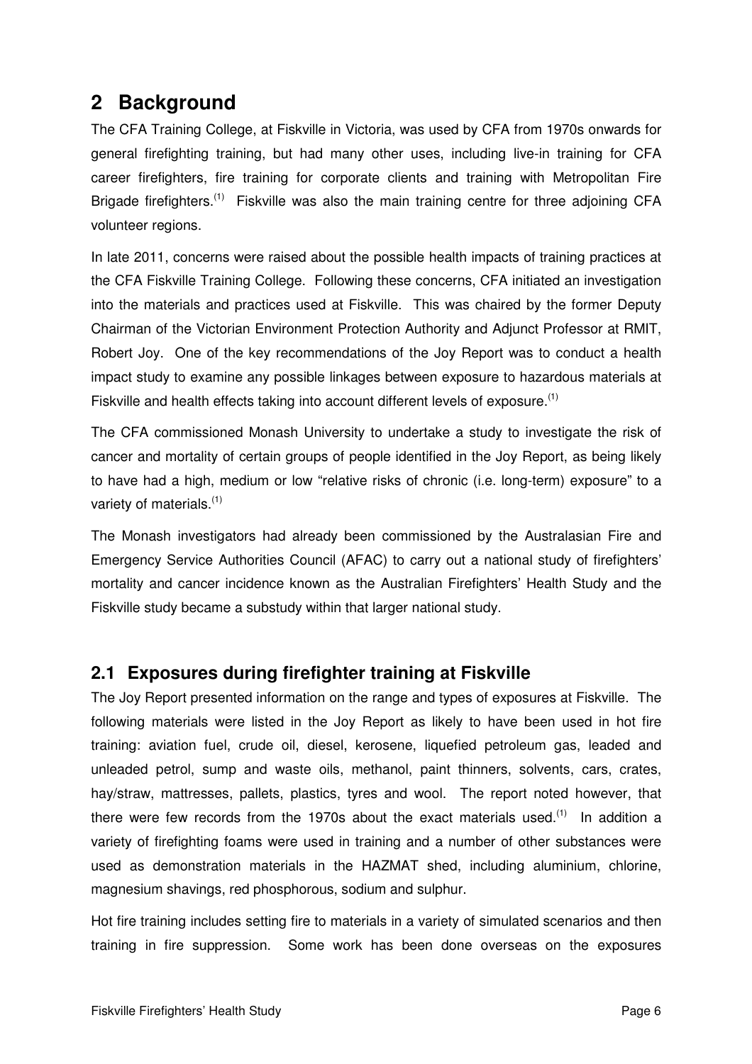# 2 Background

The CFA Training College, at Fiskville in Victoria, was used by CFA from 1970s onwards for general firefighting training, but had many other uses, including live-in training for CFA career firefighters, fire training for corporate clients and training with Metropolitan Fire Brigade firefighters.[(1)] Fiskville was also the main training centre for three adjoining CFA volunteer regions.

In late 2011, concerns were raised about the possible health impacts of training practices at the CFA Fiskville Training College. Following these concerns, CFA initiated an investigation into the materials and practices used at Fiskville. This was chaired by the former Deputy Chairman of the Victorian Environment Protection Authority and Adjunct Professor at RMIT, Robert Joy. One of the key recommendations of the Joy Report was to conduct a health impact study to examine any possible linkages between exposure to hazardous materials at Fiskville and health effects taking into account different levels of exposure.[(1)]

The CFA commissioned Monash University to undertake a study to investigate the risk of cancer and mortality of certain groups of people identified in the Joy Report, as being likely to have had a high, medium or low "relative risks of chronic (i.e. long-term) exposure" to a variety of materials.[(1)]

The Monash investigators had already been commissioned by the Australasian Fire and Emergency Service Authorities Council (AFAC) to carry out a national study of firefighters' mortality and cancer incidence known as the Australian Firefighters' Health Study and the Fiskville study became a substudy within that larger national study.

## 2.1 Exposures during firefighter training at Fiskville

The Joy Report presented information on the range and types of exposures at Fiskville. The following materials were listed in the Joy Report as likely to have been used in hot fire training: aviation fuel, crude oil, diesel, kerosene, liquefied petroleum gas, leaded and unleaded petrol, sump and waste oils, methanol, paint thinners, solvents, cars, crates, hay/straw, mattresses, pallets, plastics, tyres and wool. The report noted however, that there were few records from the 1970s about the exact materials used.[(1)] In addition a variety of firefighting foams were used in training and a number of other substances were used as demonstration materials in the HAZMAT shed, including aluminium, chlorine, magnesium shavings, red phosphorous, sodium and sulphur.

Hot fire training includes setting fire to materials in a variety of simulated scenarios and then training in fire suppression. Some work has been done overseas on the exposures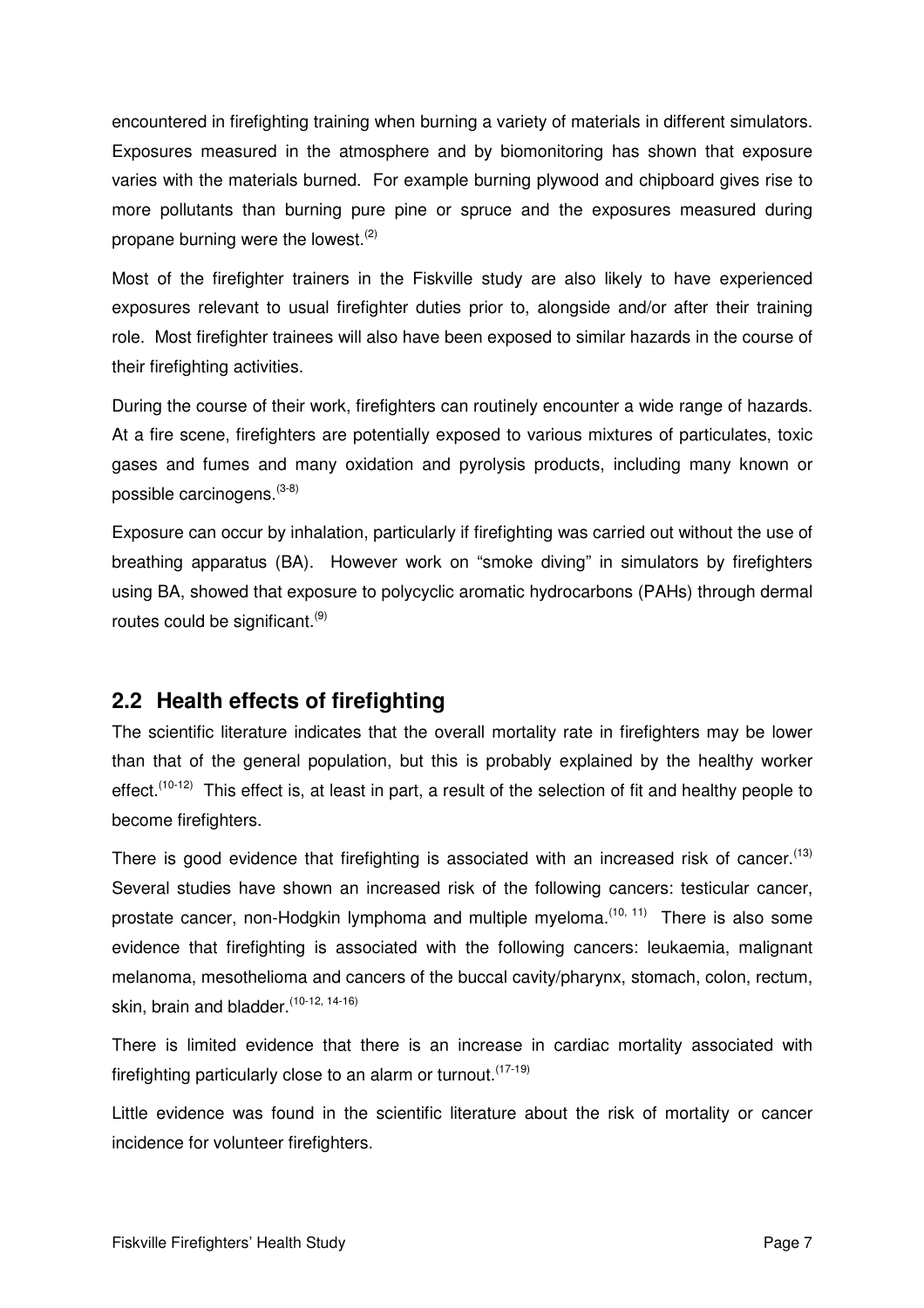encountered in firefighting training when burning a variety of materials in different simulators. Exposures measured in the atmosphere and by biomonitoring has shown that exposure varies with the materials burned. For example burning plywood and chipboard gives rise to more pollutants than burning pure pine or spruce and the exposures measured during propane burning were the lowest.[2]

Most of the firefighter trainers in the Fiskville study are also likely to have experienced exposures relevant to usual firefighter duties prior to, alongside and/or after their training role. Most firefighter trainees will also have been exposed to similar hazards in the course of their firefighting activities.

During the course of their work, firefighters can routinely encounter a wide range of hazards. At a fire scene, firefighters are potentially exposed to various mixtures of particulates, toxic gases and fumes and many oxidation and pyrolysis products, including many known or possible carcinogens.[3-8]

Exposure can occur by inhalation, particularly if firefighting was carried out without the use of breathing apparatus (BA). However work on "smoke diving" in simulators by firefighters using BA, showed that exposure to polycyclic aromatic hydrocarbons (PAHs) through dermal routes could be significant.[9]

## 2.2 Health effects of firefighting

The scientific literature indicates that the overall mortality rate in firefighters may be lower than that of the general population, but this is probably explained by the healthy worker effect.[10-12] This effect is, at least in part, a result of the selection of fit and healthy people to become firefighters.

There is good evidence that firefighting is associated with an increased risk of cancer.[13] Several studies have shown an increased risk of the following cancers: testicular cancer, prostate cancer, non-Hodgkin lymphoma and multiple myeloma.[10, 11] There is also some evidence that firefighting is associated with the following cancers: leukaemia, malignant melanoma, mesothelioma and cancers of the buccal cavity/pharynx, stomach, colon, rectum, skin, brain and bladder.[10-12, 14-16]

There is limited evidence that there is an increase in cardiac mortality associated with firefighting particularly close to an alarm or turnout.[17-19]

Little evidence was found in the scientific literature about the risk of mortality or cancer incidence for volunteer firefighters.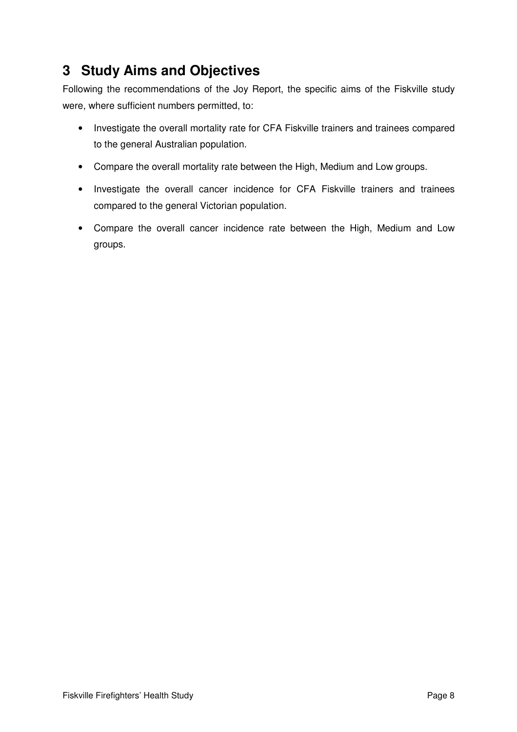# 3 Study Aims and Objectives

Following the recommendations of the Joy Report, the specific aims of the Fiskville study were, where sufficient numbers permitted, to:

- Investigate the overall mortality rate for CFA Fiskville trainers and trainees compared to the general Australian population.
- Compare the overall mortality rate between the High, Medium and Low groups.
- Investigate the overall cancer incidence for CFA Fiskville trainers and trainees compared to the general Victorian population.
- Compare the overall cancer incidence rate between the High, Medium and Low groups.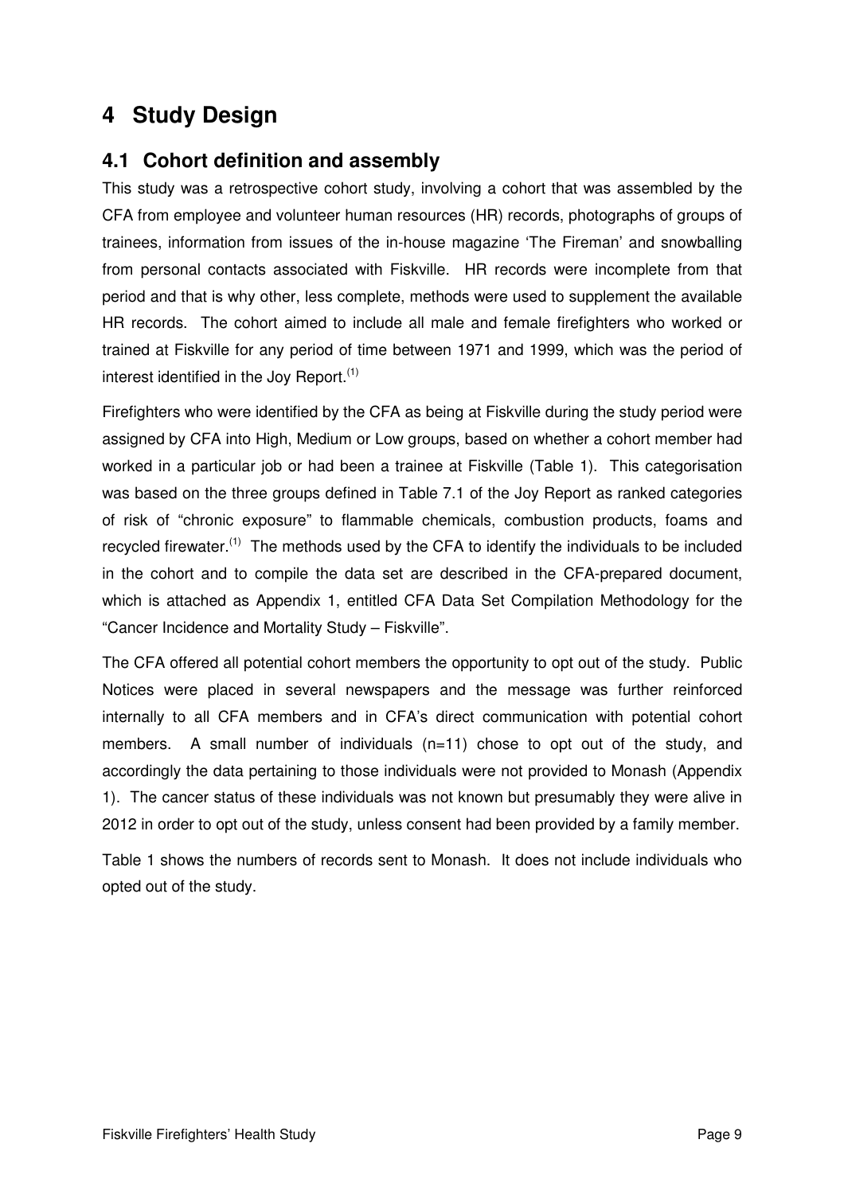# 4 Study Design

## 4.1 Cohort definition and assembly

This study was a retrospective cohort study, involving a cohort that was assembled by the CFA from employee and volunteer human resources (HR) records, photographs of groups of trainees, information from issues of the in-house magazine 'The Fireman' and snowballing from personal contacts associated with Fiskville. HR records were incomplete from that period and that is why other, less complete, methods were used to supplement the available HR records. The cohort aimed to include all male and female firefighters who worked or trained at Fiskville for any period of time between 1971 and 1999, which was the period of interest identified in the Joy Report.[1]

Firefighters who were identified by the CFA as being at Fiskville during the study period were assigned by CFA into High, Medium or Low groups, based on whether a cohort member had worked in a particular job or had been a trainee at Fiskville (Table 1). This categorisation was based on the three groups defined in Table 7.1 of the Joy Report as ranked categories of risk of "chronic exposure" to flammable chemicals, combustion products, foams and recycled firewater.[1] The methods used by the CFA to identify the individuals to be included in the cohort and to compile the data set are described in the CFA-prepared document, which is attached as Appendix 1, entitled CFA Data Set Compilation Methodology for the "Cancer Incidence and Mortality Study – Fiskville".

The CFA offered all potential cohort members the opportunity to opt out of the study. Public Notices were placed in several newspapers and the message was further reinforced internally to all CFA members and in CFA's direct communication with potential cohort members. A small number of individuals (n=11) chose to opt out of the study, and accordingly the data pertaining to those individuals were not provided to Monash (Appendix 1). The cancer status of these individuals was not known but presumably they were alive in 2012 in order to opt out of the study, unless consent had been provided by a family member.

Table 1 shows the numbers of records sent to Monash. It does not include individuals who opted out of the study.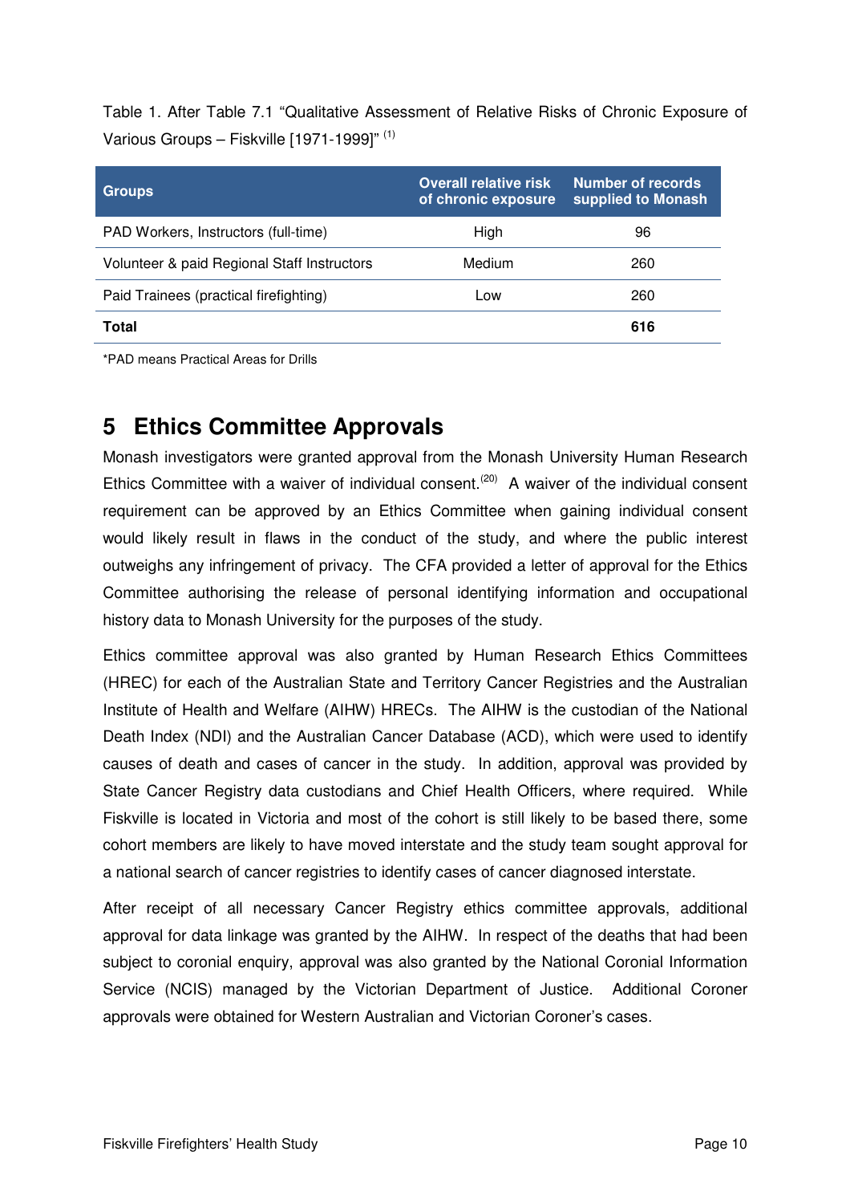Table 1. After Table 7.1 "Qualitative Assessment of Relative Risks of Chronic Exposure of Various Groups – Fiskville [1971-1999]" [1]

| Groups | Overall relative risk of chronic exposure | Number of records supplied to Monash |
|---|---|---|
| PAD Workers, Instructors (full-time) | High | 96 |
| Volunteer & paid Regional Staff Instructors | Medium | 260 |
| Paid Trainees (practical firefighting) | Low | 260 |
| **Total** | | **616** |

*PAD means Practical Areas for Drills

## 5 Ethics Committee Approvals

Monash investigators were granted approval from the Monash University Human Research Ethics Committee with a waiver of individual consent.[20] A waiver of the individual consent requirement can be approved by an Ethics Committee when gaining individual consent would likely result in flaws in the conduct of the study, and where the public interest outweighs any infringement of privacy. The CFA provided a letter of approval for the Ethics Committee authorising the release of personal identifying information and occupational history data to Monash University for the purposes of the study.

Ethics committee approval was also granted by Human Research Ethics Committees (HREC) for each of the Australian State and Territory Cancer Registries and the Australian Institute of Health and Welfare (AIHW) HRECs. The AIHW is the custodian of the National Death Index (NDI) and the Australian Cancer Database (ACD), which were used to identify causes of death and cases of cancer in the study. In addition, approval was provided by State Cancer Registry data custodians and Chief Health Officers, where required. While Fiskville is located in Victoria and most of the cohort is still likely to be based there, some cohort members are likely to have moved interstate and the study team sought approval for a national search of cancer registries to identify cases of cancer diagnosed interstate.

After receipt of all necessary Cancer Registry ethics committee approvals, additional approval for data linkage was granted by the AIHW. In respect of the deaths that had been subject to coronial enquiry, approval was also granted by the National Coronial Information Service (NCIS) managed by the Victorian Department of Justice. Additional Coroner approvals were obtained for Western Australian and Victorian Coroner's cases.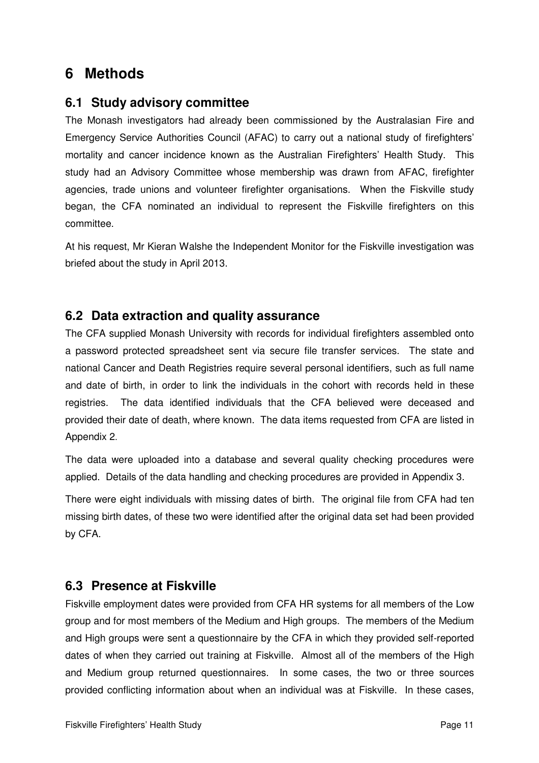# 6 Methods

## 6.1 Study advisory committee

The Monash investigators had already been commissioned by the Australasian Fire and Emergency Service Authorities Council (AFAC) to carry out a national study of firefighters' mortality and cancer incidence known as the Australian Firefighters' Health Study. This study had an Advisory Committee whose membership was drawn from AFAC, firefighter agencies, trade unions and volunteer firefighter organisations. When the Fiskville study began, the CFA nominated an individual to represent the Fiskville firefighters on this committee.

At his request, Mr Kieran Walshe the Independent Monitor for the Fiskville investigation was briefed about the study in April 2013.

## 6.2 Data extraction and quality assurance

The CFA supplied Monash University with records for individual firefighters assembled onto a password protected spreadsheet sent via secure file transfer services. The state and national Cancer and Death Registries require several personal identifiers, such as full name and date of birth, in order to link the individuals in the cohort with records held in these registries. The data identified individuals that the CFA believed were deceased and provided their date of death, where known. The data items requested from CFA are listed in Appendix 2.

The data were uploaded into a database and several quality checking procedures were applied. Details of the data handling and checking procedures are provided in Appendix 3.

There were eight individuals with missing dates of birth. The original file from CFA had ten missing birth dates, of these two were identified after the original data set had been provided by CFA.

## 6.3 Presence at Fiskville

Fiskville employment dates were provided from CFA HR systems for all members of the Low group and for most members of the Medium and High groups. The members of the Medium and High groups were sent a questionnaire by the CFA in which they provided self-reported dates of when they carried out training at Fiskville. Almost all of the members of the High and Medium group returned questionnaires. In some cases, the two or three sources provided conflicting information about when an individual was at Fiskville. In these cases,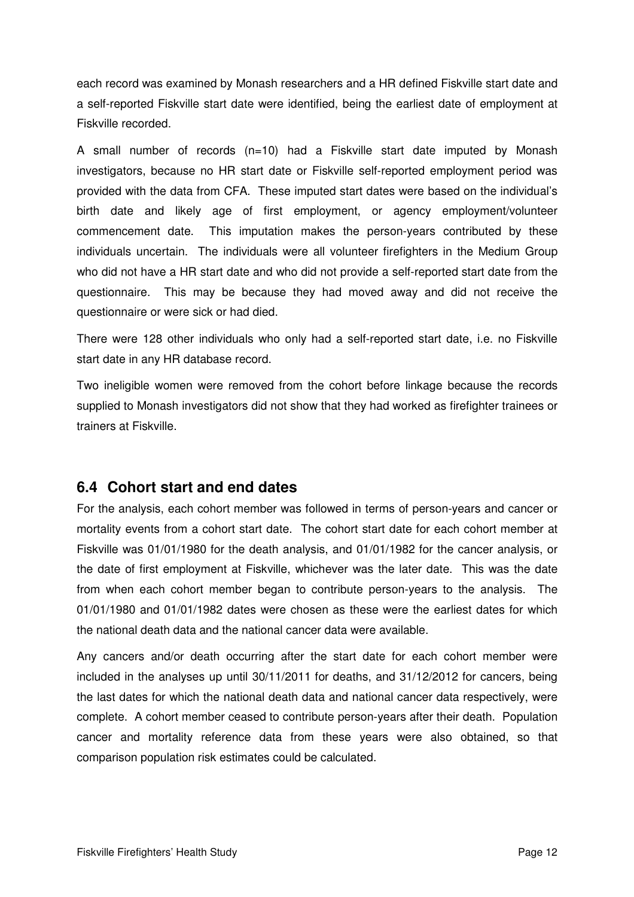each record was examined by Monash researchers and a HR defined Fiskville start date and a self-reported Fiskville start date were identified, being the earliest date of employment at Fiskville recorded.

A small number of records (n=10) had a Fiskville start date imputed by Monash investigators, because no HR start date or Fiskville self-reported employment period was provided with the data from CFA. These imputed start dates were based on the individual's birth date and likely age of first employment, or agency employment/volunteer commencement date. This imputation makes the person-years contributed by these individuals uncertain. The individuals were all volunteer firefighters in the Medium Group who did not have a HR start date and who did not provide a self-reported start date from the questionnaire. This may be because they had moved away and did not receive the questionnaire or were sick or had died.

There were 128 other individuals who only had a self-reported start date, i.e. no Fiskville start date in any HR database record.

Two ineligible women were removed from the cohort before linkage because the records supplied to Monash investigators did not show that they had worked as firefighter trainees or trainers at Fiskville.

## 6.4 Cohort start and end dates

For the analysis, each cohort member was followed in terms of person-years and cancer or mortality events from a cohort start date. The cohort start date for each cohort member at Fiskville was 01/01/1980 for the death analysis, and 01/01/1982 for the cancer analysis, or the date of first employment at Fiskville, whichever was the later date. This was the date from when each cohort member began to contribute person-years to the analysis. The 01/01/1980 and 01/01/1982 dates were chosen as these were the earliest dates for which the national death data and the national cancer data were available.

Any cancers and/or death occurring after the start date for each cohort member were included in the analyses up until 30/11/2011 for deaths, and 31/12/2012 for cancers, being the last dates for which the national death data and national cancer data respectively, were complete. A cohort member ceased to contribute person-years after their death. Population cancer and mortality reference data from these years were also obtained, so that comparison population risk estimates could be calculated.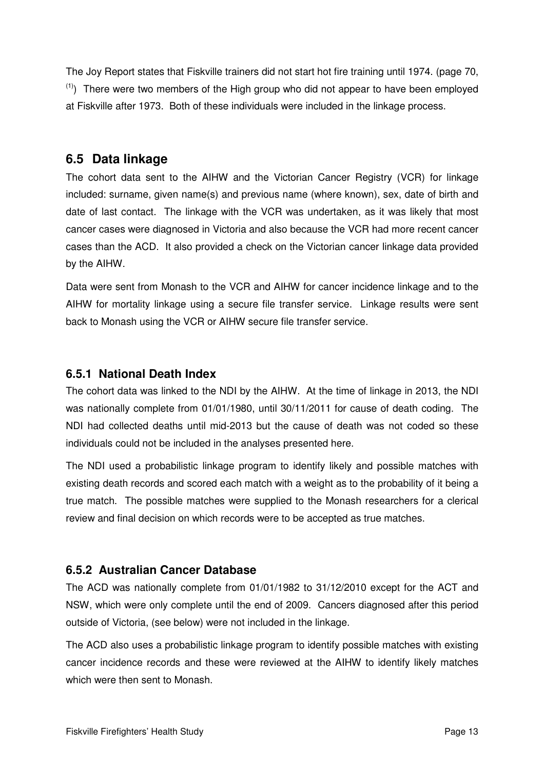The Joy Report states that Fiskville trainers did not start hot fire training until 1974. (page 70, [1]) There were two members of the High group who did not appear to have been employed at Fiskville after 1973. Both of these individuals were included in the linkage process.

## 6.5 Data linkage

The cohort data sent to the AIHW and the Victorian Cancer Registry (VCR) for linkage included: surname, given name(s) and previous name (where known), sex, date of birth and date of last contact. The linkage with the VCR was undertaken, as it was likely that most cancer cases were diagnosed in Victoria and also because the VCR had more recent cancer cases than the ACD. It also provided a check on the Victorian cancer linkage data provided by the AIHW.

Data were sent from Monash to the VCR and AIHW for cancer incidence linkage and to the AIHW for mortality linkage using a secure file transfer service. Linkage results were sent back to Monash using the VCR or AIHW secure file transfer service.

### 6.5.1 National Death Index

The cohort data was linked to the NDI by the AIHW. At the time of linkage in 2013, the NDI was nationally complete from 01/01/1980, until 30/11/2011 for cause of death coding. The NDI had collected deaths until mid-2013 but the cause of death was not coded so these individuals could not be included in the analyses presented here.

The NDI used a probabilistic linkage program to identify likely and possible matches with existing death records and scored each match with a weight as to the probability of it being a true match. The possible matches were supplied to the Monash researchers for a clerical review and final decision on which records were to be accepted as true matches.

### 6.5.2 Australian Cancer Database

The ACD was nationally complete from 01/01/1982 to 31/12/2010 except for the ACT and NSW, which were only complete until the end of 2009. Cancers diagnosed after this period outside of Victoria, (see below) were not included in the linkage.

The ACD also uses a probabilistic linkage program to identify possible matches with existing cancer incidence records and these were reviewed at the AIHW to identify likely matches which were then sent to Monash.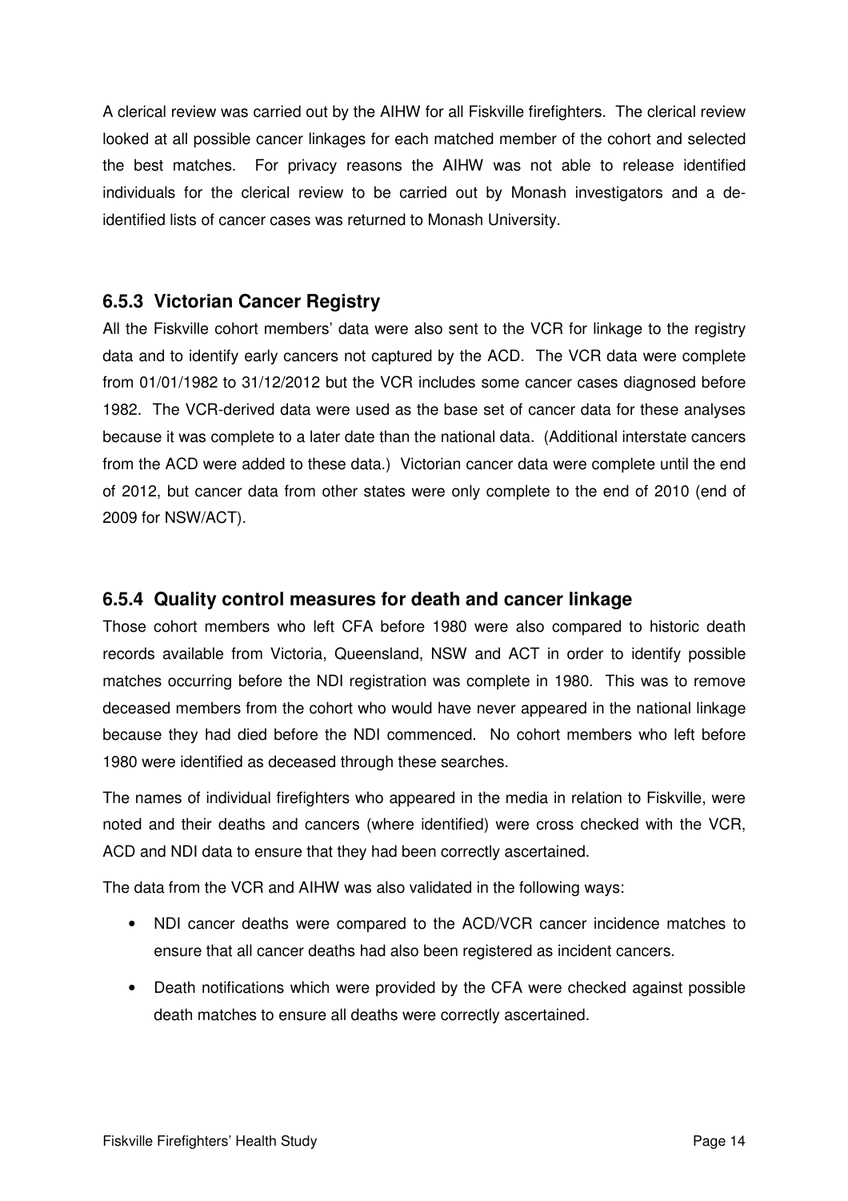A clerical review was carried out by the AIHW for all Fiskville firefighters. The clerical review looked at all possible cancer linkages for each matched member of the cohort and selected the best matches. For privacy reasons the AIHW was not able to release identified individuals for the clerical review to be carried out by Monash investigators and a de-identified lists of cancer cases was returned to Monash University.

### 6.5.3 Victorian Cancer Registry

All the Fiskville cohort members' data were also sent to the VCR for linkage to the registry data and to identify early cancers not captured by the ACD. The VCR data were complete from 01/01/1982 to 31/12/2012 but the VCR includes some cancer cases diagnosed before 1982. The VCR-derived data were used as the base set of cancer data for these analyses because it was complete to a later date than the national data. (Additional interstate cancers from the ACD were added to these data.) Victorian cancer data were complete until the end of 2012, but cancer data from other states were only complete to the end of 2010 (end of 2009 for NSW/ACT).

### 6.5.4 Quality control measures for death and cancer linkage

Those cohort members who left CFA before 1980 were also compared to historic death records available from Victoria, Queensland, NSW and ACT in order to identify possible matches occurring before the NDI registration was complete in 1980. This was to remove deceased members from the cohort who would have never appeared in the national linkage because they had died before the NDI commenced. No cohort members who left before 1980 were identified as deceased through these searches.

The names of individual firefighters who appeared in the media in relation to Fiskville, were noted and their deaths and cancers (where identified) were cross checked with the VCR, ACD and NDI data to ensure that they had been correctly ascertained.

The data from the VCR and AIHW was also validated in the following ways:

- NDI cancer deaths were compared to the ACD/VCR cancer incidence matches to ensure that all cancer deaths had also been registered as incident cancers.
- Death notifications which were provided by the CFA were checked against possible death matches to ensure all deaths were correctly ascertained.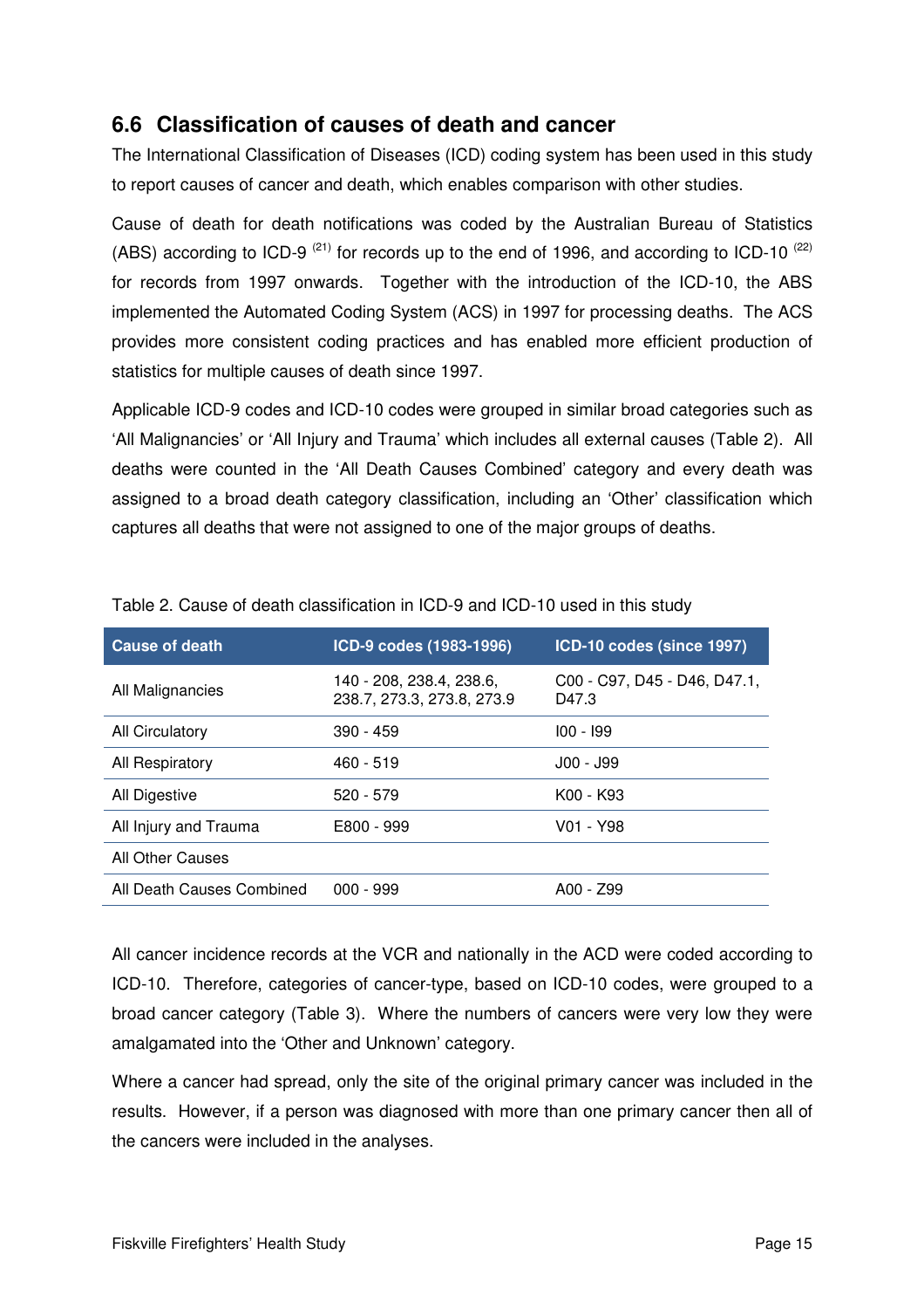## 6.6 Classification of causes of death and cancer

The International Classification of Diseases (ICD) coding system has been used in this study to report causes of cancer and death, which enables comparison with other studies.

Cause of death for death notifications was coded by the Australian Bureau of Statistics (ABS) according to ICD-9 [21] for records up to the end of 1996, and according to ICD-10 [22] for records from 1997 onwards. Together with the introduction of the ICD-10, the ABS implemented the Automated Coding System (ACS) in 1997 for processing deaths. The ACS provides more consistent coding practices and has enabled more efficient production of statistics for multiple causes of death since 1997.

Applicable ICD-9 codes and ICD-10 codes were grouped in similar broad categories such as 'All Malignancies' or 'All Injury and Trauma' which includes all external causes (Table 2). All deaths were counted in the 'All Death Causes Combined' category and every death was assigned to a broad death category classification, including an 'Other' classification which captures all deaths that were not assigned to one of the major groups of deaths.

Table 2. Cause of death classification in ICD-9 and ICD-10 used in this study

| Cause of death | ICD-9 codes (1983-1996) | ICD-10 codes (since 1997) |
|---|---|---|
| All Malignancies | 140 - 208, 238.4, 238.6, 238.7, 273.3, 273.8, 273.9 | C00 - C97, D45 - D46, D47.1, D47.3 |
| All Circulatory | 390 - 459 | I00 - I99 |
| All Respiratory | 460 - 519 | J00 - J99 |
| All Digestive | 520 - 579 | K00 - K93 |
| All Injury and Trauma | E800 - 999 | V01 - Y98 |
| All Other Causes | | |
| All Death Causes Combined | 000 - 999 | A00 - Z99 |

All cancer incidence records at the VCR and nationally in the ACD were coded according to ICD-10. Therefore, categories of cancer-type, based on ICD-10 codes, were grouped to a broad cancer category (Table 3). Where the numbers of cancers were very low they were amalgamated into the 'Other and Unknown' category.

Where a cancer had spread, only the site of the original primary cancer was included in the results. However, if a person was diagnosed with more than one primary cancer then all of the cancers were included in the analyses.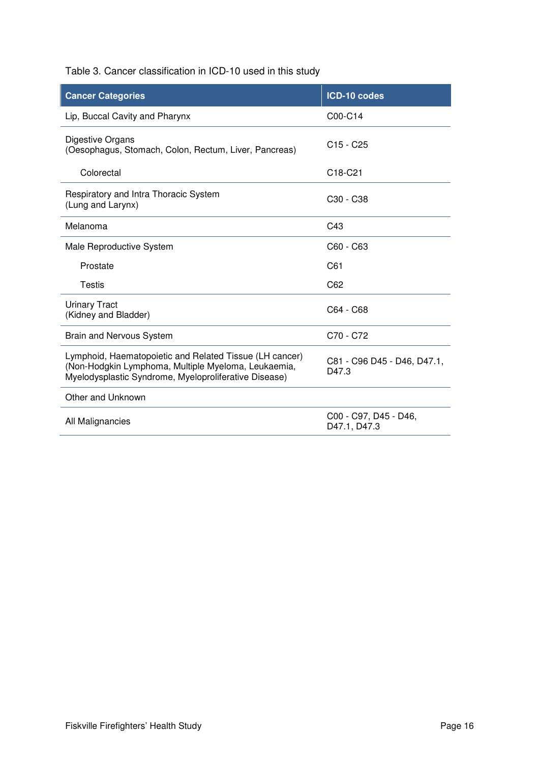Table 3. Cancer classification in ICD-10 used in this study

| Cancer Categories | ICD-10 codes |
|---|---|
| Lip, Buccal Cavity and Pharynx | C00-C14 |
| Digestive Organs (Oesophagus, Stomach, Colon, Rectum, Liver, Pancreas) | C15 - C25 |
| Colorectal | C18-C21 |
| Respiratory and Intra Thoracic System (Lung and Larynx) | C30 - C38 |
| Melanoma | C43 |
| Male Reproductive System | C60 - C63 |
| Prostate | C61 |
| Testis | C62 |
| Urinary Tract (Kidney and Bladder) | C64 - C68 |
| Brain and Nervous System | C70 - C72 |
| Lymphoid, Haematopoietic and Related Tissue (LH cancer) (Non-Hodgkin Lymphoma, Multiple Myeloma, Leukaemia, Myelodysplastic Syndrome, Myeloproliferative Disease) | C81 - C96 D45 - D46, D47.1, D47.3 |
| Other and Unknown | |
| All Malignancies | C00 - C97, D45 - D46, D47.1, D47.3 |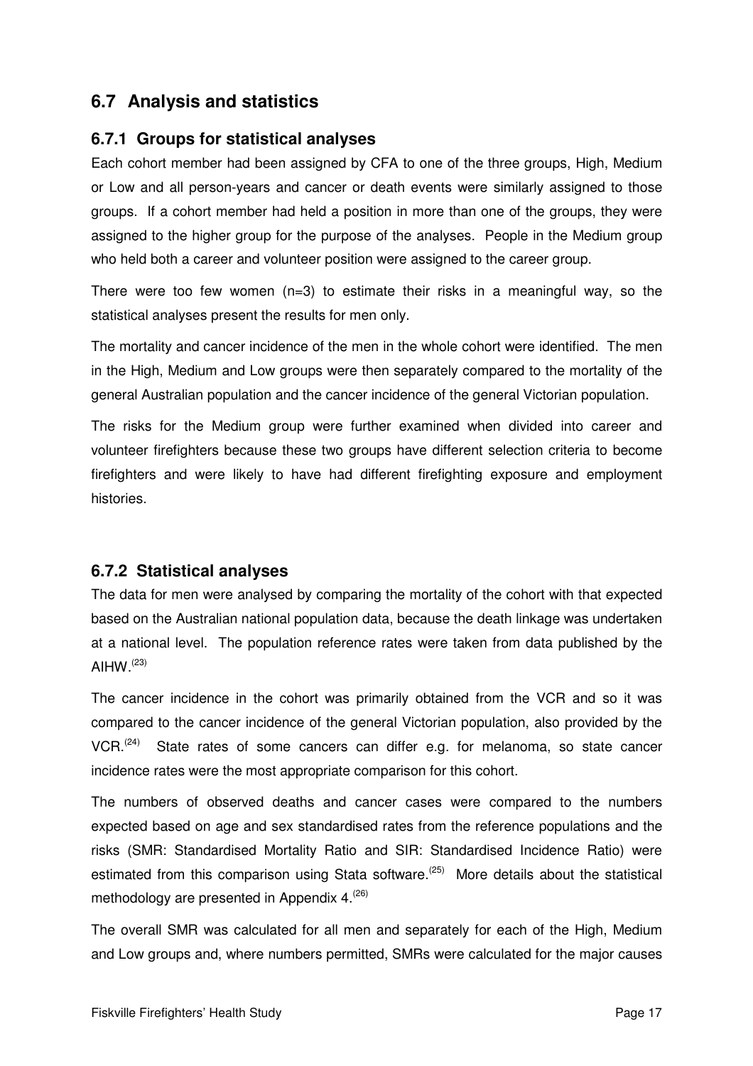## 6.7 Analysis and statistics

### 6.7.1 Groups for statistical analyses

Each cohort member had been assigned by CFA to one of the three groups, High, Medium or Low and all person-years and cancer or death events were similarly assigned to those groups. If a cohort member had held a position in more than one of the groups, they were assigned to the higher group for the purpose of the analyses. People in the Medium group who held both a career and volunteer position were assigned to the career group.

There were too few women (n=3) to estimate their risks in a meaningful way, so the statistical analyses present the results for men only.

The mortality and cancer incidence of the men in the whole cohort were identified. The men in the High, Medium and Low groups were then separately compared to the mortality of the general Australian population and the cancer incidence of the general Victorian population.

The risks for the Medium group were further examined when divided into career and volunteer firefighters because these two groups have different selection criteria to become firefighters and were likely to have had different firefighting exposure and employment histories.

### 6.7.2 Statistical analyses

The data for men were analysed by comparing the mortality of the cohort with that expected based on the Australian national population data, because the death linkage was undertaken at a national level. The population reference rates were taken from data published by the AIHW.[23]

The cancer incidence in the cohort was primarily obtained from the VCR and so it was compared to the cancer incidence of the general Victorian population, also provided by the VCR.[24] State rates of some cancers can differ e.g. for melanoma, so state cancer incidence rates were the most appropriate comparison for this cohort.

The numbers of observed deaths and cancer cases were compared to the numbers expected based on age and sex standardised rates from the reference populations and the risks (SMR: Standardised Mortality Ratio and SIR: Standardised Incidence Ratio) were estimated from this comparison using Stata software.[25] More details about the statistical methodology are presented in Appendix 4.[26]

The overall SMR was calculated for all men and separately for each of the High, Medium and Low groups and, where numbers permitted, SMRs were calculated for the major causes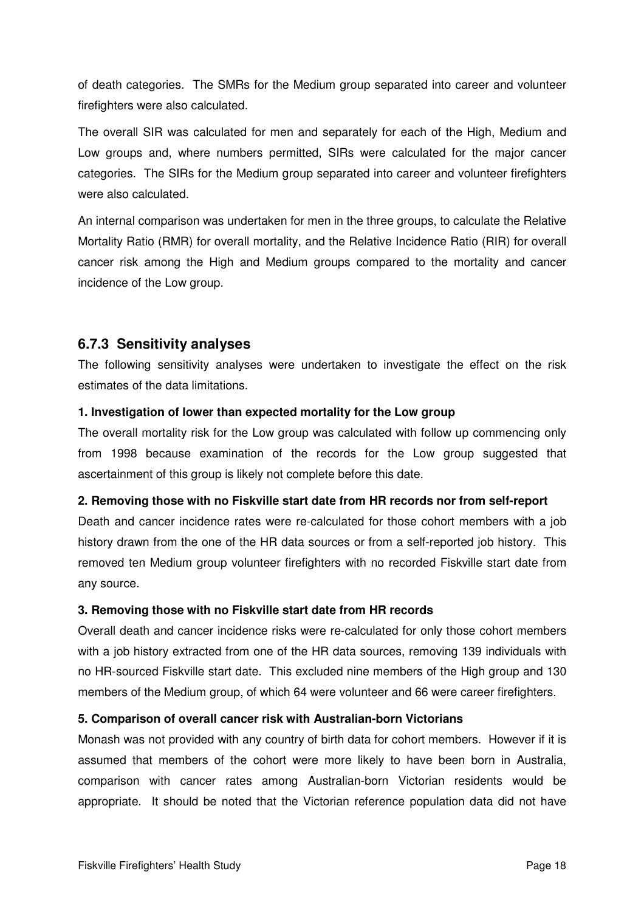of death categories. The SMRs for the Medium group separated into career and volunteer firefighters were also calculated.

The overall SIR was calculated for men and separately for each of the High, Medium and Low groups and, where numbers permitted, SIRs were calculated for the major cancer categories. The SIRs for the Medium group separated into career and volunteer firefighters were also calculated.

An internal comparison was undertaken for men in the three groups, to calculate the Relative Mortality Ratio (RMR) for overall mortality, and the Relative Incidence Ratio (RIR) for overall cancer risk among the High and Medium groups compared to the mortality and cancer incidence of the Low group.

### 6.7.3 Sensitivity analyses

The following sensitivity analyses were undertaken to investigate the effect on the risk estimates of the data limitations.

**1. Investigation of lower than expected mortality for the Low group**

The overall mortality risk for the Low group was calculated with follow up commencing only from 1998 because examination of the records for the Low group suggested that ascertainment of this group is likely not complete before this date.

**2. Removing those with no Fiskville start date from HR records nor from self-report**

Death and cancer incidence rates were re-calculated for those cohort members with a job history drawn from the one of the HR data sources or from a self-reported job history. This removed ten Medium group volunteer firefighters with no recorded Fiskville start date from any source.

**3. Removing those with no Fiskville start date from HR records**

Overall death and cancer incidence risks were re-calculated for only those cohort members with a job history extracted from one of the HR data sources, removing 139 individuals with no HR-sourced Fiskville start date. This excluded nine members of the High group and 130 members of the Medium group, of which 64 were volunteer and 66 were career firefighters.

**5. Comparison of overall cancer risk with Australian-born Victorians**

Monash was not provided with any country of birth data for cohort members. However if it is assumed that members of the cohort were more likely to have been born in Australia, comparison with cancer rates among Australian-born Victorian residents would be appropriate. It should be noted that the Victorian reference population data did not have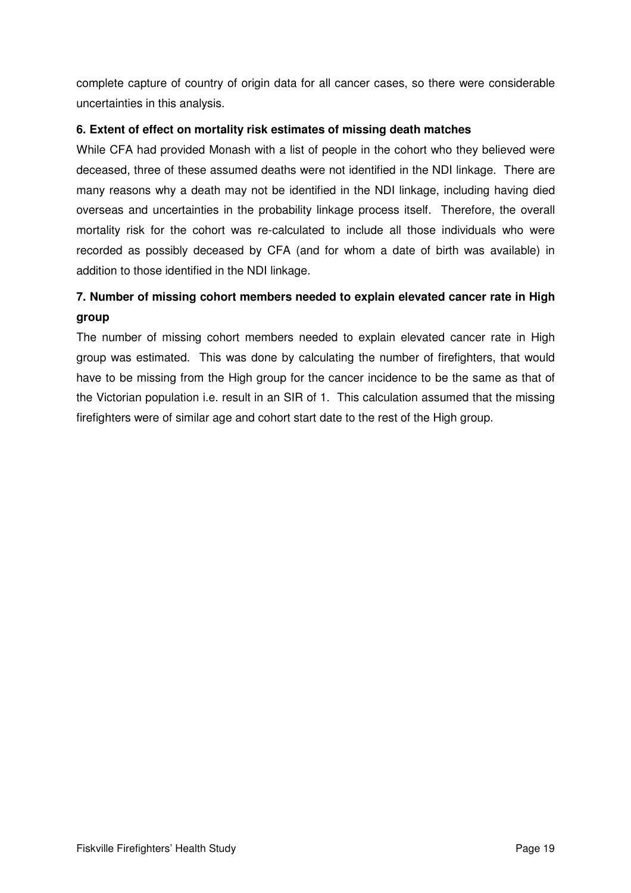complete capture of country of origin data for all cancer cases, so there were considerable uncertainties in this analysis.

**6. Extent of effect on mortality risk estimates of missing death matches**

While CFA had provided Monash with a list of people in the cohort who they believed were deceased, three of these assumed deaths were not identified in the NDI linkage. There are many reasons why a death may not be identified in the NDI linkage, including having died overseas and uncertainties in the probability linkage process itself. Therefore, the overall mortality risk for the cohort was re-calculated to include all those individuals who were recorded as possibly deceased by CFA (and for whom a date of birth was available) in addition to those identified in the NDI linkage.

**7. Number of missing cohort members needed to explain elevated cancer rate in High group**

The number of missing cohort members needed to explain elevated cancer rate in High group was estimated. This was done by calculating the number of firefighters, that would have to be missing from the High group for the cancer incidence to be the same as that of the Victorian population i.e. result in an SIR of 1. This calculation assumed that the missing firefighters were of similar age and cohort start date to the rest of the High group.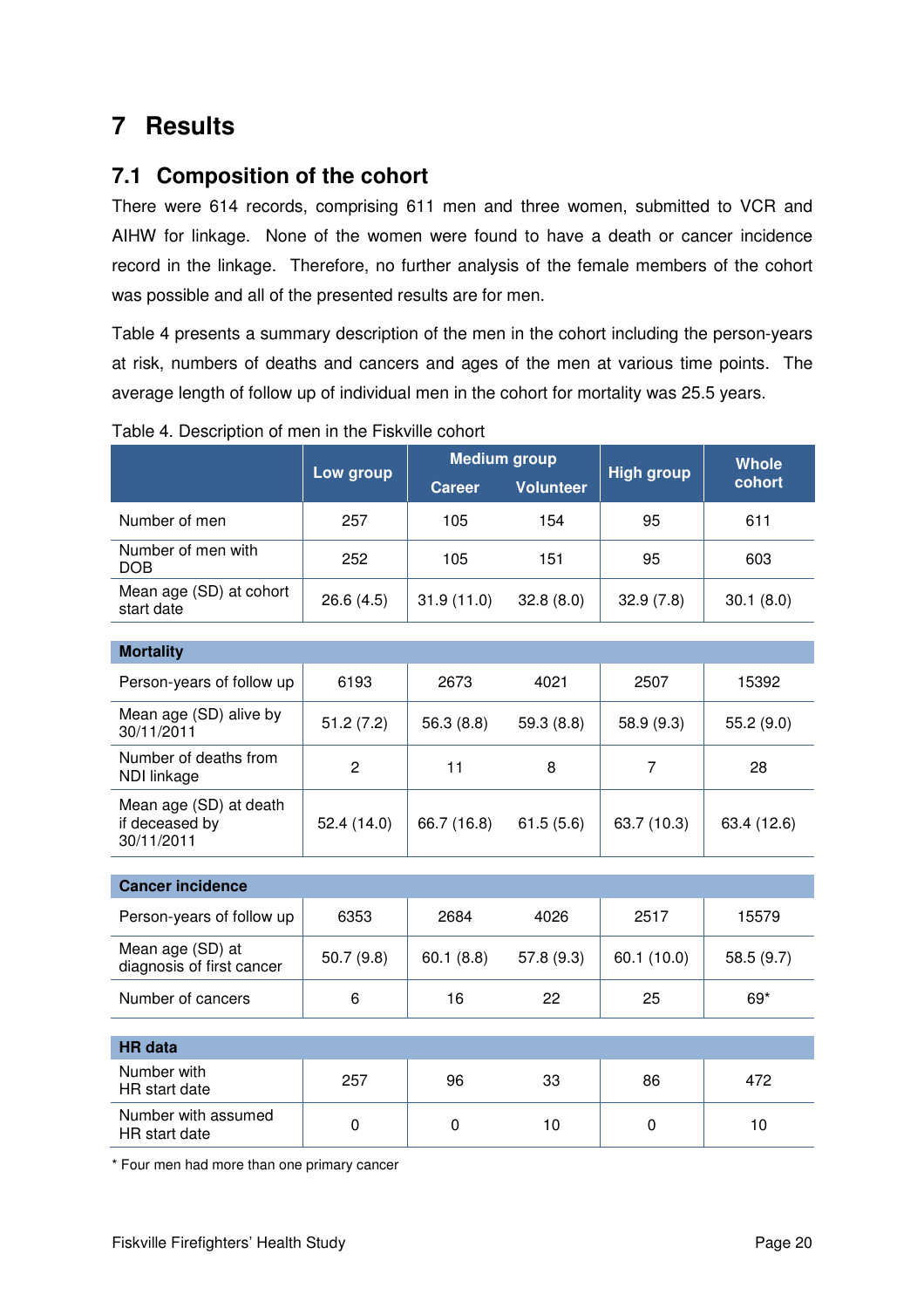# 7 Results

## 7.1 Composition of the cohort

There were 614 records, comprising 611 men and three women, submitted to VCR and AIHW for linkage. None of the women were found to have a death or cancer incidence record in the linkage. Therefore, no further analysis of the female members of the cohort was possible and all of the presented results are for men.

Table 4 presents a summary description of the men in the cohort including the person-years at risk, numbers of deaths and cancers and ages of the men at various time points. The average length of follow up of individual men in the cohort for mortality was 25.5 years.

Table 4. Description of men in the Fiskville cohort

| | Low group | Medium group | | High group | Whole cohort |
|---|---|---|---|---|---|
| | | Career | Volunteer | | |
| Number of men | 257 | 105 | 154 | 95 | 611 |
| Number of men with DOB | 252 | 105 | 151 | 95 | 603 |
| Mean age (SD) at cohort start date | 26.6 (4.5) | 31.9 (11.0) | 32.8 (8.0) | 32.9 (7.8) | 30.1 (8.0) |
| **Mortality** | | | | | |
| Person-years of follow up | 6193 | 2673 | 4021 | 2507 | 15392 |
| Mean age (SD) alive by 30/11/2011 | 51.2 (7.2) | 56.3 (8.8) | 59.3 (8.8) | 58.9 (9.3) | 55.2 (9.0) |
| Number of deaths from NDI linkage | 2 | 11 | 8 | 7 | 28 |
| Mean age (SD) at death if deceased by 30/11/2011 | 52.4 (14.0) | 66.7 (16.8) | 61.5 (5.6) | 63.7 (10.3) | 63.4 (12.6) |
| **Cancer incidence** | | | | | |
| Person-years of follow up | 6353 | 2684 | 4026 | 2517 | 15579 |
| Mean age (SD) at diagnosis of first cancer | 50.7 (9.8) | 60.1 (8.8) | 57.8 (9.3) | 60.1 (10.0) | 58.5 (9.7) |
| Number of cancers | 6 | 16 | 22 | 25 | 69* |
| **HR data** | | | | | |
| Number with HR start date | 257 | 96 | 33 | 86 | 472 |
| Number with assumed HR start date | 0 | 0 | 10 | 0 | 10 |

* Four men had more than one primary cancer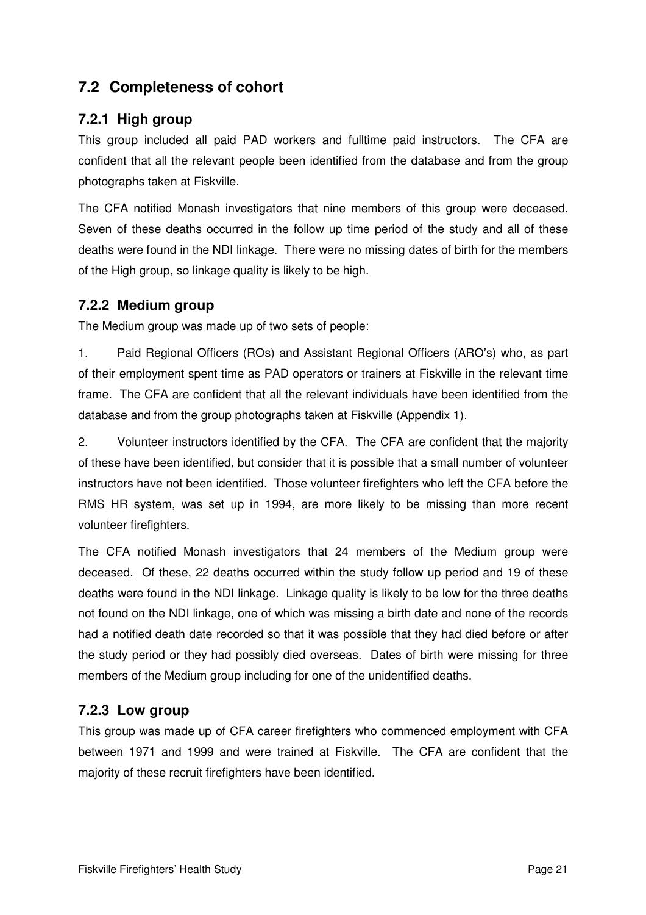## 7.2 Completeness of cohort

### 7.2.1 High group

This group included all paid PAD workers and fulltime paid instructors. The CFA are confident that all the relevant people been identified from the database and from the group photographs taken at Fiskville.

The CFA notified Monash investigators that nine members of this group were deceased. Seven of these deaths occurred in the follow up time period of the study and all of these deaths were found in the NDI linkage. There were no missing dates of birth for the members of the High group, so linkage quality is likely to be high.

### 7.2.2 Medium group

The Medium group was made up of two sets of people:

1. Paid Regional Officers (ROs) and Assistant Regional Officers (ARO's) who, as part of their employment spent time as PAD operators or trainers at Fiskville in the relevant time frame. The CFA are confident that all the relevant individuals have been identified from the database and from the group photographs taken at Fiskville (Appendix 1).

2. Volunteer instructors identified by the CFA. The CFA are confident that the majority of these have been identified, but consider that it is possible that a small number of volunteer instructors have not been identified. Those volunteer firefighters who left the CFA before the RMS HR system, was set up in 1994, are more likely to be missing than more recent volunteer firefighters.

The CFA notified Monash investigators that 24 members of the Medium group were deceased. Of these, 22 deaths occurred within the study follow up period and 19 of these deaths were found in the NDI linkage. Linkage quality is likely to be low for the three deaths not found on the NDI linkage, one of which was missing a birth date and none of the records had a notified death date recorded so that it was possible that they had died before or after the study period or they had possibly died overseas. Dates of birth were missing for three members of the Medium group including for one of the unidentified deaths.

### 7.2.3 Low group

This group was made up of CFA career firefighters who commenced employment with CFA between 1971 and 1999 and were trained at Fiskville. The CFA are confident that the majority of these recruit firefighters have been identified.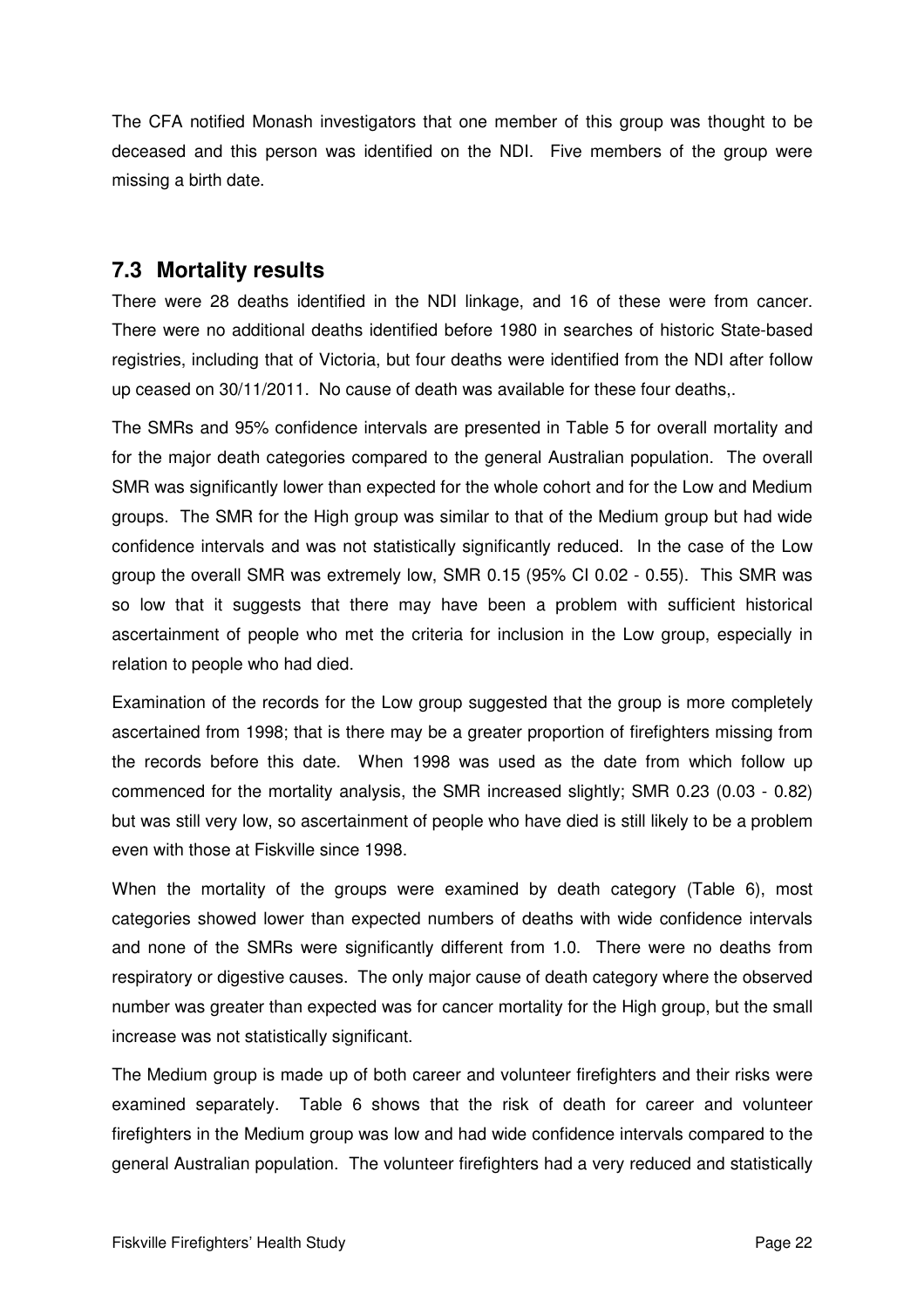The CFA notified Monash investigators that one member of this group was thought to be deceased and this person was identified on the NDI. Five members of the group were missing a birth date.

## 7.3 Mortality results

There were 28 deaths identified in the NDI linkage, and 16 of these were from cancer. There were no additional deaths identified before 1980 in searches of historic State-based registries, including that of Victoria, but four deaths were identified from the NDI after follow up ceased on 30/11/2011. No cause of death was available for these four deaths,.

The SMRs and 95% confidence intervals are presented in Table 5 for overall mortality and for the major death categories compared to the general Australian population. The overall SMR was significantly lower than expected for the whole cohort and for the Low and Medium groups. The SMR for the High group was similar to that of the Medium group but had wide confidence intervals and was not statistically significantly reduced. In the case of the Low group the overall SMR was extremely low, SMR 0.15 (95% CI 0.02 - 0.55). This SMR was so low that it suggests that there may have been a problem with sufficient historical ascertainment of people who met the criteria for inclusion in the Low group, especially in relation to people who had died.

Examination of the records for the Low group suggested that the group is more completely ascertained from 1998; that is there may be a greater proportion of firefighters missing from the records before this date. When 1998 was used as the date from which follow up commenced for the mortality analysis, the SMR increased slightly; SMR 0.23 (0.03 - 0.82) but was still very low, so ascertainment of people who have died is still likely to be a problem even with those at Fiskville since 1998.

When the mortality of the groups were examined by death category (Table 6), most categories showed lower than expected numbers of deaths with wide confidence intervals and none of the SMRs were significantly different from 1.0. There were no deaths from respiratory or digestive causes. The only major cause of death category where the observed number was greater than expected was for cancer mortality for the High group, but the small increase was not statistically significant.

The Medium group is made up of both career and volunteer firefighters and their risks were examined separately. Table 6 shows that the risk of death for career and volunteer firefighters in the Medium group was low and had wide confidence intervals compared to the general Australian population. The volunteer firefighters had a very reduced and statistically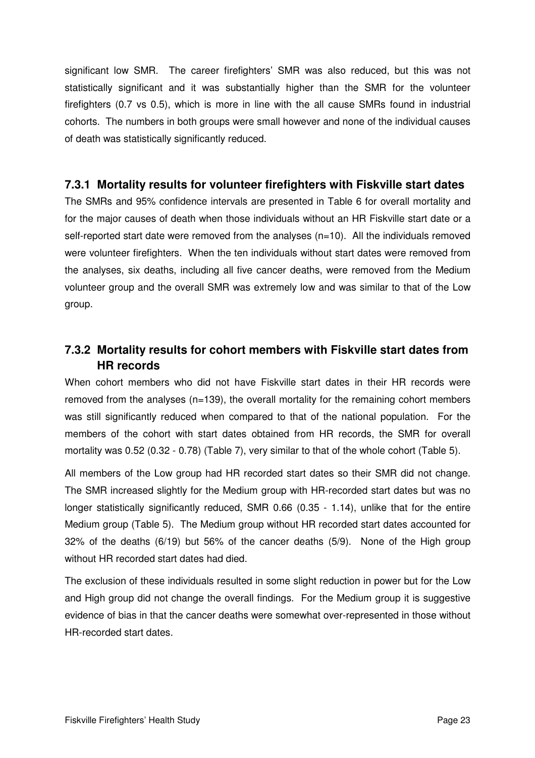significant low SMR. The career firefighters' SMR was also reduced, but this was not statistically significant and it was substantially higher than the SMR for the volunteer firefighters (0.7 vs 0.5), which is more in line with the all cause SMRs found in industrial cohorts. The numbers in both groups were small however and none of the individual causes of death was statistically significantly reduced.

### 7.3.1 Mortality results for volunteer firefighters with Fiskville start dates

The SMRs and 95% confidence intervals are presented in Table 6 for overall mortality and for the major causes of death when those individuals without an HR Fiskville start date or a self-reported start date were removed from the analyses (n=10). All the individuals removed were volunteer firefighters. When the ten individuals without start dates were removed from the analyses, six deaths, including all five cancer deaths, were removed from the Medium volunteer group and the overall SMR was extremely low and was similar to that of the Low group.

### 7.3.2 Mortality results for cohort members with Fiskville start dates from HR records

When cohort members who did not have Fiskville start dates in their HR records were removed from the analyses (n=139), the overall mortality for the remaining cohort members was still significantly reduced when compared to that of the national population. For the members of the cohort with start dates obtained from HR records, the SMR for overall mortality was 0.52 (0.32 - 0.78) (Table 7), very similar to that of the whole cohort (Table 5).

All members of the Low group had HR recorded start dates so their SMR did not change. The SMR increased slightly for the Medium group with HR-recorded start dates but was no longer statistically significantly reduced, SMR 0.66 (0.35 - 1.14), unlike that for the entire Medium group (Table 5). The Medium group without HR recorded start dates accounted for 32% of the deaths (6/19) but 56% of the cancer deaths (5/9). None of the High group without HR recorded start dates had died.

The exclusion of these individuals resulted in some slight reduction in power but for the Low and High group did not change the overall findings. For the Medium group it is suggestive evidence of bias in that the cancer deaths were somewhat over-represented in those without HR-recorded start dates.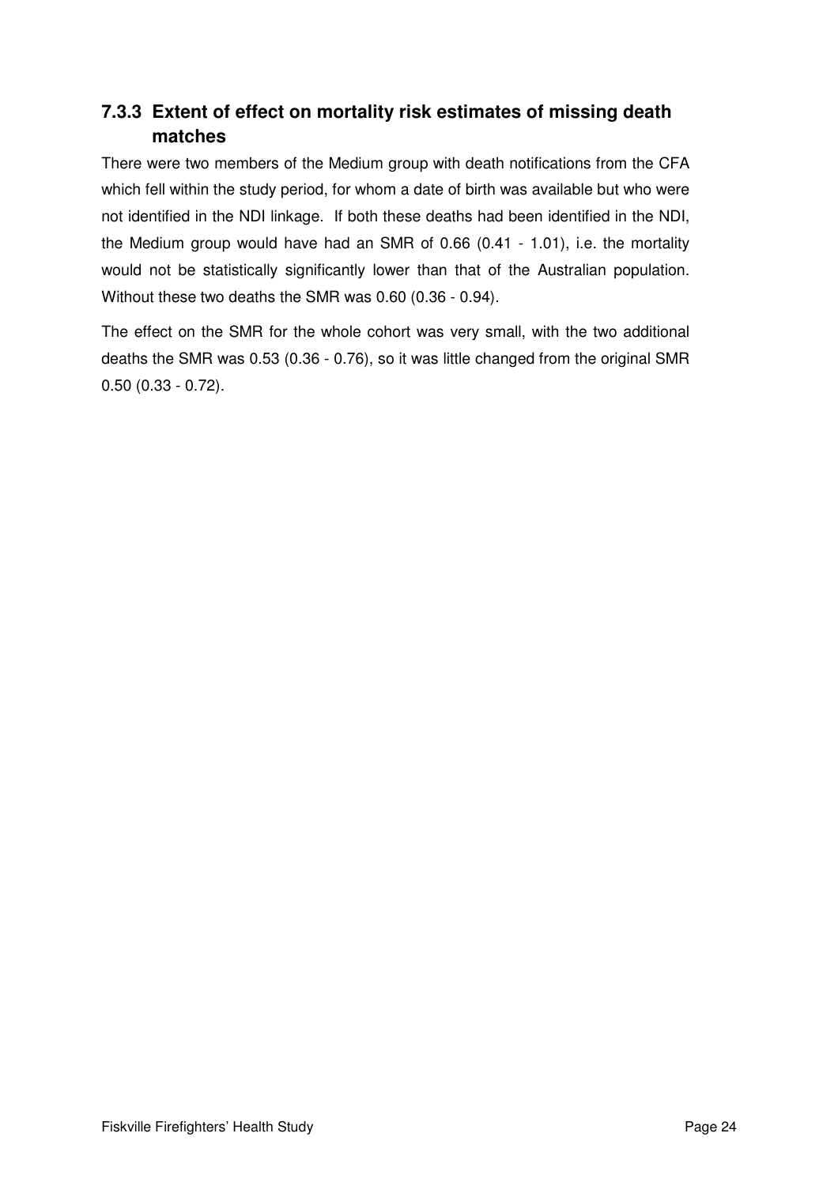### 7.3.3 Extent of effect on mortality risk estimates of missing death matches

There were two members of the Medium group with death notifications from the CFA which fell within the study period, for whom a date of birth was available but who were not identified in the NDI linkage. If both these deaths had been identified in the NDI, the Medium group would have had an SMR of 0.66 (0.41 - 1.01), i.e. the mortality would not be statistically significantly lower than that of the Australian population. Without these two deaths the SMR was 0.60 (0.36 - 0.94).

The effect on the SMR for the whole cohort was very small, with the two additional deaths the SMR was 0.53 (0.36 - 0.76), so it was little changed from the original SMR 0.50 (0.33 - 0.72).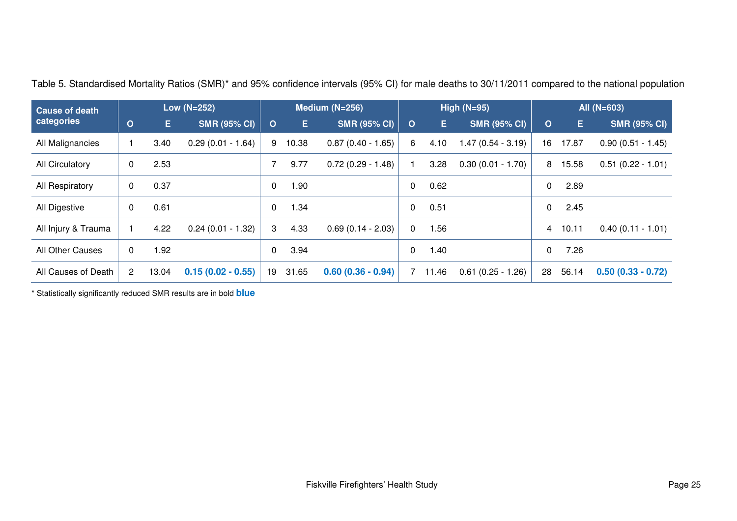Table 5. Standardised Mortality Ratios (SMR)* and 95% confidence intervals (95% CI) for male deaths to 30/11/2011 compared to the national population

| Cause of death categories | Low (N=252) | | | Medium (N=256) | | | High (N=95) | | | All (N=603) | | |
|---|---|---|---|---|---|---|---|---|---|---|---|---|
| | O | E | SMR (95% CI) | O | E | SMR (95% CI) | O | E | SMR (95% CI) | O | E | SMR (95% CI) |
| All Malignancies | 1 | 3.40 | 0.29 (0.01 - 1.64) | 9 | 10.38 | 0.87 (0.40 - 1.65) | 6 | 4.10 | 1.47 (0.54 - 3.19) | 16 | 17.87 | 0.90 (0.51 - 1.45) |
| All Circulatory | 0 | 2.53 | | 7 | 9.77 | 0.72 (0.29 - 1.48) | 1 | 3.28 | 0.30 (0.01 - 1.70) | 8 | 15.58 | 0.51 (0.22 - 1.01) |
| All Respiratory | 0 | 0.37 | | 0 | 1.90 | | 0 | 0.62 | | 0 | 2.89 | |
| All Digestive | 0 | 0.61 | | 0 | 1.34 | | 0 | 0.51 | | 0 | 2.45 | |
| All Injury & Trauma | 1 | 4.22 | 0.24 (0.01 - 1.32) | 3 | 4.33 | 0.69 (0.14 - 2.03) | 0 | 1.56 | | 4 | 10.11 | 0.40 (0.11 - 1.01) |
| All Other Causes | 0 | 1.92 | | 0 | 3.94 | | 0 | 1.40 | | 0 | 7.26 | |
| All Causes of Death | 2 | 13.04 | **0.15 (0.02 - 0.55)** | 19 | 31.65 | **0.60 (0.36 - 0.94)** | 7 | 11.46 | 0.61 (0.25 - 1.26) | 28 | 56.14 | **0.50 (0.33 - 0.72)** |

* Statistically significantly reduced SMR results are in bold **blue**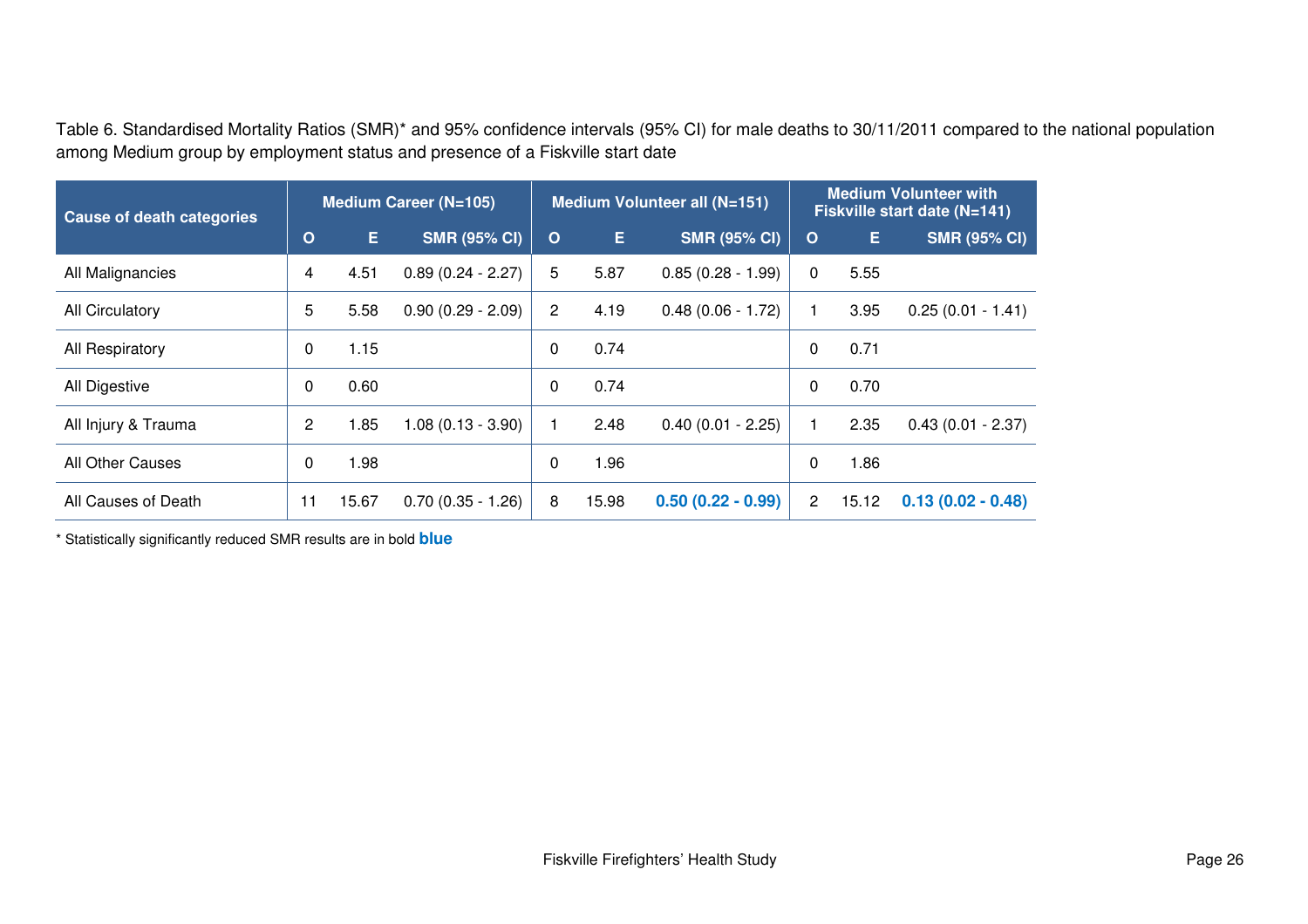Table 6. Standardised Mortality Ratios (SMR)* and 95% confidence intervals (95% CI) for male deaths to 30/11/2011 compared to the national population among Medium group by employment status and presence of a Fiskville start date

| Cause of death categories | Medium Career (N=105) | | | Medium Volunteer all (N=151) | | | Medium Volunteer with Fiskville start date (N=141) | | |
|---|---|---|---|---|---|---|---|---|---|
| | O | E | SMR (95% CI) | O | E | SMR (95% CI) | O | E | SMR (95% CI) |
| All Malignancies | 4 | 4.51 | 0.89 (0.24 - 2.27) | 5 | 5.87 | 0.85 (0.28 - 1.99) | 0 | 5.55 | |
| All Circulatory | 5 | 5.58 | 0.90 (0.29 - 2.09) | 2 | 4.19 | 0.48 (0.06 - 1.72) | 1 | 3.95 | 0.25 (0.01 - 1.41) |
| All Respiratory | 0 | 1.15 | | 0 | 0.74 | | 0 | 0.71 | |
| All Digestive | 0 | 0.60 | | 0 | 0.74 | | 0 | 0.70 | |
| All Injury & Trauma | 2 | 1.85 | 1.08 (0.13 - 3.90) | 1 | 2.48 | 0.40 (0.01 - 2.25) | 1 | 2.35 | 0.43 (0.01 - 2.37) |
| All Other Causes | 0 | 1.98 | | 0 | 1.96 | | 0 | 1.86 | |
| All Causes of Death | 11 | 15.67 | 0.70 (0.35 - 1.26) | 8 | 15.98 | **0.50 (0.22 - 0.99)** | 2 | 15.12 | **0.13 (0.02 - 0.48)** |

* Statistically significantly reduced SMR results are in bold **blue**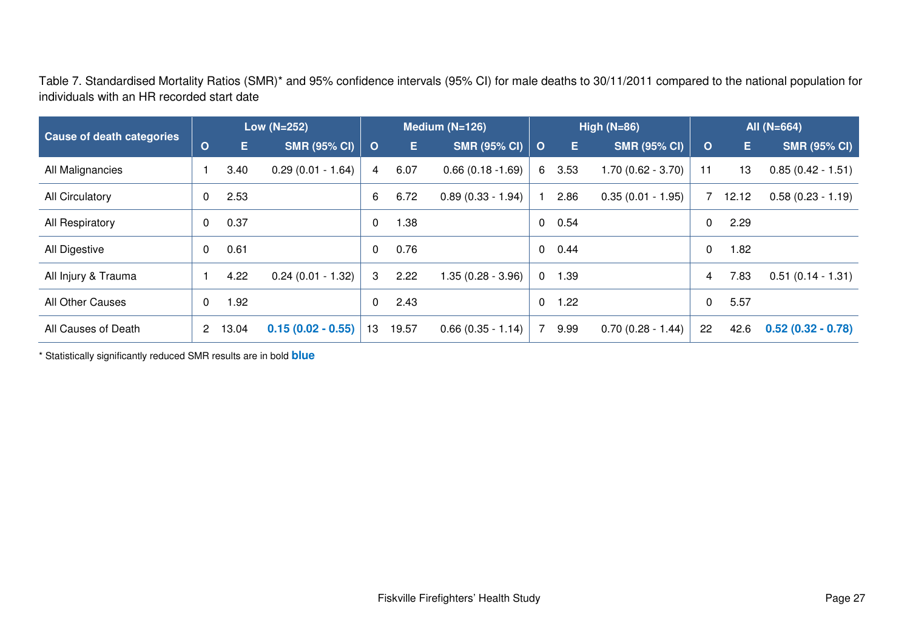Table 7. Standardised Mortality Ratios (SMR)* and 95% confidence intervals (95% CI) for male deaths to 30/11/2011 compared to the national population for individuals with an HR recorded start date

| Cause of death categories | Low (N=252) | | | Medium (N=126) | | | High (N=86) | | | All (N=664) | | |
|---|---|---|---|---|---|---|---|---|---|---|---|---|
| | O | E | SMR (95% CI) | O | E | SMR (95% CI) | O | E | SMR (95% CI) | O | E | SMR (95% CI) |
| All Malignancies | 1 | 3.40 | 0.29 (0.01 - 1.64) | 4 | 6.07 | 0.66 (0.18 -1.69) | 6 | 3.53 | 1.70 (0.62 - 3.70) | 11 | 13 | 0.85 (0.42 - 1.51) |
| All Circulatory | 0 | 2.53 | | 6 | 6.72 | 0.89 (0.33 - 1.94) | 1 | 2.86 | 0.35 (0.01 - 1.95) | 7 | 12.12 | 0.58 (0.23 - 1.19) |
| All Respiratory | 0 | 0.37 | | 0 | 1.38 | | 0 | 0.54 | | 0 | 2.29 | |
| All Digestive | 0 | 0.61 | | 0 | 0.76 | | 0 | 0.44 | | 0 | 1.82 | |
| All Injury & Trauma | 1 | 4.22 | 0.24 (0.01 - 1.32) | 3 | 2.22 | 1.35 (0.28 - 3.96) | 0 | 1.39 | | 4 | 7.83 | 0.51 (0.14 - 1.31) |
| All Other Causes | 0 | 1.92 | | 0 | 2.43 | | 0 | 1.22 | | 0 | 5.57 | |
| All Causes of Death | 2 | 13.04 | **0.15 (0.02 - 0.55)** | 13 | 19.57 | 0.66 (0.35 - 1.14) | 7 | 9.99 | 0.70 (0.28 - 1.44) | 22 | 42.6 | **0.52 (0.32 - 0.78)** |

* Statistically significantly reduced SMR results are in bold **blue**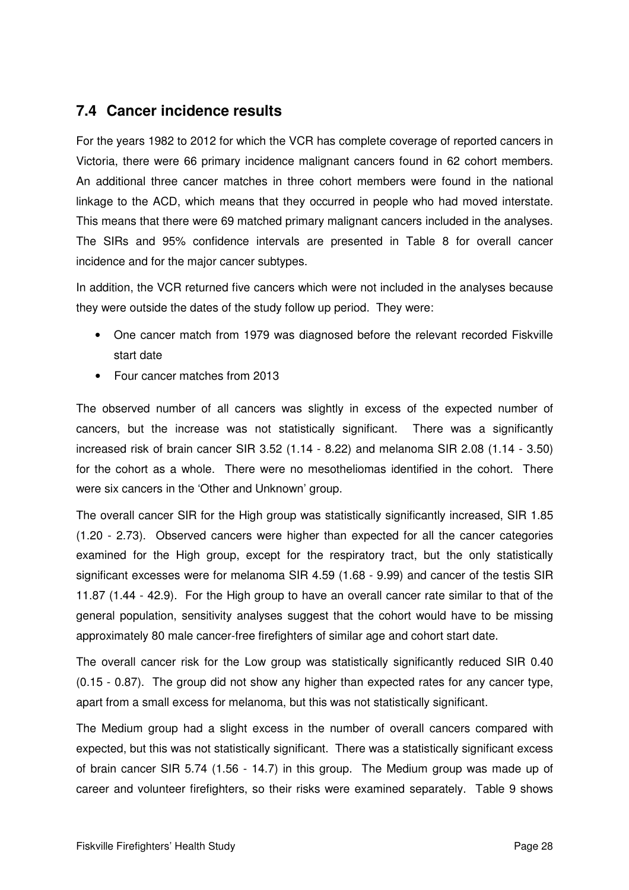## 7.4 Cancer incidence results

For the years 1982 to 2012 for which the VCR has complete coverage of reported cancers in Victoria, there were 66 primary incidence malignant cancers found in 62 cohort members. An additional three cancer matches in three cohort members were found in the national linkage to the ACD, which means that they occurred in people who had moved interstate. This means that there were 69 matched primary malignant cancers included in the analyses. The SIRs and 95% confidence intervals are presented in Table 8 for overall cancer incidence and for the major cancer subtypes.

In addition, the VCR returned five cancers which were not included in the analyses because they were outside the dates of the study follow up period. They were:

- One cancer match from 1979 was diagnosed before the relevant recorded Fiskville start date
- Four cancer matches from 2013

The observed number of all cancers was slightly in excess of the expected number of cancers, but the increase was not statistically significant. There was a significantly increased risk of brain cancer SIR 3.52 (1.14 - 8.22) and melanoma SIR 2.08 (1.14 - 3.50) for the cohort as a whole. There were no mesotheliomas identified in the cohort. There were six cancers in the 'Other and Unknown' group.

The overall cancer SIR for the High group was statistically significantly increased, SIR 1.85 (1.20 - 2.73). Observed cancers were higher than expected for all the cancer categories examined for the High group, except for the respiratory tract, but the only statistically significant excesses were for melanoma SIR 4.59 (1.68 - 9.99) and cancer of the testis SIR 11.87 (1.44 - 42.9). For the High group to have an overall cancer rate similar to that of the general population, sensitivity analyses suggest that the cohort would have to be missing approximately 80 male cancer-free firefighters of similar age and cohort start date.

The overall cancer risk for the Low group was statistically significantly reduced SIR 0.40 (0.15 - 0.87). The group did not show any higher than expected rates for any cancer type, apart from a small excess for melanoma, but this was not statistically significant.

The Medium group had a slight excess in the number of overall cancers compared with expected, but this was not statistically significant. There was a statistically significant excess of brain cancer SIR 5.74 (1.56 - 14.7) in this group. The Medium group was made up of career and volunteer firefighters, so their risks were examined separately. Table 9 shows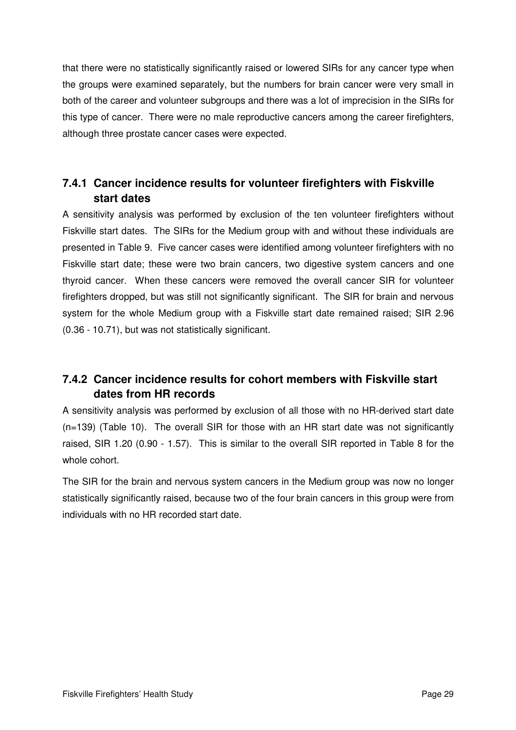that there were no statistically significantly raised or lowered SIRs for any cancer type when the groups were examined separately, but the numbers for brain cancer were very small in both of the career and volunteer subgroups and there was a lot of imprecision in the SIRs for this type of cancer. There were no male reproductive cancers among the career firefighters, although three prostate cancer cases were expected.

### 7.4.1 Cancer incidence results for volunteer firefighters with Fiskville start dates

A sensitivity analysis was performed by exclusion of the ten volunteer firefighters without Fiskville start dates. The SIRs for the Medium group with and without these individuals are presented in Table 9. Five cancer cases were identified among volunteer firefighters with no Fiskville start date; these were two brain cancers, two digestive system cancers and one thyroid cancer. When these cancers were removed the overall cancer SIR for volunteer firefighters dropped, but was still not significantly significant. The SIR for brain and nervous system for the whole Medium group with a Fiskville start date remained raised; SIR 2.96 (0.36 - 10.71), but was not statistically significant.

### 7.4.2 Cancer incidence results for cohort members with Fiskville start dates from HR records

A sensitivity analysis was performed by exclusion of all those with no HR-derived start date (n=139) (Table 10). The overall SIR for those with an HR start date was not significantly raised, SIR 1.20 (0.90 - 1.57). This is similar to the overall SIR reported in Table 8 for the whole cohort.

The SIR for the brain and nervous system cancers in the Medium group was now no longer statistically significantly raised, because two of the four brain cancers in this group were from individuals with no HR recorded start date.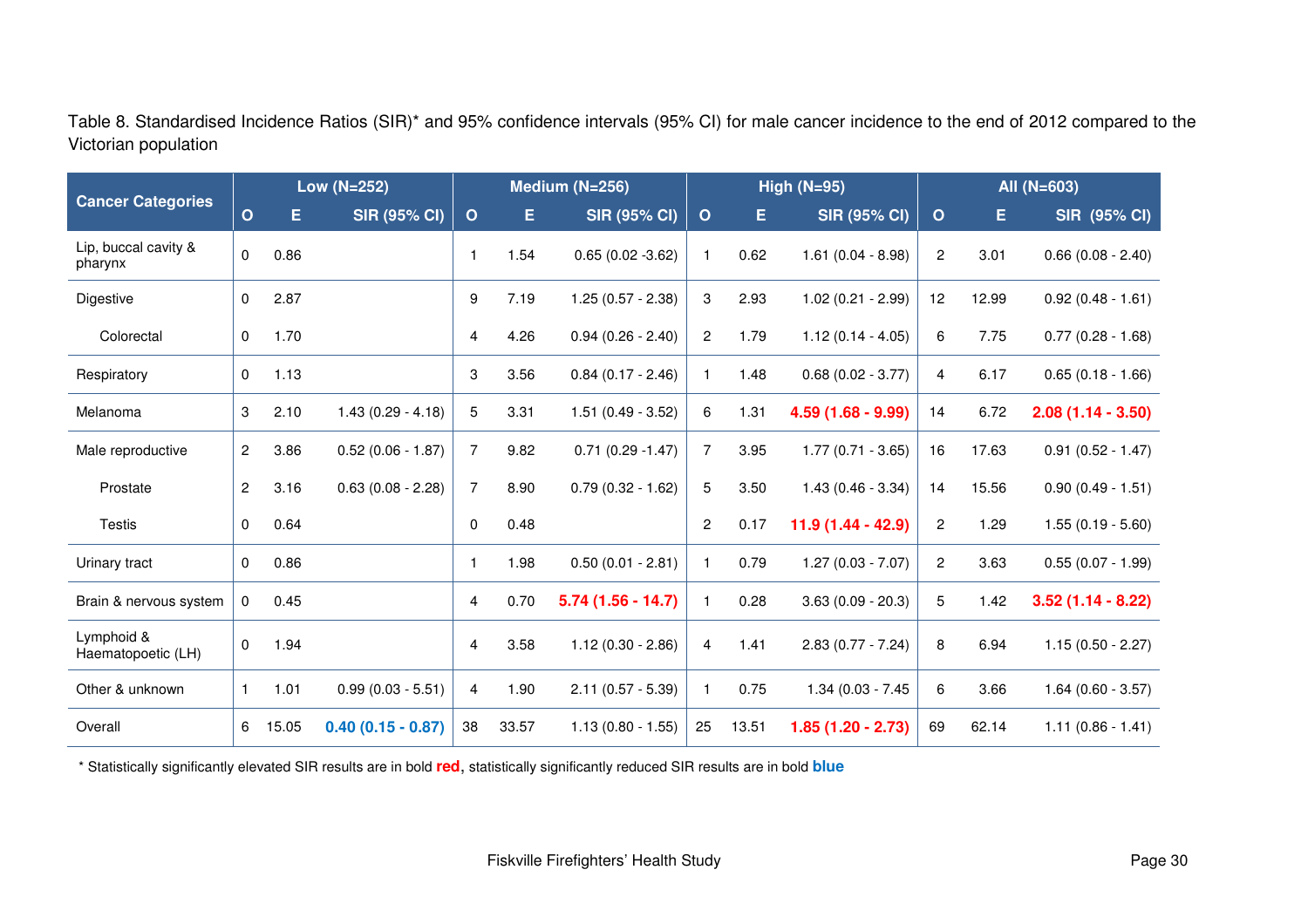Table 8. Standardised Incidence Ratios (SIR)* and 95% confidence intervals (95% CI) for male cancer incidence to the end of 2012 compared to the Victorian population

| Cancer Categories | Low (N=252) | | | Medium (N=256) | | | High (N=95) | | | All (N=603) | | |
|---|---|---|---|---|---|---|---|---|---|---|---|---|
| | O | E | SIR (95% CI) | O | E | SIR (95% CI) | O | E | SIR (95% CI) | O | E | SIR (95% CI) |
| Lip, buccal cavity & pharynx | 0 | 0.86 | | 1 | 1.54 | 0.65 (0.02 -3.62) | 1 | 0.62 | 1.61 (0.04 - 8.98) | 2 | 3.01 | 0.66 (0.08 - 2.40) |
| Digestive | 0 | 2.87 | | 9 | 7.19 | 1.25 (0.57 - 2.38) | 3 | 2.93 | 1.02 (0.21 - 2.99) | 12 | 12.99 | 0.92 (0.48 - 1.61) |
| Colorectal | 0 | 1.70 | | 4 | 4.26 | 0.94 (0.26 - 2.40) | 2 | 1.79 | 1.12 (0.14 - 4.05) | 6 | 7.75 | 0.77 (0.28 - 1.68) |
| Respiratory | 0 | 1.13 | | 3 | 3.56 | 0.84 (0.17 - 2.46) | 1 | 1.48 | 0.68 (0.02 - 3.77) | 4 | 6.17 | 0.65 (0.18 - 1.66) |
| Melanoma | 3 | 2.10 | 1.43 (0.29 - 4.18) | 5 | 3.31 | 1.51 (0.49 - 3.52) | 6 | 1.31 | **4.59 (1.68 - 9.99)** | 14 | 6.72 | **2.08 (1.14 - 3.50)** |
| Male reproductive | 2 | 3.86 | 0.52 (0.06 - 1.87) | 7 | 9.82 | 0.71 (0.29 -1.47) | 7 | 3.95 | 1.77 (0.71 - 3.65) | 16 | 17.63 | 0.91 (0.52 - 1.47) |
| Prostate | 2 | 3.16 | 0.63 (0.08 - 2.28) | 7 | 8.90 | 0.79 (0.32 - 1.62) | 5 | 3.50 | 1.43 (0.46 - 3.34) | 14 | 15.56 | 0.90 (0.49 - 1.51) |
| Testis | 0 | 0.64 | | 0 | 0.48 | | 2 | 0.17 | **11.9 (1.44 - 42.9)** | 2 | 1.29 | 1.55 (0.19 - 5.60) |
| Urinary tract | 0 | 0.86 | | 1 | 1.98 | 0.50 (0.01 - 2.81) | 1 | 0.79 | 1.27 (0.03 - 7.07) | 2 | 3.63 | 0.55 (0.07 - 1.99) |
| Brain & nervous system | 0 | 0.45 | | 4 | 0.70 | **5.74 (1.56 - 14.7)** | 1 | 0.28 | 3.63 (0.09 - 20.3) | 5 | 1.42 | **3.52 (1.14 - 8.22)** |
| Lymphoid & Haematopoetic (LH) | 0 | 1.94 | | 4 | 3.58 | 1.12 (0.30 - 2.86) | 4 | 1.41 | 2.83 (0.77 - 7.24) | 8 | 6.94 | 1.15 (0.50 - 2.27) |
| Other & unknown | 1 | 1.01 | 0.99 (0.03 - 5.51) | 4 | 1.90 | 2.11 (0.57 - 5.39) | 1 | 0.75 | 1.34 (0.03 - 7.45 | 6 | 3.66 | 1.64 (0.60 - 3.57) |
| Overall | 6 | 15.05 | **0.40 (0.15 - 0.87)** | 38 | 33.57 | 1.13 (0.80 - 1.55) | 25 | 13.51 | **1.85 (1.20 - 2.73)** | 69 | 62.14 | 1.11 (0.86 - 1.41) |

* Statistically significantly elevated SIR results are in bold **red**, statistically significantly reduced SIR results are in bold **blue**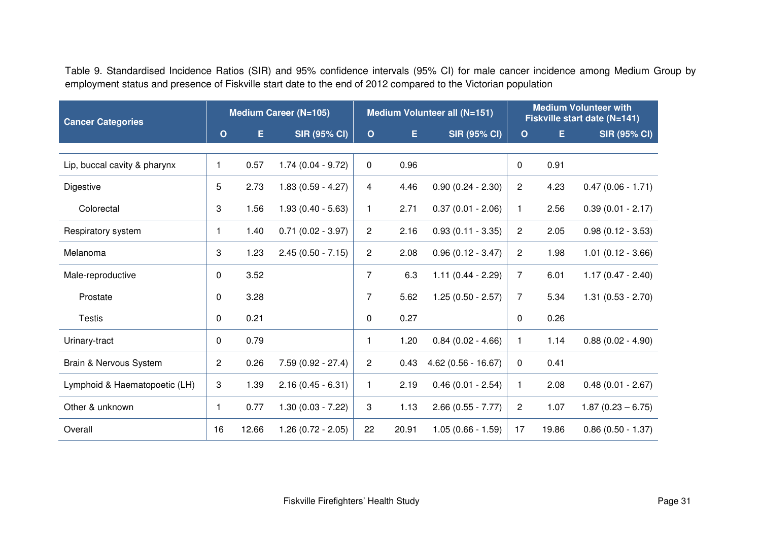Table 9. Standardised Incidence Ratios (SIR) and 95% confidence intervals (95% CI) for male cancer incidence among Medium Group by employment status and presence of Fiskville start date to the end of 2012 compared to the Victorian population

| Cancer Categories | Medium Career (N=105) | | | Medium Volunteer all (N=151) | | | Medium Volunteer with Fiskville start date (N=141) | | |
|---|---|---|---|---|---|---|---|---|---|
| | O | E | SIR (95% CI) | O | E | SIR (95% CI) | O | E | SIR (95% CI) |
| Lip, buccal cavity & pharynx | 1 | 0.57 | 1.74 (0.04 - 9.72) | 0 | 0.96 | | 0 | 0.91 | |
| Digestive | 5 | 2.73 | 1.83 (0.59 - 4.27) | 4 | 4.46 | 0.90 (0.24 - 2.30) | 2 | 4.23 | 0.47 (0.06 - 1.71) |
| Colorectal | 3 | 1.56 | 1.93 (0.40 - 5.63) | 1 | 2.71 | 0.37 (0.01 - 2.06) | 1 | 2.56 | 0.39 (0.01 - 2.17) |
| Respiratory system | 1 | 1.40 | 0.71 (0.02 - 3.97) | 2 | 2.16 | 0.93 (0.11 - 3.35) | 2 | 2.05 | 0.98 (0.12 - 3.53) |
| Melanoma | 3 | 1.23 | 2.45 (0.50 - 7.15) | 2 | 2.08 | 0.96 (0.12 - 3.47) | 2 | 1.98 | 1.01 (0.12 - 3.66) |
| Male-reproductive | 0 | 3.52 | | 7 | 6.3 | 1.11 (0.44 - 2.29) | 7 | 6.01 | 1.17 (0.47 - 2.40) |
| Prostate | 0 | 3.28 | | 7 | 5.62 | 1.25 (0.50 - 2.57) | 7 | 5.34 | 1.31 (0.53 - 2.70) |
| Testis | 0 | 0.21 | | 0 | 0.27 | | 0 | 0.26 | |
| Urinary-tract | 0 | 0.79 | | 1 | 1.20 | 0.84 (0.02 - 4.66) | 1 | 1.14 | 0.88 (0.02 - 4.90) |
| Brain & Nervous System | 2 | 0.26 | 7.59 (0.92 - 27.4) | 2 | 0.43 | 4.62 (0.56 - 16.67) | 0 | 0.41 | |
| Lymphoid & Haematopoetic (LH) | 3 | 1.39 | 2.16 (0.45 - 6.31) | 1 | 2.19 | 0.46 (0.01 - 2.54) | 1 | 2.08 | 0.48 (0.01 - 2.67) |
| Other & unknown | 1 | 0.77 | 1.30 (0.03 - 7.22) | 3 | 1.13 | 2.66 (0.55 - 7.77) | 2 | 1.07 | 1.87 (0.23 – 6.75) |
| Overall | 16 | 12.66 | 1.26 (0.72 - 2.05) | 22 | 20.91 | 1.05 (0.66 - 1.59) | 17 | 19.86 | 0.86 (0.50 - 1.37) |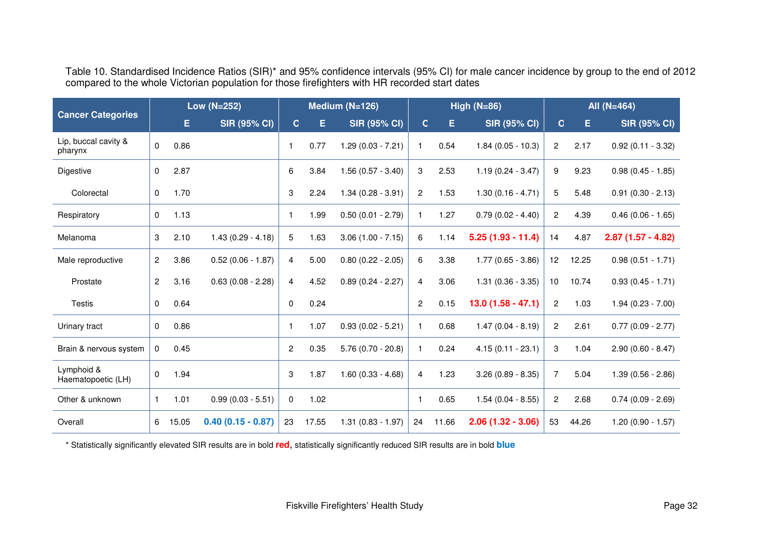Table 10. Standardised Incidence Ratios (SIR)* and 95% confidence intervals (95% CI) for male cancer incidence by group to the end of 2012 compared to the whole Victorian population for those firefighters with HR recorded start dates

| Cancer Categories | Low (N=252) | | | Medium (N=126) | | | High (N=86) | | | All (N=464) | | |
|---|---|---|---|---|---|---|---|---|---|---|---|---|
| | O | E | SIR (95% CI) | O | E | SIR (95% CI) | O | E | SIR (95% CI) | O | E | SIR (95% CI) |
| Lip, buccal cavity & pharynx | 0 | 0.86 | | 1 | 0.77 | 1.29 (0.03 - 7.21) | 1 | 0.54 | 1.84 (0.05 - 10.3) | 2 | 2.17 | 0.92 (0.11 - 3.32) |
| Digestive | 0 | 2.87 | | 6 | 3.84 | 1.56 (0.57 - 3.40) | 3 | 2.53 | 1.19 (0.24 - 3.47) | 9 | 9.23 | 0.98 (0.45 - 1.85) |
| Colorectal | 0 | 1.70 | | 3 | 2.24 | 1.34 (0.28 - 3.91) | 2 | 1.53 | 1.30 (0.16 - 4.71) | 5 | 5.48 | 0.91 (0.30 - 2.13) |
| Respiratory | 0 | 1.13 | | 1 | 1.99 | 0.50 (0.01 - 2.79) | 1 | 1.27 | 0.79 (0.02 - 4.40) | 2 | 4.39 | 0.46 (0.06 - 1.65) |
| Melanoma | 3 | 2.10 | 1.43 (0.29 - 4.18) | 5 | 1.63 | 3.06 (1.00 - 7.15) | 6 | 1.14 | **5.25 (1.93 - 11.4)** | 14 | 4.87 | **2.87 (1.57 - 4.82)** |
| Male reproductive | 2 | 3.86 | 0.52 (0.06 - 1.87) | 4 | 5.00 | 0.80 (0.22 - 2.05) | 6 | 3.38 | 1.77 (0.65 - 3.86) | 12 | 12.25 | 0.98 (0.51 - 1.71) |
| Prostate | 2 | 3.16 | 0.63 (0.08 - 2.28) | 4 | 4.52 | 0.89 (0.24 - 2.27) | 4 | 3.06 | 1.31 (0.36 - 3.35) | 10 | 10.74 | 0.93 (0.45 - 1.71) |
| Testis | 0 | 0.64 | | 0 | 0.24 | | 2 | 0.15 | **13.0 (1.58 - 47.1)** | 2 | 1.03 | 1.94 (0.23 - 7.00) |
| Urinary tract | 0 | 0.86 | | 1 | 1.07 | 0.93 (0.02 - 5.21) | 1 | 0.68 | 1.47 (0.04 - 8.19) | 2 | 2.61 | 0.77 (0.09 - 2.77) |
| Brain & nervous system | 0 | 0.45 | | 2 | 0.35 | 5.76 (0.70 - 20.8) | 1 | 0.24 | 4.15 (0.11 - 23.1) | 3 | 1.04 | 2.90 (0.60 - 8.47) |
| Lymphoid & Haematopoetic (LH) | 0 | 1.94 | | 3 | 1.87 | 1.60 (0.33 - 4.68) | 4 | 1.23 | 3.26 (0.89 - 8.35) | 7 | 5.04 | 1.39 (0.56 - 2.86) |
| Other & unknown | 1 | 1.01 | 0.99 (0.03 - 5.51) | 0 | 1.02 | | 1 | 0.65 | 1.54 (0.04 - 8.55) | 2 | 2.68 | 0.74 (0.09 - 2.69) |
| Overall | 6 | 15.05 | **0.40 (0.15 - 0.87)** | 23 | 17.55 | 1.31 (0.83 - 1.97) | 24 | 11.66 | **2.06 (1.32 - 3.06)** | 53 | 44.26 | 1.20 (0.90 - 1.57) |

* Statistically significantly elevated SIR results are in bold **red**, statistically significantly reduced SIR results are in bold **blue**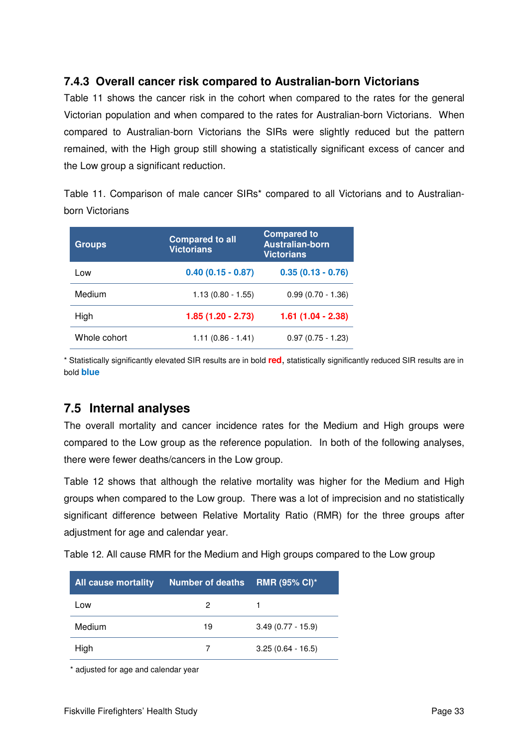### 7.4.3 Overall cancer risk compared to Australian-born Victorians

Table 11 shows the cancer risk in the cohort when compared to the rates for the general Victorian population and when compared to the rates for Australian-born Victorians. When compared to Australian-born Victorians the SIRs were slightly reduced but the pattern remained, with the High group still showing a statistically significant excess of cancer and the Low group a significant reduction.

Table 11. Comparison of male cancer SIRs* compared to all Victorians and to Australian-born Victorians

| Groups | Compared to all Victorians | Compared to Australian-born Victorians |
|---|---|---|
| Low | **0.40 (0.15 - 0.87)** | **0.35 (0.13 - 0.76)** |
| Medium | 1.13 (0.80 - 1.55) | 0.99 (0.70 - 1.36) |
| High | **1.85 (1.20 - 2.73)** | **1.61 (1.04 - 2.38)** |
| Whole cohort | 1.11 (0.86 - 1.41) | 0.97 (0.75 - 1.23) |

* Statistically significantly elevated SIR results are in bold **red**, statistically significantly reduced SIR results are in bold **blue**

## 7.5 Internal analyses

The overall mortality and cancer incidence rates for the Medium and High groups were compared to the Low group as the reference population. In both of the following analyses, there were fewer deaths/cancers in the Low group.

Table 12 shows that although the relative mortality was higher for the Medium and High groups when compared to the Low group. There was a lot of imprecision and no statistically significant difference between Relative Mortality Ratio (RMR) for the three groups after adjustment for age and calendar year.

Table 12. All cause RMR for the Medium and High groups compared to the Low group

| All cause mortality | Number of deaths | RMR (95% CI)* |
|---|---|---|
| Low | 2 | 1 |
| Medium | 19 | 3.49 (0.77 - 15.9) |
| High | 7 | 3.25 (0.64 - 16.5) |

* adjusted for age and calendar year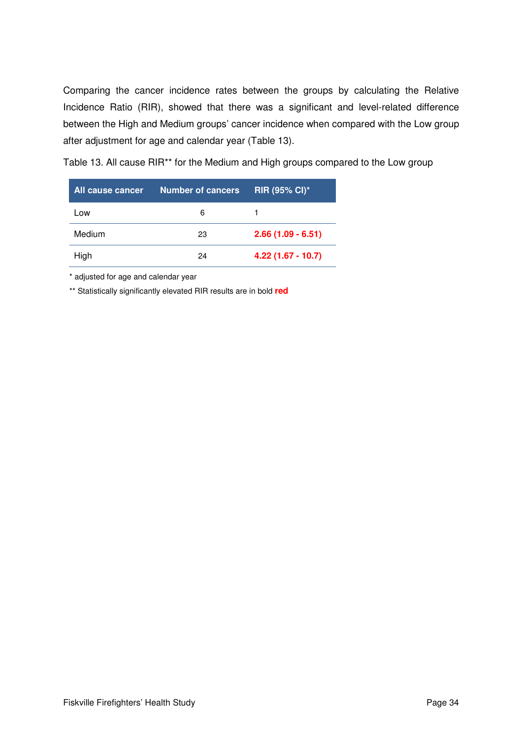Comparing the cancer incidence rates between the groups by calculating the Relative Incidence Ratio (RIR), showed that there was a significant and level-related difference between the High and Medium groups' cancer incidence when compared with the Low group after adjustment for age and calendar year (Table 13).

Table 13. All cause RIR** for the Medium and High groups compared to the Low group

| All cause cancer | Number of cancers | RIR (95% CI)* |
|---|---|---|
| Low | 6 | 1 |
| Medium | 23 | **2.66 (1.09 - 6.51)** |
| High | 24 | **4.22 (1.67 - 10.7)** |

* adjusted for age and calendar year

** Statistically significantly elevated RIR results are in bold **red**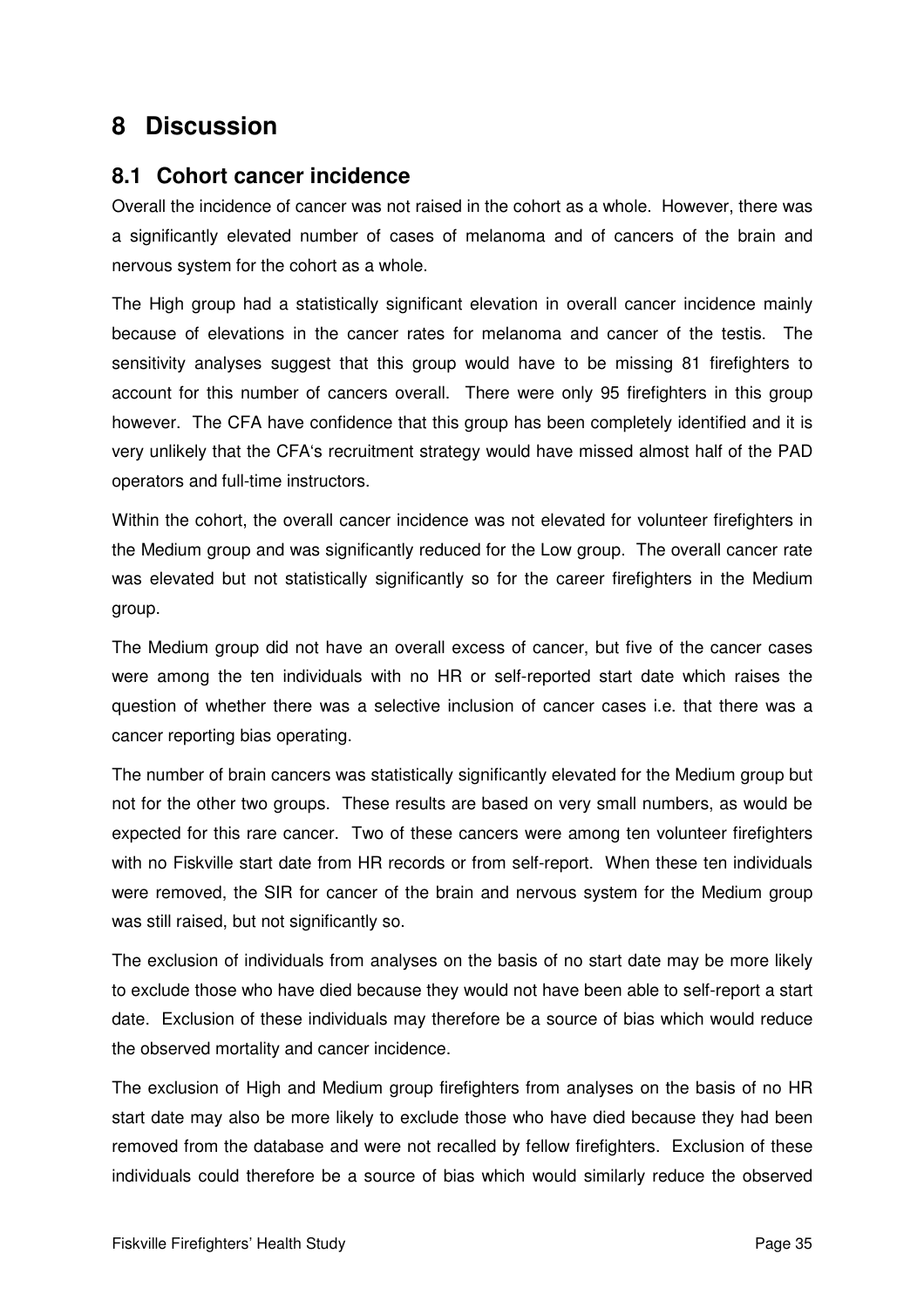# 8 Discussion

## 8.1 Cohort cancer incidence

Overall the incidence of cancer was not raised in the cohort as a whole. However, there was a significantly elevated number of cases of melanoma and of cancers of the brain and nervous system for the cohort as a whole.

The High group had a statistically significant elevation in overall cancer incidence mainly because of elevations in the cancer rates for melanoma and cancer of the testis. The sensitivity analyses suggest that this group would have to be missing 81 firefighters to account for this number of cancers overall. There were only 95 firefighters in this group however. The CFA have confidence that this group has been completely identified and it is very unlikely that the CFA's recruitment strategy would have missed almost half of the PAD operators and full-time instructors.

Within the cohort, the overall cancer incidence was not elevated for volunteer firefighters in the Medium group and was significantly reduced for the Low group. The overall cancer rate was elevated but not statistically significantly so for the career firefighters in the Medium group.

The Medium group did not have an overall excess of cancer, but five of the cancer cases were among the ten individuals with no HR or self-reported start date which raises the question of whether there was a selective inclusion of cancer cases i.e. that there was a cancer reporting bias operating.

The number of brain cancers was statistically significantly elevated for the Medium group but not for the other two groups. These results are based on very small numbers, as would be expected for this rare cancer. Two of these cancers were among ten volunteer firefighters with no Fiskville start date from HR records or from self-report. When these ten individuals were removed, the SIR for cancer of the brain and nervous system for the Medium group was still raised, but not significantly so.

The exclusion of individuals from analyses on the basis of no start date may be more likely to exclude those who have died because they would not have been able to self-report a start date. Exclusion of these individuals may therefore be a source of bias which would reduce the observed mortality and cancer incidence.

The exclusion of High and Medium group firefighters from analyses on the basis of no HR start date may also be more likely to exclude those who have died because they had been removed from the database and were not recalled by fellow firefighters. Exclusion of these individuals could therefore be a source of bias which would similarly reduce the observed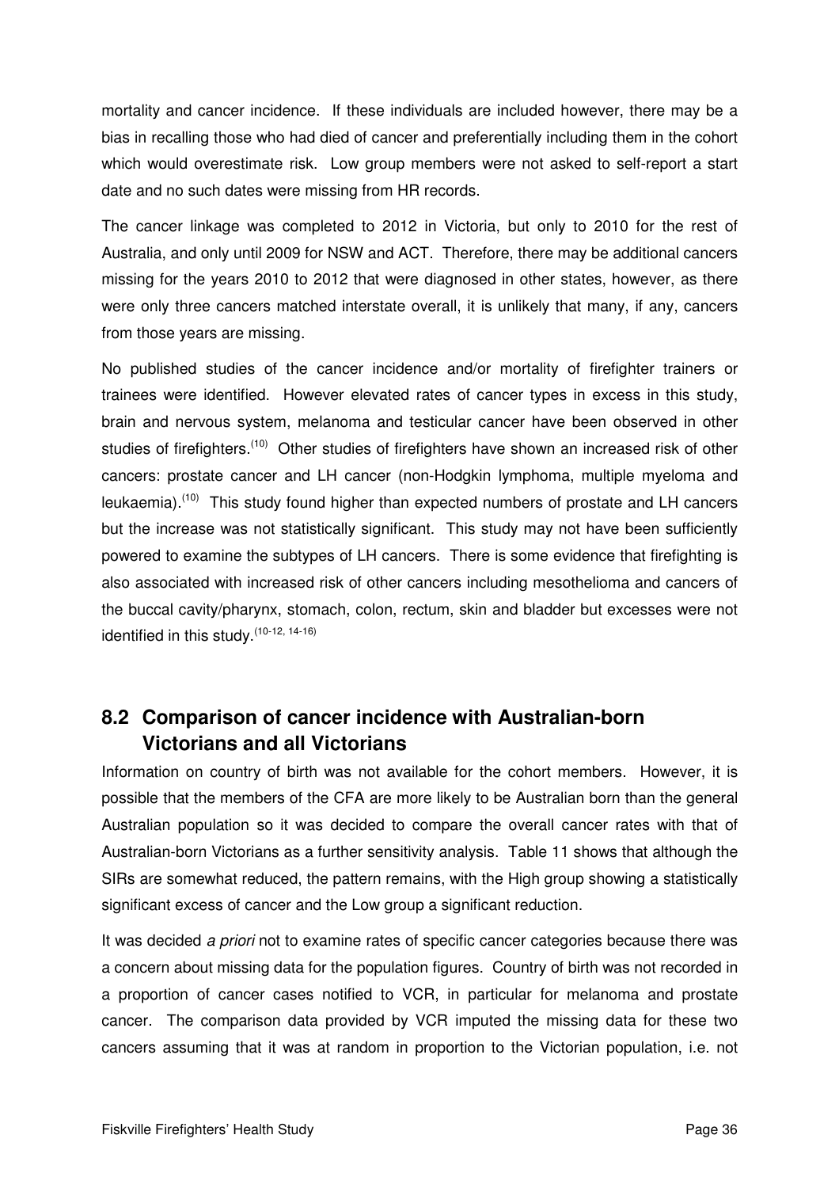mortality and cancer incidence. If these individuals are included however, there may be a bias in recalling those who had died of cancer and preferentially including them in the cohort which would overestimate risk. Low group members were not asked to self-report a start date and no such dates were missing from HR records.

The cancer linkage was completed to 2012 in Victoria, but only to 2010 for the rest of Australia, and only until 2009 for NSW and ACT. Therefore, there may be additional cancers missing for the years 2010 to 2012 that were diagnosed in other states, however, as there were only three cancers matched interstate overall, it is unlikely that many, if any, cancers from those years are missing.

No published studies of the cancer incidence and/or mortality of firefighter trainers or trainees were identified. However elevated rates of cancer types in excess in this study, brain and nervous system, melanoma and testicular cancer have been observed in other studies of firefighters.[10] Other studies of firefighters have shown an increased risk of other cancers: prostate cancer and LH cancer (non-Hodgkin lymphoma, multiple myeloma and leukaemia).[10] This study found higher than expected numbers of prostate and LH cancers but the increase was not statistically significant. This study may not have been sufficiently powered to examine the subtypes of LH cancers. There is some evidence that firefighting is also associated with increased risk of other cancers including mesothelioma and cancers of the buccal cavity/pharynx, stomach, colon, rectum, skin and bladder but excesses were not identified in this study.[10-12, 14-16]

## 8.2 Comparison of cancer incidence with Australian-born Victorians and all Victorians

Information on country of birth was not available for the cohort members. However, it is possible that the members of the CFA are more likely to be Australian born than the general Australian population so it was decided to compare the overall cancer rates with that of Australian-born Victorians as a further sensitivity analysis. Table 11 shows that although the SIRs are somewhat reduced, the pattern remains, with the High group showing a statistically significant excess of cancer and the Low group a significant reduction.

It was decided *a priori* not to examine rates of specific cancer categories because there was a concern about missing data for the population figures. Country of birth was not recorded in a proportion of cancer cases notified to VCR, in particular for melanoma and prostate cancer. The comparison data provided by VCR imputed the missing data for these two cancers assuming that it was at random in proportion to the Victorian population, i.e. not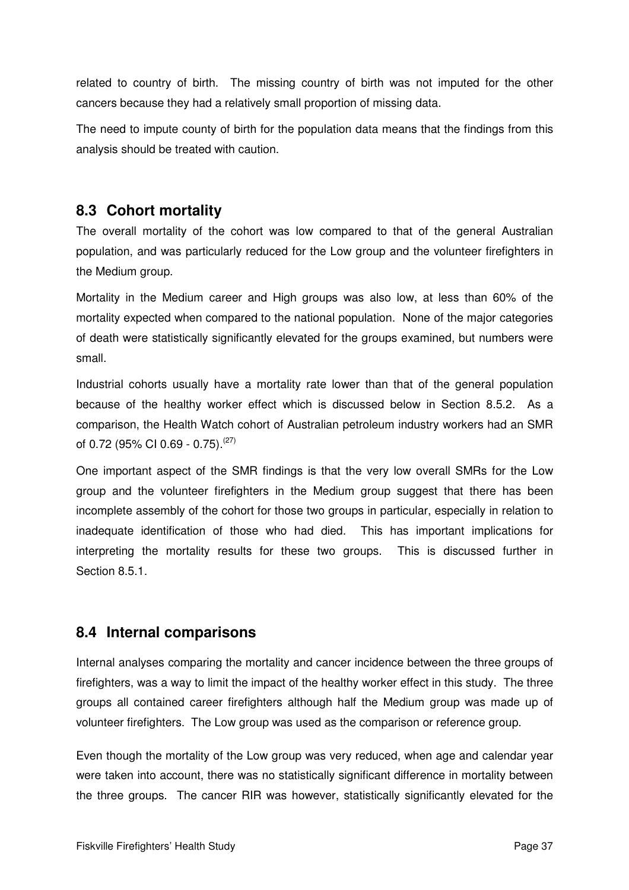related to country of birth. The missing country of birth was not imputed for the other cancers because they had a relatively small proportion of missing data.

The need to impute county of birth for the population data means that the findings from this analysis should be treated with caution.

## 8.3 Cohort mortality

The overall mortality of the cohort was low compared to that of the general Australian population, and was particularly reduced for the Low group and the volunteer firefighters in the Medium group.

Mortality in the Medium career and High groups was also low, at less than 60% of the mortality expected when compared to the national population. None of the major categories of death were statistically significantly elevated for the groups examined, but numbers were small.

Industrial cohorts usually have a mortality rate lower than that of the general population because of the healthy worker effect which is discussed below in Section 8.5.2. As a comparison, the Health Watch cohort of Australian petroleum industry workers had an SMR of 0.72 (95% CI 0.69 - 0.75).[27]

One important aspect of the SMR findings is that the very low overall SMRs for the Low group and the volunteer firefighters in the Medium group suggest that there has been incomplete assembly of the cohort for those two groups in particular, especially in relation to inadequate identification of those who had died. This has important implications for interpreting the mortality results for these two groups. This is discussed further in Section 8.5.1.

## 8.4 Internal comparisons

Internal analyses comparing the mortality and cancer incidence between the three groups of firefighters, was a way to limit the impact of the healthy worker effect in this study. The three groups all contained career firefighters although half the Medium group was made up of volunteer firefighters. The Low group was used as the comparison or reference group.

Even though the mortality of the Low group was very reduced, when age and calendar year were taken into account, there was no statistically significant difference in mortality between the three groups. The cancer RIR was however, statistically significantly elevated for the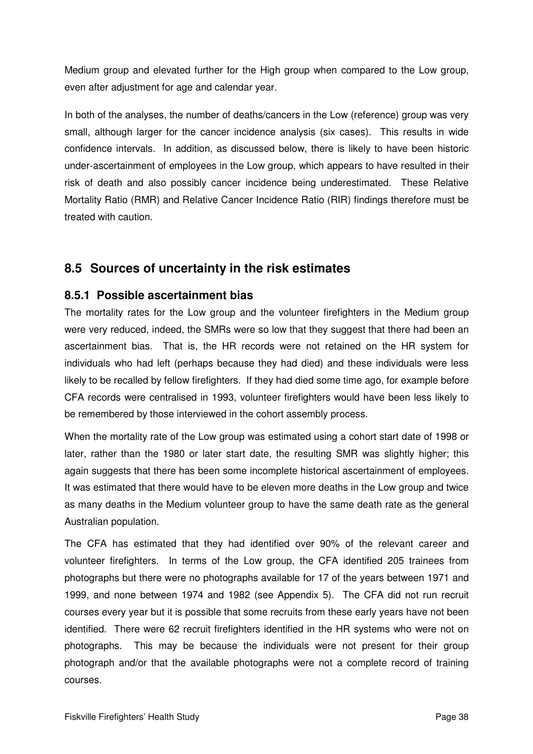Medium group and elevated further for the High group when compared to the Low group, even after adjustment for age and calendar year.

In both of the analyses, the number of deaths/cancers in the Low (reference) group was very small, although larger for the cancer incidence analysis (six cases). This results in wide confidence intervals. In addition, as discussed below, there is likely to have been historic under-ascertainment of employees in the Low group, which appears to have resulted in their risk of death and also possibly cancer incidence being underestimated. These Relative Mortality Ratio (RMR) and Relative Cancer Incidence Ratio (RIR) findings therefore must be treated with caution.

## 8.5 Sources of uncertainty in the risk estimates

### 8.5.1 Possible ascertainment bias

The mortality rates for the Low group and the volunteer firefighters in the Medium group were very reduced, indeed, the SMRs were so low that they suggest that there had been an ascertainment bias. That is, the HR records were not retained on the HR system for individuals who had left (perhaps because they had died) and these individuals were less likely to be recalled by fellow firefighters. If they had died some time ago, for example before CFA records were centralised in 1993, volunteer firefighters would have been less likely to be remembered by those interviewed in the cohort assembly process.

When the mortality rate of the Low group was estimated using a cohort start date of 1998 or later, rather than the 1980 or later start date, the resulting SMR was slightly higher; this again suggests that there has been some incomplete historical ascertainment of employees. It was estimated that there would have to be eleven more deaths in the Low group and twice as many deaths in the Medium volunteer group to have the same death rate as the general Australian population.

The CFA has estimated that they had identified over 90% of the relevant career and volunteer firefighters. In terms of the Low group, the CFA identified 205 trainees from photographs but there were no photographs available for 17 of the years between 1971 and 1999, and none between 1974 and 1982 (see Appendix 5). The CFA did not run recruit courses every year but it is possible that some recruits from these early years have not been identified. There were 62 recruit firefighters identified in the HR systems who were not on photographs. This may be because the individuals were not present for their group photograph and/or that the available photographs were not a complete record of training courses.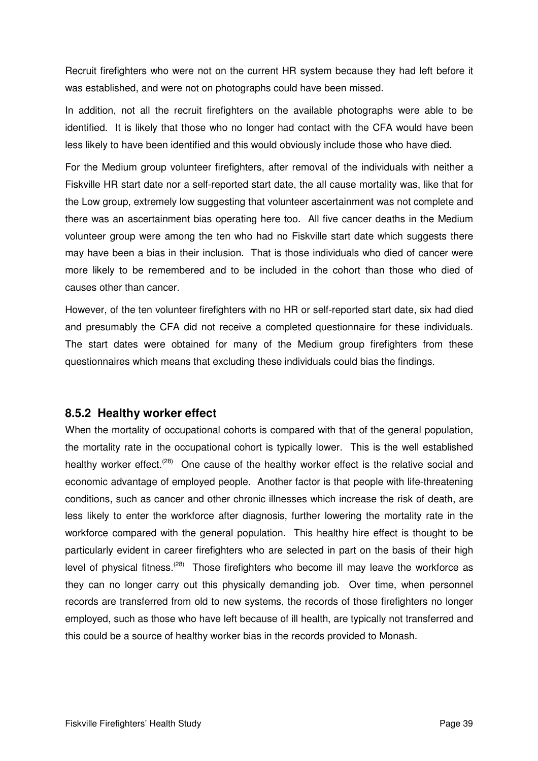Recruit firefighters who were not on the current HR system because they had left before it was established, and were not on photographs could have been missed.

In addition, not all the recruit firefighters on the available photographs were able to be identified. It is likely that those who no longer had contact with the CFA would have been less likely to have been identified and this would obviously include those who have died.

For the Medium group volunteer firefighters, after removal of the individuals with neither a Fiskville HR start date nor a self-reported start date, the all cause mortality was, like that for the Low group, extremely low suggesting that volunteer ascertainment was not complete and there was an ascertainment bias operating here too. All five cancer deaths in the Medium volunteer group were among the ten who had no Fiskville start date which suggests there may have been a bias in their inclusion. That is those individuals who died of cancer were more likely to be remembered and to be included in the cohort than those who died of causes other than cancer.

However, of the ten volunteer firefighters with no HR or self-reported start date, six had died and presumably the CFA did not receive a completed questionnaire for these individuals. The start dates were obtained for many of the Medium group firefighters from these questionnaires which means that excluding these individuals could bias the findings.

### 8.5.2 Healthy worker effect

When the mortality of occupational cohorts is compared with that of the general population, the mortality rate in the occupational cohort is typically lower. This is the well established healthy worker effect.[28] One cause of the healthy worker effect is the relative social and economic advantage of employed people. Another factor is that people with life-threatening conditions, such as cancer and other chronic illnesses which increase the risk of death, are less likely to enter the workforce after diagnosis, further lowering the mortality rate in the workforce compared with the general population. This healthy hire effect is thought to be particularly evident in career firefighters who are selected in part on the basis of their high level of physical fitness.[28] Those firefighters who become ill may leave the workforce as they can no longer carry out this physically demanding job. Over time, when personnel records are transferred from old to new systems, the records of those firefighters no longer employed, such as those who have left because of ill health, are typically not transferred and this could be a source of healthy worker bias in the records provided to Monash.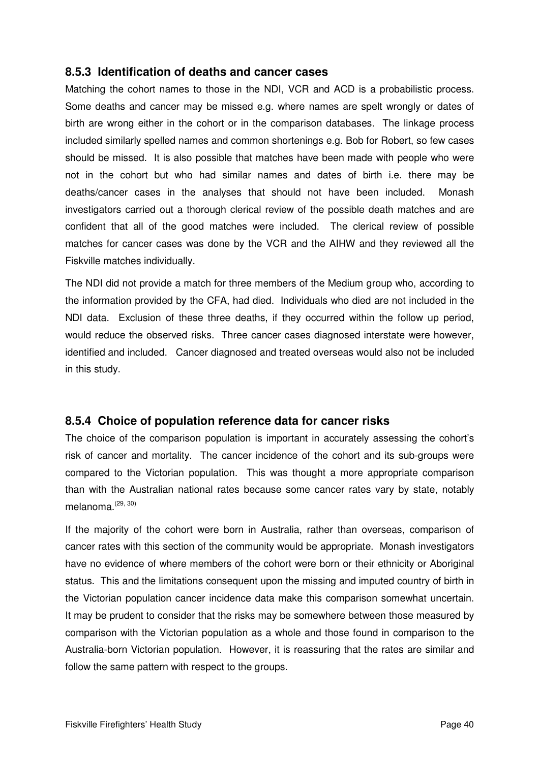### 8.5.3 Identification of deaths and cancer cases

Matching the cohort names to those in the NDI, VCR and ACD is a probabilistic process. Some deaths and cancer may be missed e.g. where names are spelt wrongly or dates of birth are wrong either in the cohort or in the comparison databases. The linkage process included similarly spelled names and common shortenings e.g. Bob for Robert, so few cases should be missed. It is also possible that matches have been made with people who were not in the cohort but who had similar names and dates of birth i.e. there may be deaths/cancer cases in the analyses that should not have been included. Monash investigators carried out a thorough clerical review of the possible death matches and are confident that all of the good matches were included. The clerical review of possible matches for cancer cases was done by the VCR and the AIHW and they reviewed all the Fiskville matches individually.

The NDI did not provide a match for three members of the Medium group who, according to the information provided by the CFA, had died. Individuals who died are not included in the NDI data. Exclusion of these three deaths, if they occurred within the follow up period, would reduce the observed risks. Three cancer cases diagnosed interstate were however, identified and included. Cancer diagnosed and treated overseas would also not be included in this study.

### 8.5.4 Choice of population reference data for cancer risks

The choice of the comparison population is important in accurately assessing the cohort's risk of cancer and mortality. The cancer incidence of the cohort and its sub-groups were compared to the Victorian population. This was thought a more appropriate comparison than with the Australian national rates because some cancer rates vary by state, notably melanoma.[29, 30]

If the majority of the cohort were born in Australia, rather than overseas, comparison of cancer rates with this section of the community would be appropriate. Monash investigators have no evidence of where members of the cohort were born or their ethnicity or Aboriginal status. This and the limitations consequent upon the missing and imputed country of birth in the Victorian population cancer incidence data make this comparison somewhat uncertain. It may be prudent to consider that the risks may be somewhere between those measured by comparison with the Victorian population as a whole and those found in comparison to the Australia-born Victorian population. However, it is reassuring that the rates are similar and follow the same pattern with respect to the groups.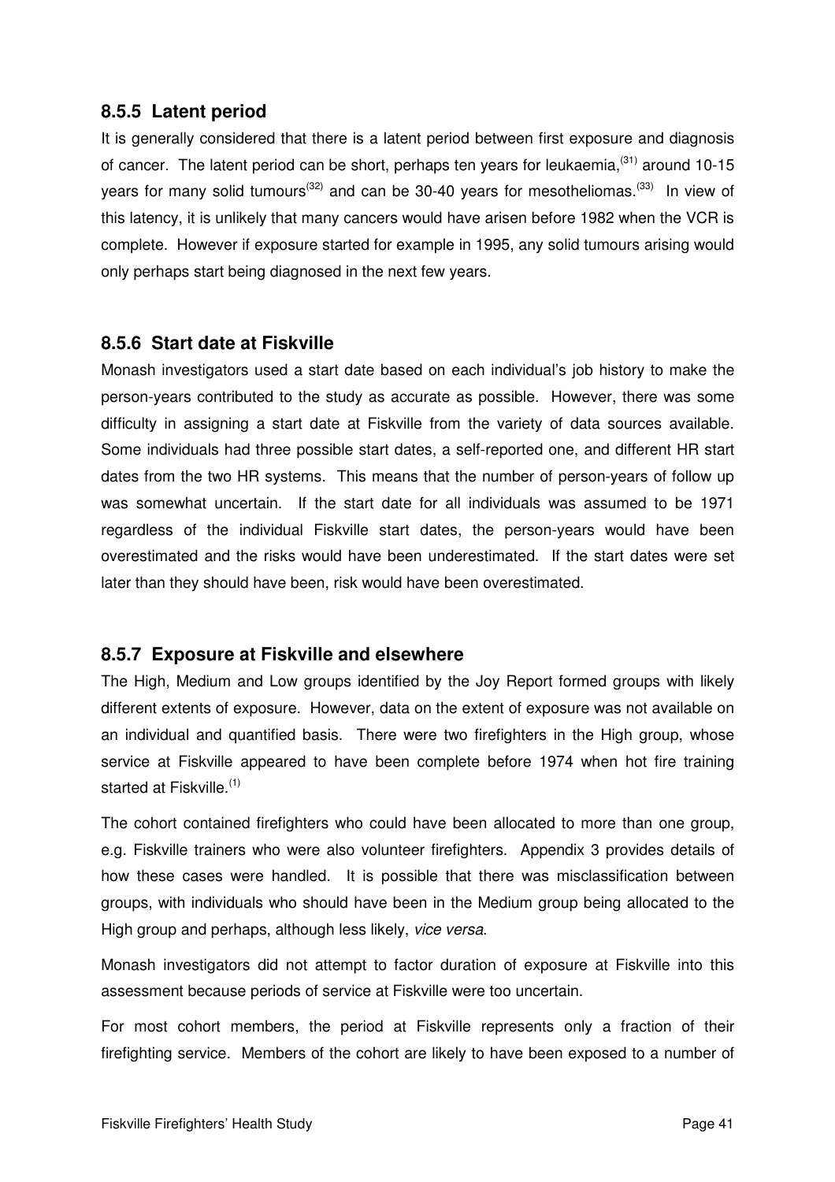### 8.5.5 Latent period

It is generally considered that there is a latent period between first exposure and diagnosis of cancer. The latent period can be short, perhaps ten years for leukaemia,[31] around 10-15 years for many solid tumours[32] and can be 30-40 years for mesotheliomas.[33] In view of this latency, it is unlikely that many cancers would have arisen before 1982 when the VCR is complete. However if exposure started for example in 1995, any solid tumours arising would only perhaps start being diagnosed in the next few years.

### 8.5.6 Start date at Fiskville

Monash investigators used a start date based on each individual's job history to make the person-years contributed to the study as accurate as possible. However, there was some difficulty in assigning a start date at Fiskville from the variety of data sources available. Some individuals had three possible start dates, a self-reported one, and different HR start dates from the two HR systems. This means that the number of person-years of follow up was somewhat uncertain. If the start date for all individuals was assumed to be 1971 regardless of the individual Fiskville start dates, the person-years would have been overestimated and the risks would have been underestimated. If the start dates were set later than they should have been, risk would have been overestimated.

### 8.5.7 Exposure at Fiskville and elsewhere

The High, Medium and Low groups identified by the Joy Report formed groups with likely different extents of exposure. However, data on the extent of exposure was not available on an individual and quantified basis. There were two firefighters in the High group, whose service at Fiskville appeared to have been complete before 1974 when hot fire training started at Fiskville.[1]

The cohort contained firefighters who could have been allocated to more than one group, e.g. Fiskville trainers who were also volunteer firefighters. Appendix 3 provides details of how these cases were handled. It is possible that there was misclassification between groups, with individuals who should have been in the Medium group being allocated to the High group and perhaps, although less likely, *vice versa*.

Monash investigators did not attempt to factor duration of exposure at Fiskville into this assessment because periods of service at Fiskville were too uncertain.

For most cohort members, the period at Fiskville represents only a fraction of their firefighting service. Members of the cohort are likely to have been exposed to a number of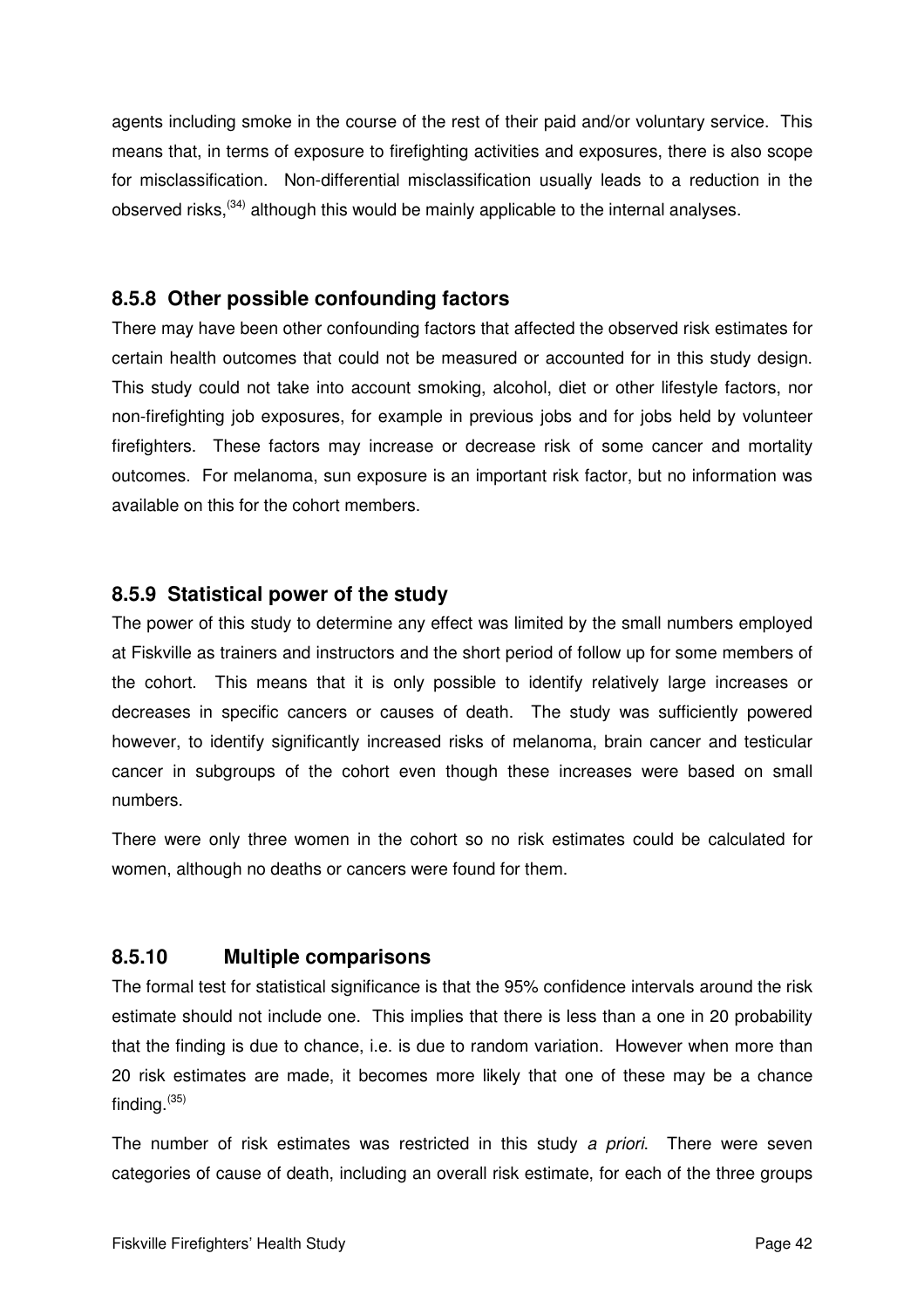agents including smoke in the course of the rest of their paid and/or voluntary service. This means that, in terms of exposure to firefighting activities and exposures, there is also scope for misclassification. Non-differential misclassification usually leads to a reduction in the observed risks,[34] although this would be mainly applicable to the internal analyses.

### 8.5.8 Other possible confounding factors

There may have been other confounding factors that affected the observed risk estimates for certain health outcomes that could not be measured or accounted for in this study design. This study could not take into account smoking, alcohol, diet or other lifestyle factors, nor non-firefighting job exposures, for example in previous jobs and for jobs held by volunteer firefighters. These factors may increase or decrease risk of some cancer and mortality outcomes. For melanoma, sun exposure is an important risk factor, but no information was available on this for the cohort members.

### 8.5.9 Statistical power of the study

The power of this study to determine any effect was limited by the small numbers employed at Fiskville as trainers and instructors and the short period of follow up for some members of the cohort. This means that it is only possible to identify relatively large increases or decreases in specific cancers or causes of death. The study was sufficiently powered however, to identify significantly increased risks of melanoma, brain cancer and testicular cancer in subgroups of the cohort even though these increases were based on small numbers.

There were only three women in the cohort so no risk estimates could be calculated for women, although no deaths or cancers were found for them.

### 8.5.10 Multiple comparisons

The formal test for statistical significance is that the 95% confidence intervals around the risk estimate should not include one. This implies that there is less than a one in 20 probability that the finding is due to chance, i.e. is due to random variation. However when more than 20 risk estimates are made, it becomes more likely that one of these may be a chance finding.[35]

The number of risk estimates was restricted in this study *a priori*. There were seven categories of cause of death, including an overall risk estimate, for each of the three groups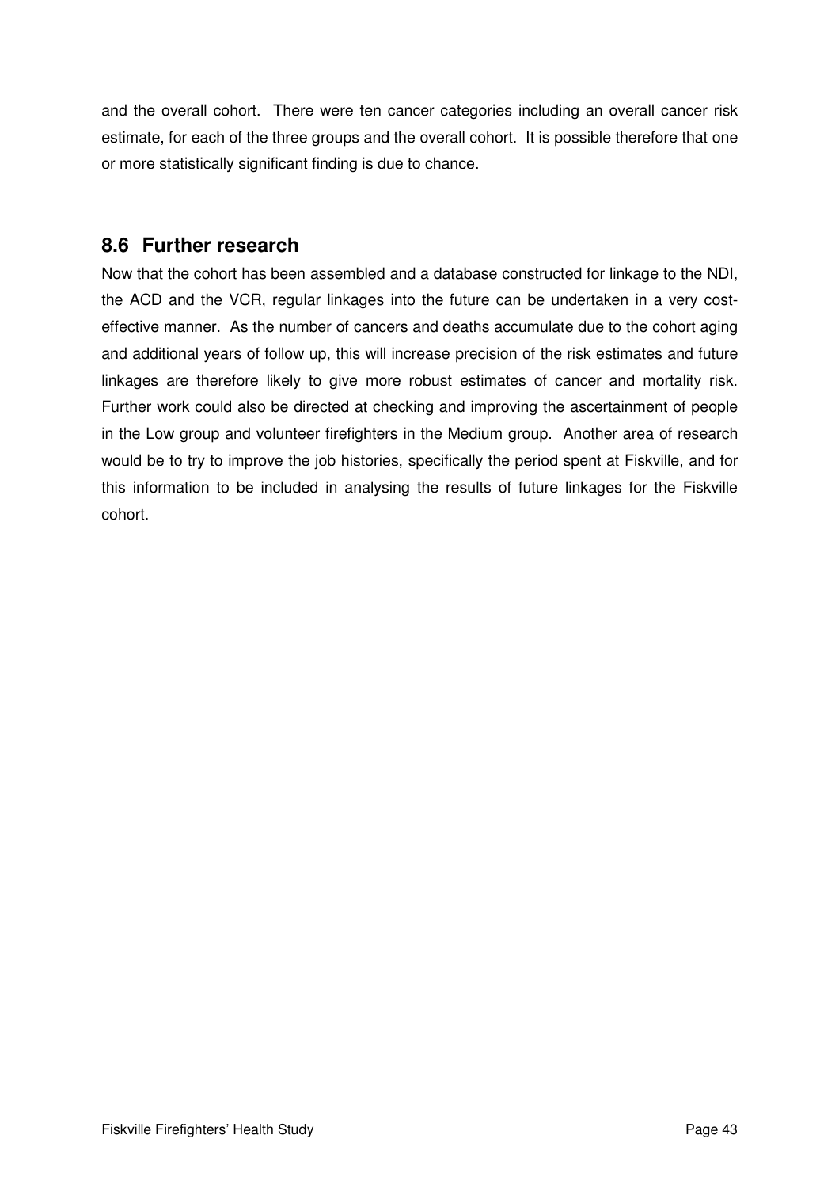and the overall cohort. There were ten cancer categories including an overall cancer risk estimate, for each of the three groups and the overall cohort. It is possible therefore that one or more statistically significant finding is due to chance.

## 8.6 Further research

Now that the cohort has been assembled and a database constructed for linkage to the NDI, the ACD and the VCR, regular linkages into the future can be undertaken in a very cost-effective manner. As the number of cancers and deaths accumulate due to the cohort aging and additional years of follow up, this will increase precision of the risk estimates and future linkages are therefore likely to give more robust estimates of cancer and mortality risk. Further work could also be directed at checking and improving the ascertainment of people in the Low group and volunteer firefighters in the Medium group. Another area of research would be to try to improve the job histories, specifically the period spent at Fiskville, and for this information to be included in analysing the results of future linkages for the Fiskville cohort.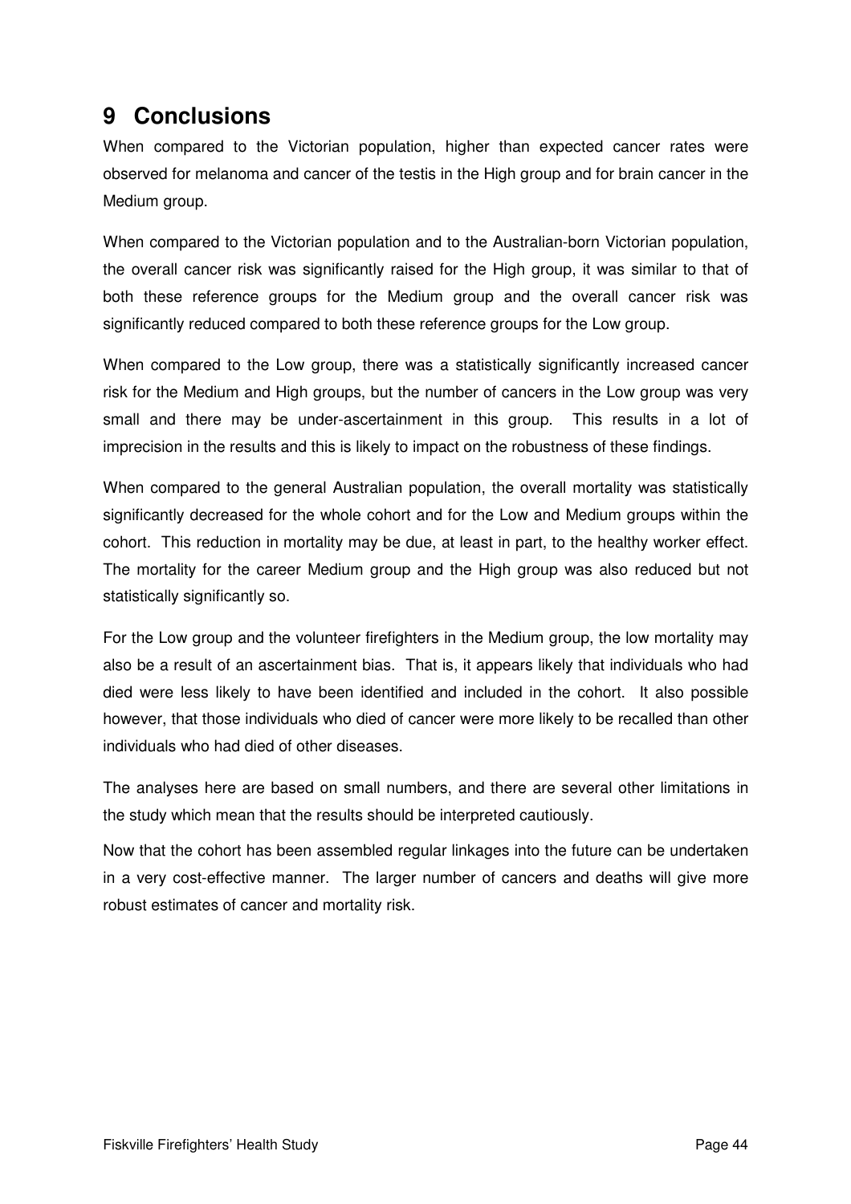# 9 Conclusions

When compared to the Victorian population, higher than expected cancer rates were observed for melanoma and cancer of the testis in the High group and for brain cancer in the Medium group.

When compared to the Victorian population and to the Australian-born Victorian population, the overall cancer risk was significantly raised for the High group, it was similar to that of both these reference groups for the Medium group and the overall cancer risk was significantly reduced compared to both these reference groups for the Low group.

When compared to the Low group, there was a statistically significantly increased cancer risk for the Medium and High groups, but the number of cancers in the Low group was very small and there may be under-ascertainment in this group. This results in a lot of imprecision in the results and this is likely to impact on the robustness of these findings.

When compared to the general Australian population, the overall mortality was statistically significantly decreased for the whole cohort and for the Low and Medium groups within the cohort. This reduction in mortality may be due, at least in part, to the healthy worker effect. The mortality for the career Medium group and the High group was also reduced but not statistically significantly so.

For the Low group and the volunteer firefighters in the Medium group, the low mortality may also be a result of an ascertainment bias. That is, it appears likely that individuals who had died were less likely to have been identified and included in the cohort. It also possible however, that those individuals who died of cancer were more likely to be recalled than other individuals who had died of other diseases.

The analyses here are based on small numbers, and there are several other limitations in the study which mean that the results should be interpreted cautiously.

Now that the cohort has been assembled regular linkages into the future can be undertaken in a very cost-effective manner. The larger number of cancers and deaths will give more robust estimates of cancer and mortality risk.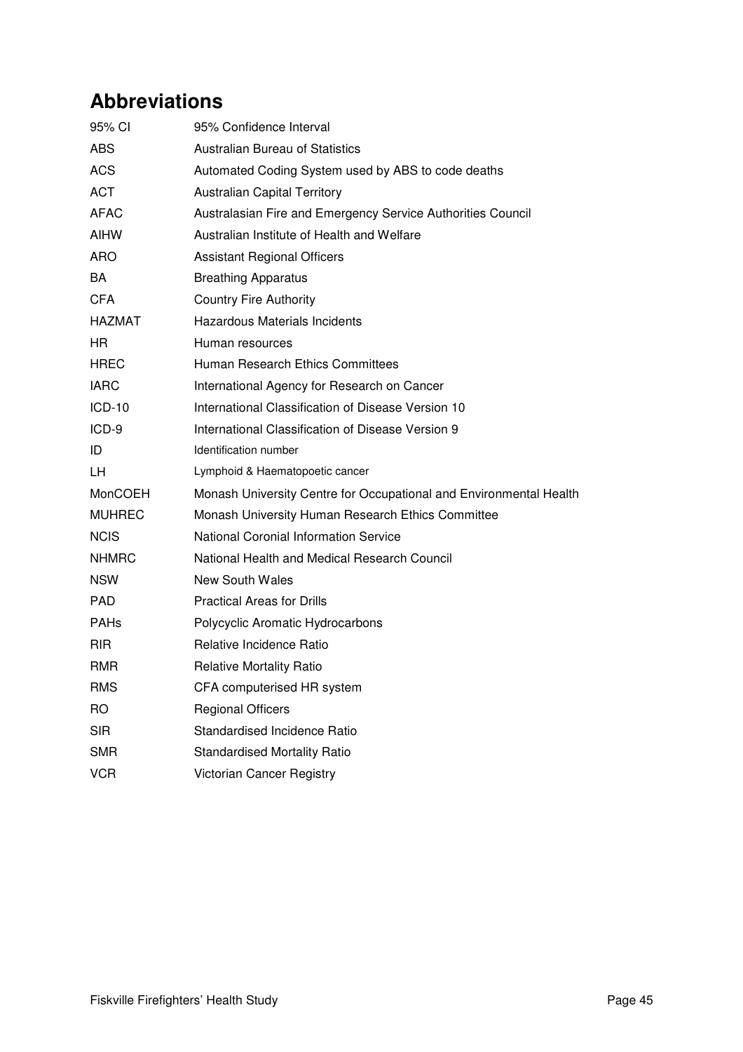# Abbreviations

| | |
|---|---|
| 95% CI | 95% Confidence Interval |
| ABS | Australian Bureau of Statistics |
| ACS | Automated Coding System used by ABS to code deaths |
| ACT | Australian Capital Territory |
| AFAC | Australasian Fire and Emergency Service Authorities Council |
| AIHW | Australian Institute of Health and Welfare |
| ARO | Assistant Regional Officers |
| BA | Breathing Apparatus |
| CFA | Country Fire Authority |
| HAZMAT | Hazardous Materials Incidents |
| HR | Human resources |
| HREC | Human Research Ethics Committees |
| IARC | International Agency for Research on Cancer |
| ICD-10 | International Classification of Disease Version 10 |
| ICD-9 | International Classification of Disease Version 9 |
| ID | Identification number |
| LH | Lymphoid & Haematopoetic cancer |
| MonCOEH | Monash University Centre for Occupational and Environmental Health |
| MUHREC | Monash University Human Research Ethics Committee |
| NCIS | National Coronial Information Service |
| NHMRC | National Health and Medical Research Council |
| NSW | New South Wales |
| PAD | Practical Areas for Drills |
| PAHs | Polycyclic Aromatic Hydrocarbons |
| RIR | Relative Incidence Ratio |
| RMR | Relative Mortality Ratio |
| RMS | CFA computerised HR system |
| RO | Regional Officers |
| SIR | Standardised Incidence Ratio |
| SMR | Standardised Mortality Ratio |
| VCR | Victorian Cancer Registry |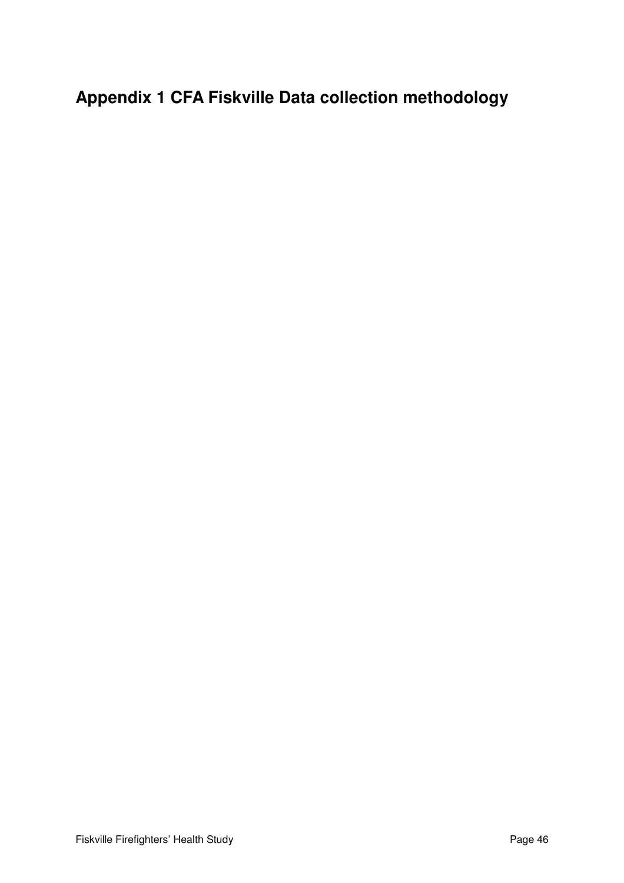# Appendix 1 CFA Fiskville Data collection methodology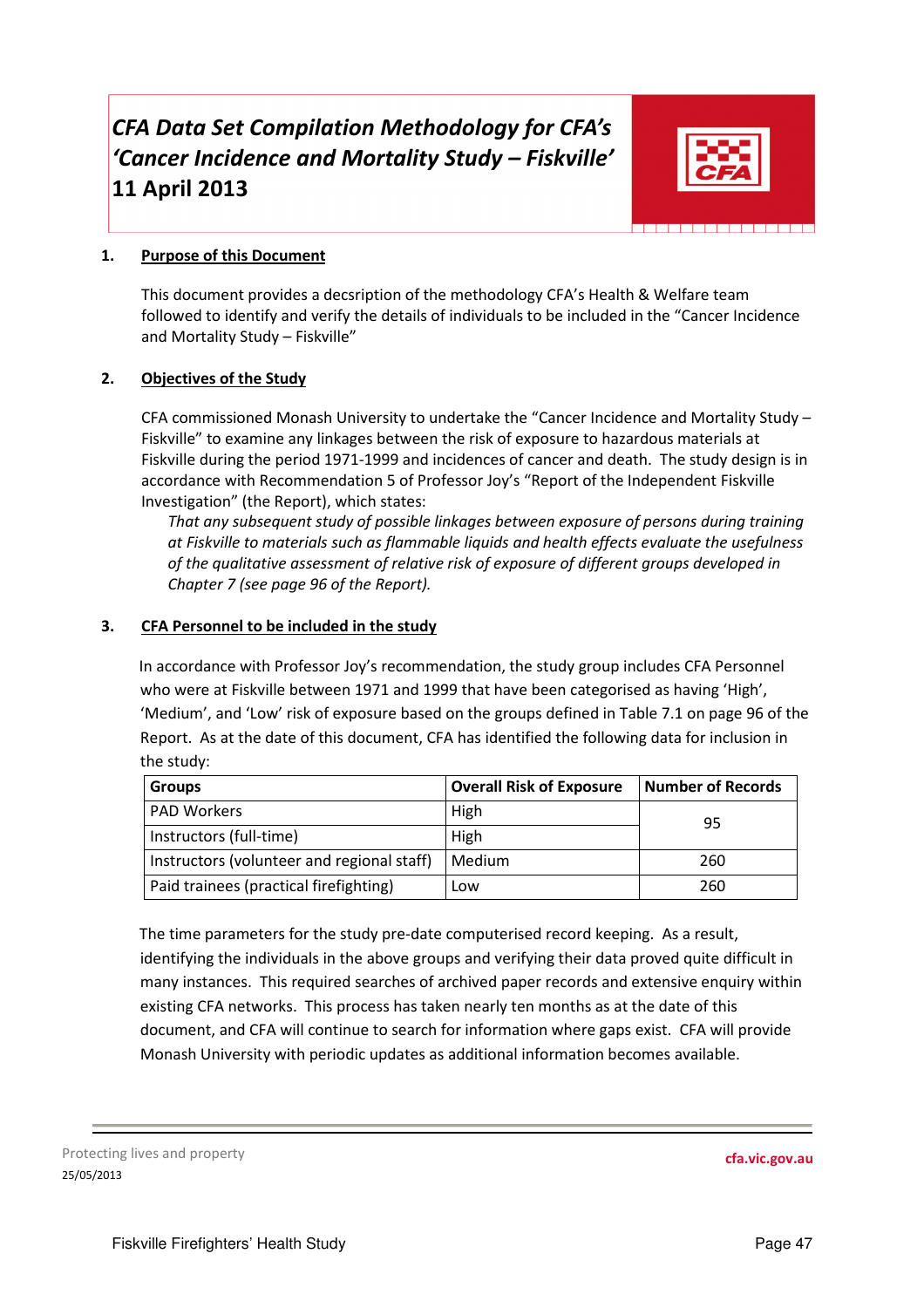# *CFA Data Set Compilation Methodology for CFA's 'Cancer Incidence and Mortality Study – Fiskville'*
## 11 April 2013

**1. Purpose of this Document**

This document provides a decsription of the methodology CFA's Health & Welfare team followed to identify and verify the details of individuals to be included in the "Cancer Incidence and Mortality Study – Fiskville"

**2. Objectives of the Study**

CFA commissioned Monash University to undertake the "Cancer Incidence and Mortality Study – Fiskville" to examine any linkages between the risk of exposure to hazardous materials at Fiskville during the period 1971-1999 and incidences of cancer and death. The study design is in accordance with Recommendation 5 of Professor Joy's "Report of the Independent Fiskville Investigation" (the Report), which states:

> *That any subsequent study of possible linkages between exposure of persons during training at Fiskville to materials such as flammable liquids and health effects evaluate the usefulness of the qualitative assessment of relative risk of exposure of different groups developed in Chapter 7 (see page 96 of the Report).*

**3. CFA Personnel to be included in the study**

In accordance with Professor Joy's recommendation, the study group includes CFA Personnel who were at Fiskville between 1971 and 1999 that have been categorised as having 'High', 'Medium', and 'Low' risk of exposure based on the groups defined in Table 7.1 on page 96 of the Report. As at the date of this document, CFA has identified the following data for inclusion in the study:

| Groups | Overall Risk of Exposure | Number of Records |
|---|---|---|
| PAD Workers | High | 95 |
| Instructors (full-time) | High | |
| Instructors (volunteer and regional staff) | Medium | 260 |
| Paid trainees (practical firefighting) | Low | 260 |

The time parameters for the study pre-date computerised record keeping. As a result, identifying the individuals in the above groups and verifying their data proved quite difficult in many instances. This required searches of archived paper records and extensive enquiry within existing CFA networks. This process has taken nearly ten months as at the date of this document, and CFA will continue to search for information where gaps exist. CFA will provide Monash University with periodic updates as additional information becomes available.

Protecting lives and property
25/05/2013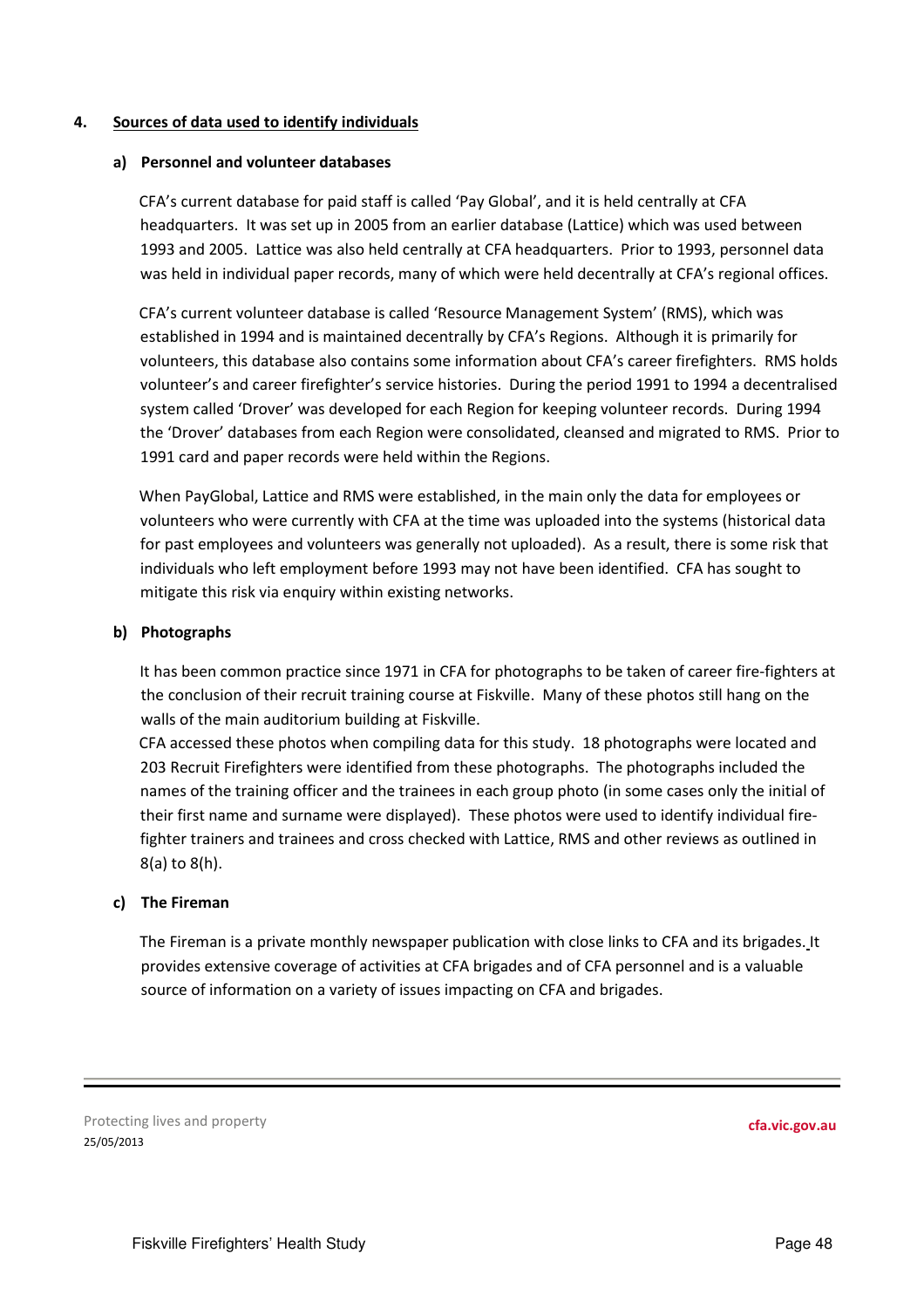## 4. Sources of data used to identify individuals

### a) Personnel and volunteer databases

CFA's current database for paid staff is called 'Pay Global', and it is held centrally at CFA headquarters. It was set up in 2005 from an earlier database (Lattice) which was used between 1993 and 2005. Lattice was also held centrally at CFA headquarters. Prior to 1993, personnel data was held in individual paper records, many of which were held decentrally at CFA's regional offices.

CFA's current volunteer database is called 'Resource Management System' (RMS), which was established in 1994 and is maintained decentrally by CFA's Regions. Although it is primarily for volunteers, this database also contains some information about CFA's career firefighters. RMS holds volunteer's and career firefighter's service histories. During the period 1991 to 1994 a decentralised system called 'Drover' was developed for each Region for keeping volunteer records. During 1994 the 'Drover' databases from each Region were consolidated, cleansed and migrated to RMS. Prior to 1991 card and paper records were held within the Regions.

When PayGlobal, Lattice and RMS were established, in the main only the data for employees or volunteers who were currently with CFA at the time was uploaded into the systems (historical data for past employees and volunteers was generally not uploaded). As a result, there is some risk that individuals who left employment before 1993 may not have been identified. CFA has sought to mitigate this risk via enquiry within existing networks.

### b) Photographs

It has been common practice since 1971 in CFA for photographs to be taken of career fire-fighters at the conclusion of their recruit training course at Fiskville. Many of these photos still hang on the walls of the main auditorium building at Fiskville.

CFA accessed these photos when compiling data for this study. 18 photographs were located and 203 Recruit Firefighters were identified from these photographs. The photographs included the names of the training officer and the trainees in each group photo (in some cases only the initial of their first name and surname were displayed). These photos were used to identify individual fire-fighter trainers and trainees and cross checked with Lattice, RMS and other reviews as outlined in 8(a) to 8(h).

### c) The Fireman

The Fireman is a private monthly newspaper publication with close links to CFA and its brigades. It provides extensive coverage of activities at CFA brigades and of CFA personnel and is a valuable source of information on a variety of issues impacting on CFA and brigades.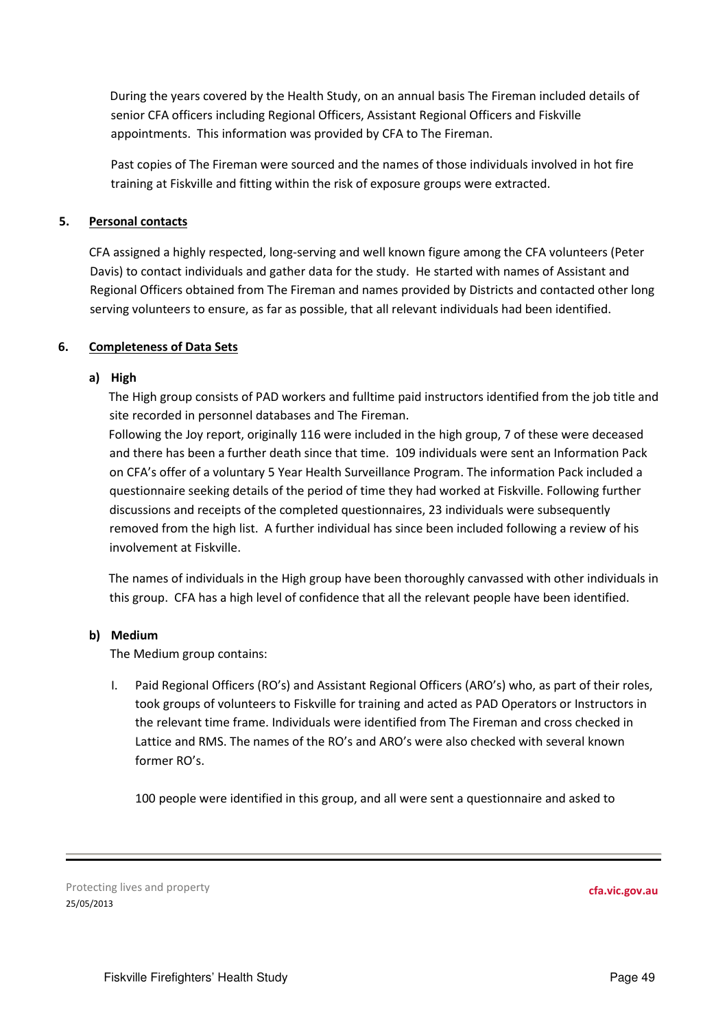During the years covered by the Health Study, on an annual basis The Fireman included details of senior CFA officers including Regional Officers, Assistant Regional Officers and Fiskville appointments. This information was provided by CFA to The Fireman.

Past copies of The Fireman were sourced and the names of those individuals involved in hot fire training at Fiskville and fitting within the risk of exposure groups were extracted.

**5. <u>Personal contacts</u>**

CFA assigned a highly respected, long-serving and well known figure among the CFA volunteers (Peter Davis) to contact individuals and gather data for the study. He started with names of Assistant and Regional Officers obtained from The Fireman and names provided by Districts and contacted other long serving volunteers to ensure, as far as possible, that all relevant individuals had been identified.

**6. <u>Completeness of Data Sets</u>**

**a) High**

The High group consists of PAD workers and fulltime paid instructors identified from the job title and site recorded in personnel databases and The Fireman.

Following the Joy report, originally 116 were included in the high group, 7 of these were deceased and there has been a further death since that time. 109 individuals were sent an Information Pack on CFA's offer of a voluntary 5 Year Health Surveillance Program. The information Pack included a questionnaire seeking details of the period of time they had worked at Fiskville. Following further discussions and receipts of the completed questionnaires, 23 individuals were subsequently removed from the high list. A further individual has since been included following a review of his involvement at Fiskville.

The names of individuals in the High group have been thoroughly canvassed with other individuals in this group. CFA has a high level of confidence that all the relevant people have been identified.

**b) Medium**

The Medium group contains:

I. Paid Regional Officers (RO's) and Assistant Regional Officers (ARO's) who, as part of their roles, took groups of volunteers to Fiskville for training and acted as PAD Operators or Instructors in the relevant time frame. Individuals were identified from The Fireman and cross checked in Lattice and RMS. The names of the RO's and ARO's were also checked with several known former RO's.

   100 people were identified in this group, and all were sent a questionnaire and asked to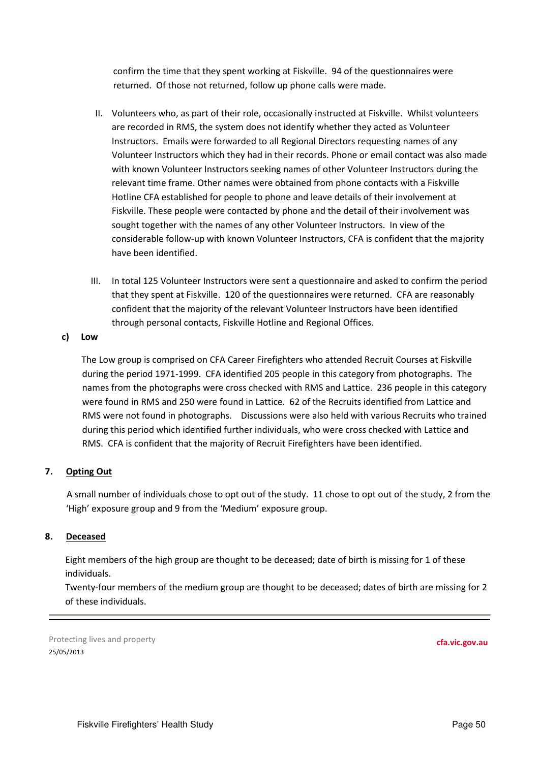confirm the time that they spent working at Fiskville. 94 of the questionnaires were returned. Of those not returned, follow up phone calls were made.

II. Volunteers who, as part of their role, occasionally instructed at Fiskville. Whilst volunteers are recorded in RMS, the system does not identify whether they acted as Volunteer Instructors. Emails were forwarded to all Regional Directors requesting names of any Volunteer Instructors which they had in their records. Phone or email contact was also made with known Volunteer Instructors seeking names of other Volunteer Instructors during the relevant time frame. Other names were obtained from phone contacts with a Fiskville Hotline CFA established for people to phone and leave details of their involvement at Fiskville. These people were contacted by phone and the detail of their involvement was sought together with the names of any other Volunteer Instructors. In view of the considerable follow-up with known Volunteer Instructors, CFA is confident that the majority have been identified.

III. In total 125 Volunteer Instructors were sent a questionnaire and asked to confirm the period that they spent at Fiskville. 120 of the questionnaires were returned. CFA are reasonably confident that the majority of the relevant Volunteer Instructors have been identified through personal contacts, Fiskville Hotline and Regional Offices.

**c) Low**

The Low group is comprised on CFA Career Firefighters who attended Recruit Courses at Fiskville during the period 1971-1999. CFA identified 205 people in this category from photographs. The names from the photographs were cross checked with RMS and Lattice. 236 people in this category were found in RMS and 250 were found in Lattice. 62 of the Recruits identified from Lattice and RMS were not found in photographs. Discussions were also held with various Recruits who trained during this period which identified further individuals, who were cross checked with Lattice and RMS. CFA is confident that the majority of Recruit Firefighters have been identified.

## 7. Opting Out

A small number of individuals chose to opt out of the study. 11 chose to opt out of the study, 2 from the 'High' exposure group and 9 from the 'Medium' exposure group.

## 8. Deceased

Eight members of the high group are thought to be deceased; date of birth is missing for 1 of these individuals.

Twenty-four members of the medium group are thought to be deceased; dates of birth are missing for 2 of these individuals.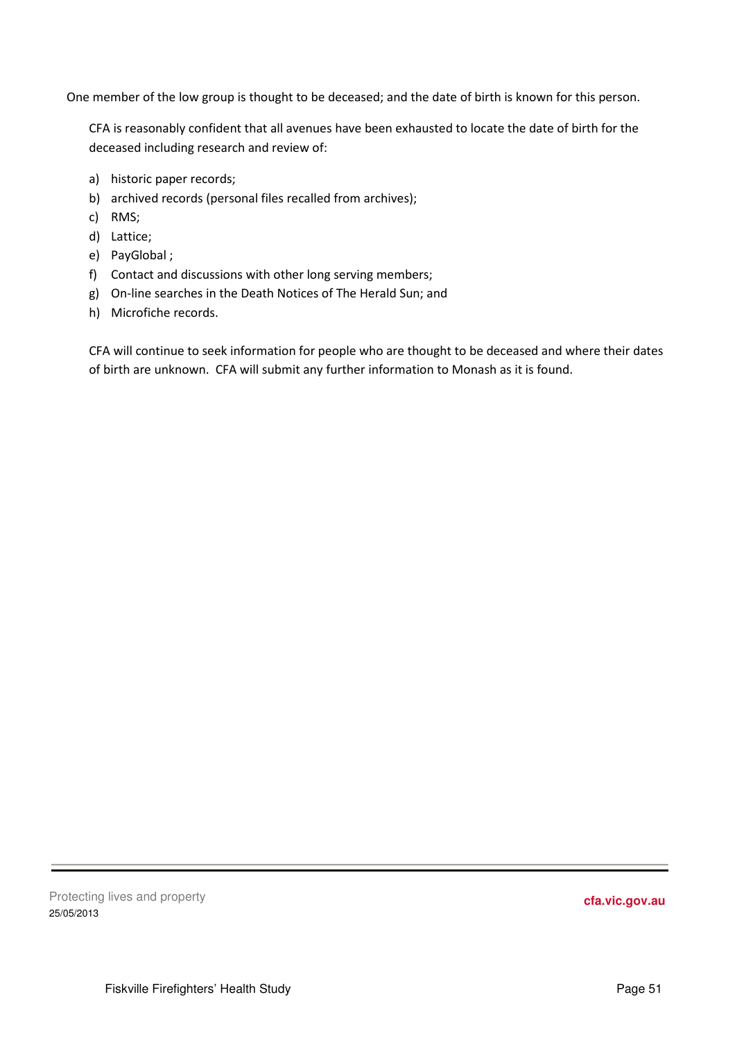One member of the low group is thought to be deceased; and the date of birth is known for this person.

CFA is reasonably confident that all avenues have been exhausted to locate the date of birth for the deceased including research and review of:

a) historic paper records;
b) archived records (personal files recalled from archives);
c) RMS;
d) Lattice;
e) PayGlobal ;
f) Contact and discussions with other long serving members;
g) On-line searches in the Death Notices of The Herald Sun; and
h) Microfiche records.

CFA will continue to seek information for people who are thought to be deceased and where their dates of birth are unknown. CFA will submit any further information to Monash as it is found.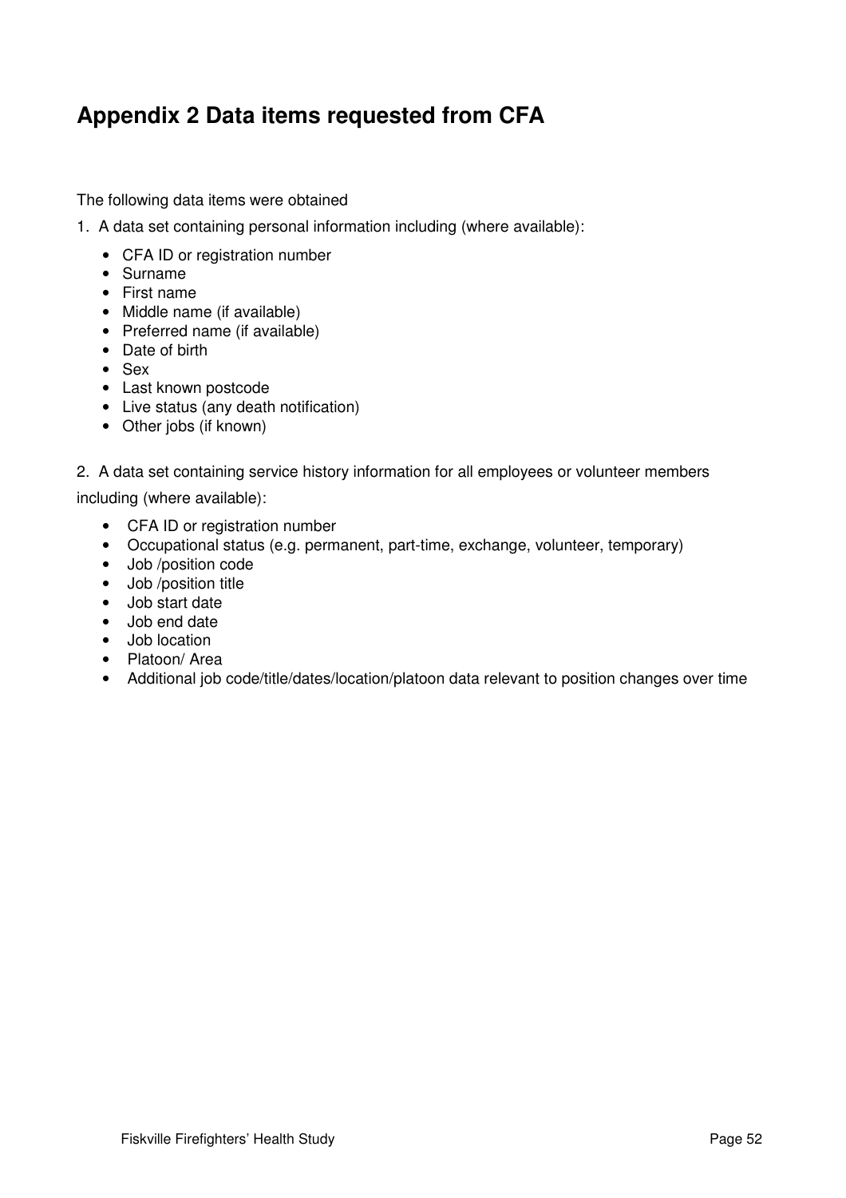# Appendix 2 Data items requested from CFA

The following data items were obtained

1. A data set containing personal information including (where available):

   - CFA ID or registration number
   - Surname
   - First name
   - Middle name (if available)
   - Preferred name (if available)
   - Date of birth
   - Sex
   - Last known postcode
   - Live status (any death notification)
   - Other jobs (if known)

2. A data set containing service history information for all employees or volunteer members including (where available):

   - CFA ID or registration number
   - Occupational status (e.g. permanent, part-time, exchange, volunteer, temporary)
   - Job /position code
   - Job /position title
   - Job start date
   - Job end date
   - Job location
   - Platoon/ Area
   - Additional job code/title/dates/location/platoon data relevant to position changes over time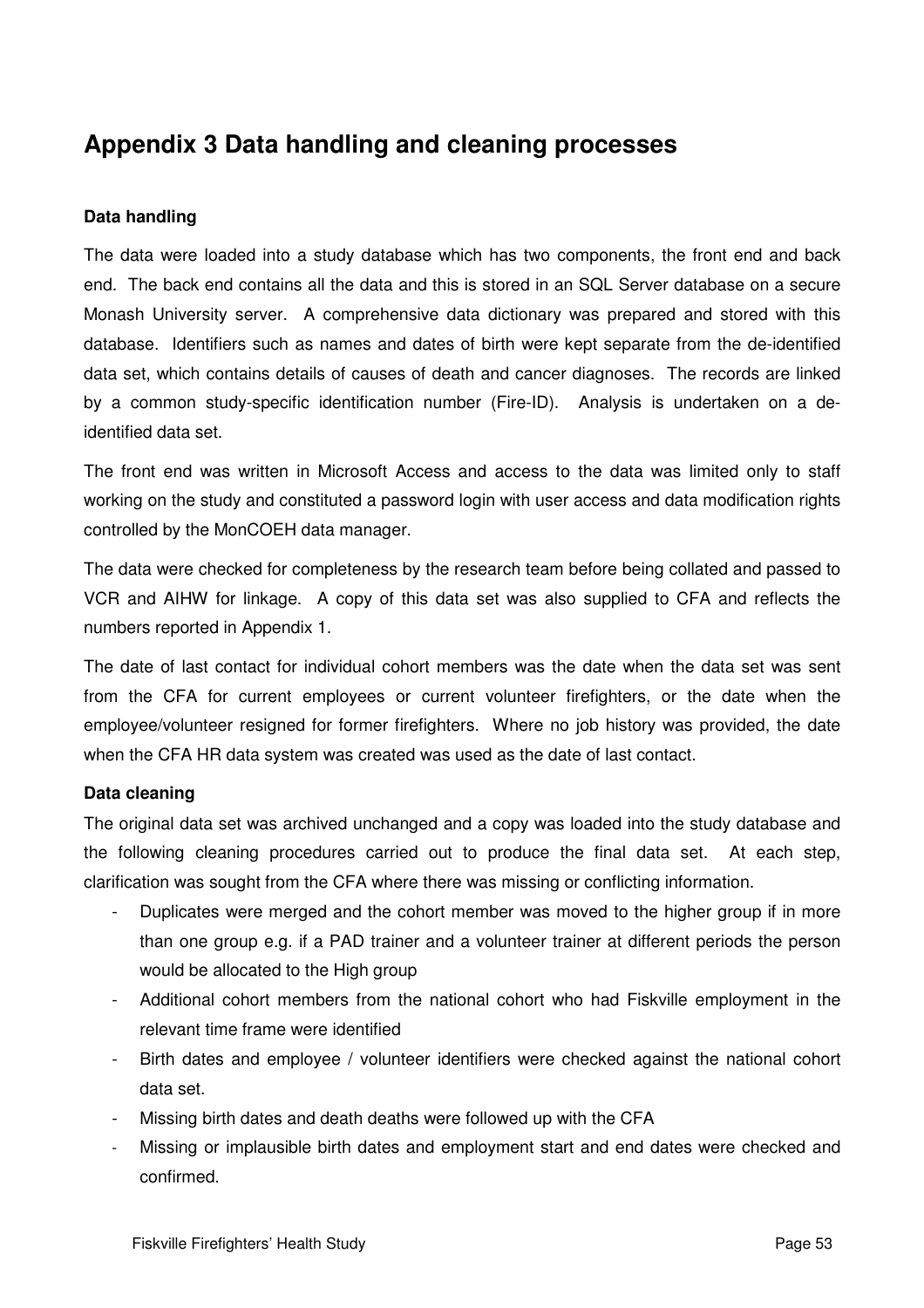# Appendix 3 Data handling and cleaning processes

**Data handling**

The data were loaded into a study database which has two components, the front end and back end. The back end contains all the data and this is stored in an SQL Server database on a secure Monash University server. A comprehensive data dictionary was prepared and stored with this database. Identifiers such as names and dates of birth were kept separate from the de-identified data set, which contains details of causes of death and cancer diagnoses. The records are linked by a common study-specific identification number (Fire-ID). Analysis is undertaken on a de-identified data set.

The front end was written in Microsoft Access and access to the data was limited only to staff working on the study and constituted a password login with user access and data modification rights controlled by the MonCOEH data manager.

The data were checked for completeness by the research team before being collated and passed to VCR and AIHW for linkage. A copy of this data set was also supplied to CFA and reflects the numbers reported in Appendix 1.

The date of last contact for individual cohort members was the date when the data set was sent from the CFA for current employees or current volunteer firefighters, or the date when the employee/volunteer resigned for former firefighters. Where no job history was provided, the date when the CFA HR data system was created was used as the date of last contact.

**Data cleaning**

The original data set was archived unchanged and a copy was loaded into the study database and the following cleaning procedures carried out to produce the final data set. At each step, clarification was sought from the CFA where there was missing or conflicting information.

- Duplicates were merged and the cohort member was moved to the higher group if in more than one group e.g. if a PAD trainer and a volunteer trainer at different periods the person would be allocated to the High group
- Additional cohort members from the national cohort who had Fiskville employment in the relevant time frame were identified
- Birth dates and employee / volunteer identifiers were checked against the national cohort data set.
- Missing birth dates and death deaths were followed up with the CFA
- Missing or implausible birth dates and employment start and end dates were checked and confirmed.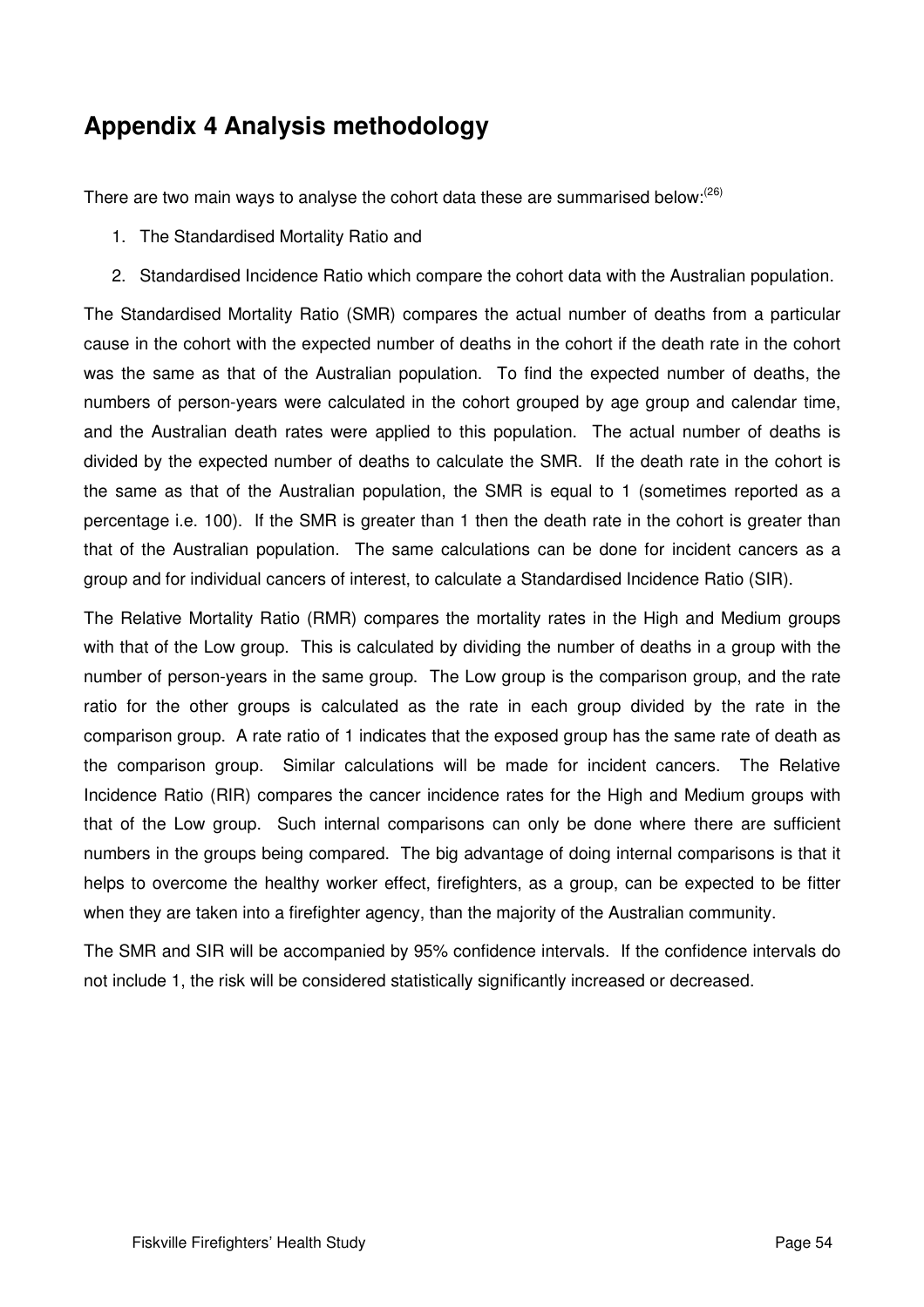# Appendix 4 Analysis methodology

There are two main ways to analyse the cohort data these are summarised below:[26]

1. The Standardised Mortality Ratio and
2. Standardised Incidence Ratio which compare the cohort data with the Australian population.

The Standardised Mortality Ratio (SMR) compares the actual number of deaths from a particular cause in the cohort with the expected number of deaths in the cohort if the death rate in the cohort was the same as that of the Australian population. To find the expected number of deaths, the numbers of person-years were calculated in the cohort grouped by age group and calendar time, and the Australian death rates were applied to this population. The actual number of deaths is divided by the expected number of deaths to calculate the SMR. If the death rate in the cohort is the same as that of the Australian population, the SMR is equal to 1 (sometimes reported as a percentage i.e. 100). If the SMR is greater than 1 then the death rate in the cohort is greater than that of the Australian population. The same calculations can be done for incident cancers as a group and for individual cancers of interest, to calculate a Standardised Incidence Ratio (SIR).

The Relative Mortality Ratio (RMR) compares the mortality rates in the High and Medium groups with that of the Low group. This is calculated by dividing the number of deaths in a group with the number of person-years in the same group. The Low group is the comparison group, and the rate ratio for the other groups is calculated as the rate in each group divided by the rate in the comparison group. A rate ratio of 1 indicates that the exposed group has the same rate of death as the comparison group. Similar calculations will be made for incident cancers. The Relative Incidence Ratio (RIR) compares the cancer incidence rates for the High and Medium groups with that of the Low group. Such internal comparisons can only be done where there are sufficient numbers in the groups being compared. The big advantage of doing internal comparisons is that it helps to overcome the healthy worker effect, firefighters, as a group, can be expected to be fitter when they are taken into a firefighter agency, than the majority of the Australian community.

The SMR and SIR will be accompanied by 95% confidence intervals. If the confidence intervals do not include 1, the risk will be considered statistically significantly increased or decreased.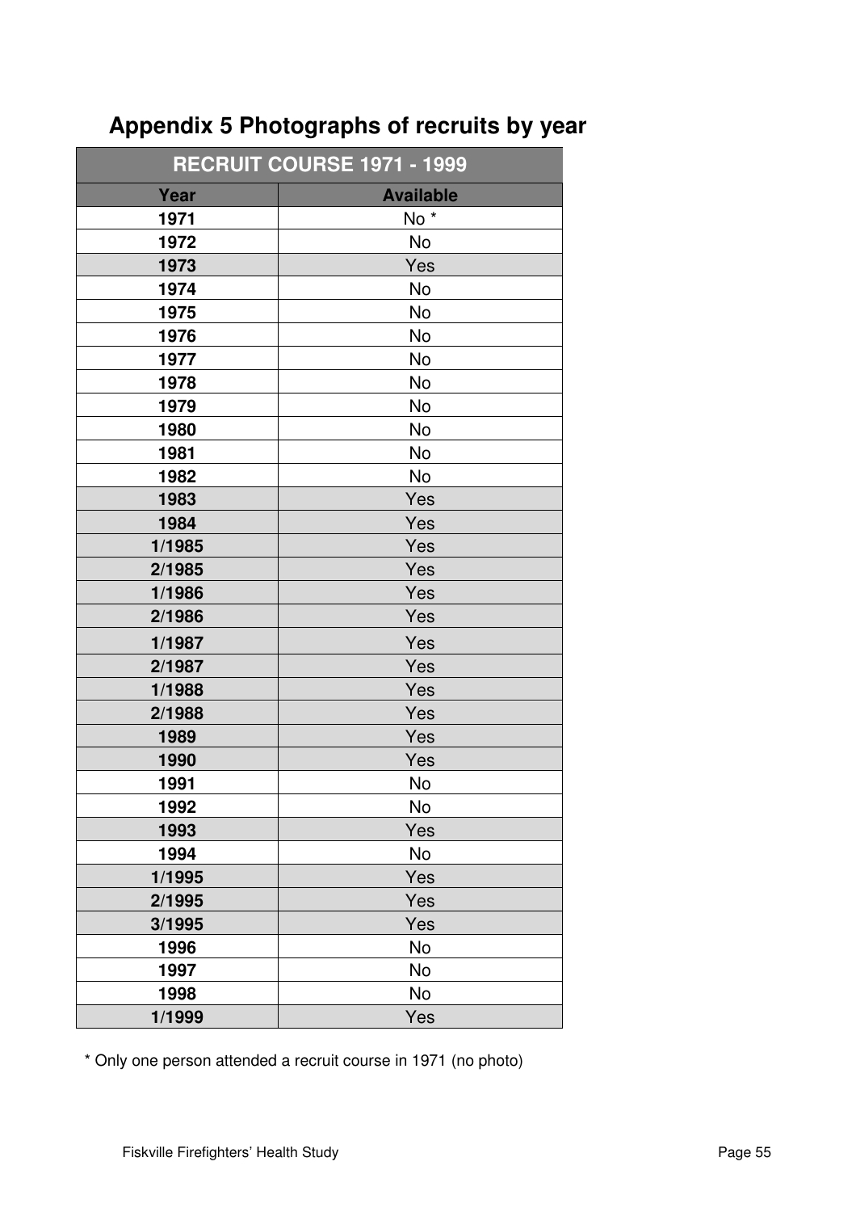# Appendix 5 Photographs of recruits by year

| RECRUIT COURSE 1971 - 1999 | |
|---|---|
| **Year** | **Available** |
| **1971** | No * |
| **1972** | No |
| **1973** | Yes |
| **1974** | No |
| **1975** | No |
| **1976** | No |
| **1977** | No |
| **1978** | No |
| **1979** | No |
| **1980** | No |
| **1981** | No |
| **1982** | No |
| **1983** | Yes |
| **1984** | Yes |
| **1/1985** | Yes |
| **2/1985** | Yes |
| **1/1986** | Yes |
| **2/1986** | Yes |
| **1/1987** | Yes |
| **2/1987** | Yes |
| **1/1988** | Yes |
| **2/1988** | Yes |
| **1989** | Yes |
| **1990** | Yes |
| **1991** | No |
| **1992** | No |
| **1993** | Yes |
| **1994** | No |
| **1/1995** | Yes |
| **2/1995** | Yes |
| **3/1995** | Yes |
| **1996** | No |
| **1997** | No |
| **1998** | No |
| **1/1999** | Yes |

* Only one person attended a recruit course in 1971 (no photo)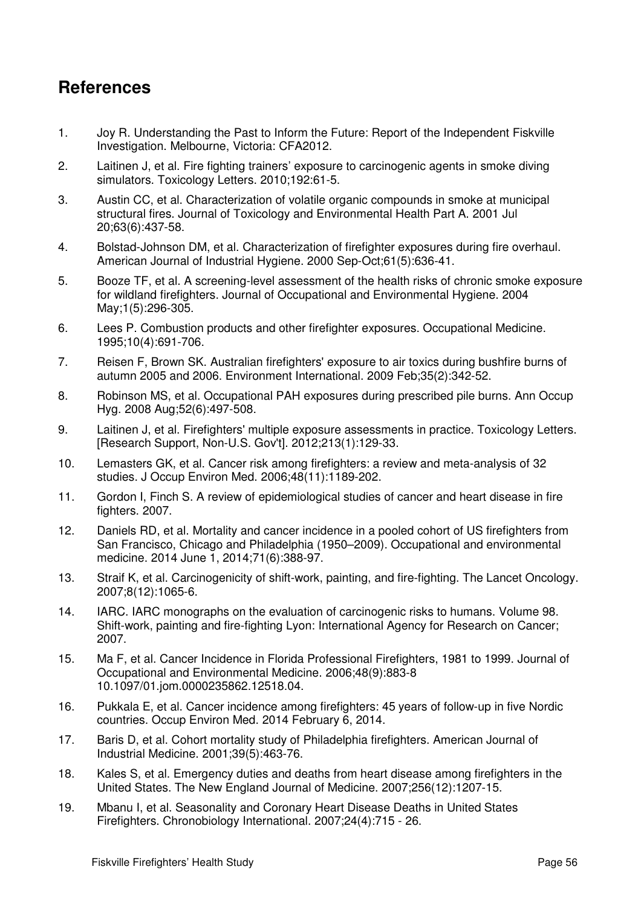## References

1. Joy R. Understanding the Past to Inform the Future: Report of the Independent Fiskville Investigation. Melbourne, Victoria: CFA2012.
2. Laitinen J, et al. Fire fighting trainers' exposure to carcinogenic agents in smoke diving simulators. Toxicology Letters. 2010;192:61-5.
3. Austin CC, et al. Characterization of volatile organic compounds in smoke at municipal structural fires. Journal of Toxicology and Environmental Health Part A. 2001 Jul 20;63(6):437-58.
4. Bolstad-Johnson DM, et al. Characterization of firefighter exposures during fire overhaul. American Journal of Industrial Hygiene. 2000 Sep-Oct;61(5):636-41.
5. Booze TF, et al. A screening-level assessment of the health risks of chronic smoke exposure for wildland firefighters. Journal of Occupational and Environmental Hygiene. 2004 May;1(5):296-305.
6. Lees P. Combustion products and other firefighter exposures. Occupational Medicine. 1995;10(4):691-706.
7. Reisen F, Brown SK. Australian firefighters' exposure to air toxics during bushfire burns of autumn 2005 and 2006. Environment International. 2009 Feb;35(2):342-52.
8. Robinson MS, et al. Occupational PAH exposures during prescribed pile burns. Ann Occup Hyg. 2008 Aug;52(6):497-508.
9. Laitinen J, et al. Firefighters' multiple exposure assessments in practice. Toxicology Letters. [Research Support, Non-U.S. Gov't]. 2012;213(1):129-33.
10. Lemasters GK, et al. Cancer risk among firefighters: a review and meta-analysis of 32 studies. J Occup Environ Med. 2006;48(11):1189-202.
11. Gordon I, Finch S. A review of epidemiological studies of cancer and heart disease in fire fighters. 2007.
12. Daniels RD, et al. Mortality and cancer incidence in a pooled cohort of US firefighters from San Francisco, Chicago and Philadelphia (1950–2009). Occupational and environmental medicine. 2014 June 1, 2014;71(6):388-97.
13. Straif K, et al. Carcinogenicity of shift-work, painting, and fire-fighting. The Lancet Oncology. 2007;8(12):1065-6.
14. IARC. IARC monographs on the evaluation of carcinogenic risks to humans. Volume 98. Shift-work, painting and fire-fighting Lyon: International Agency for Research on Cancer; 2007.
15. Ma F, et al. Cancer Incidence in Florida Professional Firefighters, 1981 to 1999. Journal of Occupational and Environmental Medicine. 2006;48(9):883-8 10.1097/01.jom.0000235862.12518.04.
16. Pukkala E, et al. Cancer incidence among firefighters: 45 years of follow-up in five Nordic countries. Occup Environ Med. 2014 February 6, 2014.
17. Baris D, et al. Cohort mortality study of Philadelphia firefighters. American Journal of Industrial Medicine. 2001;39(5):463-76.
18. Kales S, et al. Emergency duties and deaths from heart disease among firefighters in the United States. The New England Journal of Medicine. 2007;256(12):1207-15.
19. Mbanu I, et al. Seasonality and Coronary Heart Disease Deaths in United States Firefighters. Chronobiology International. 2007;24(4):715 - 26.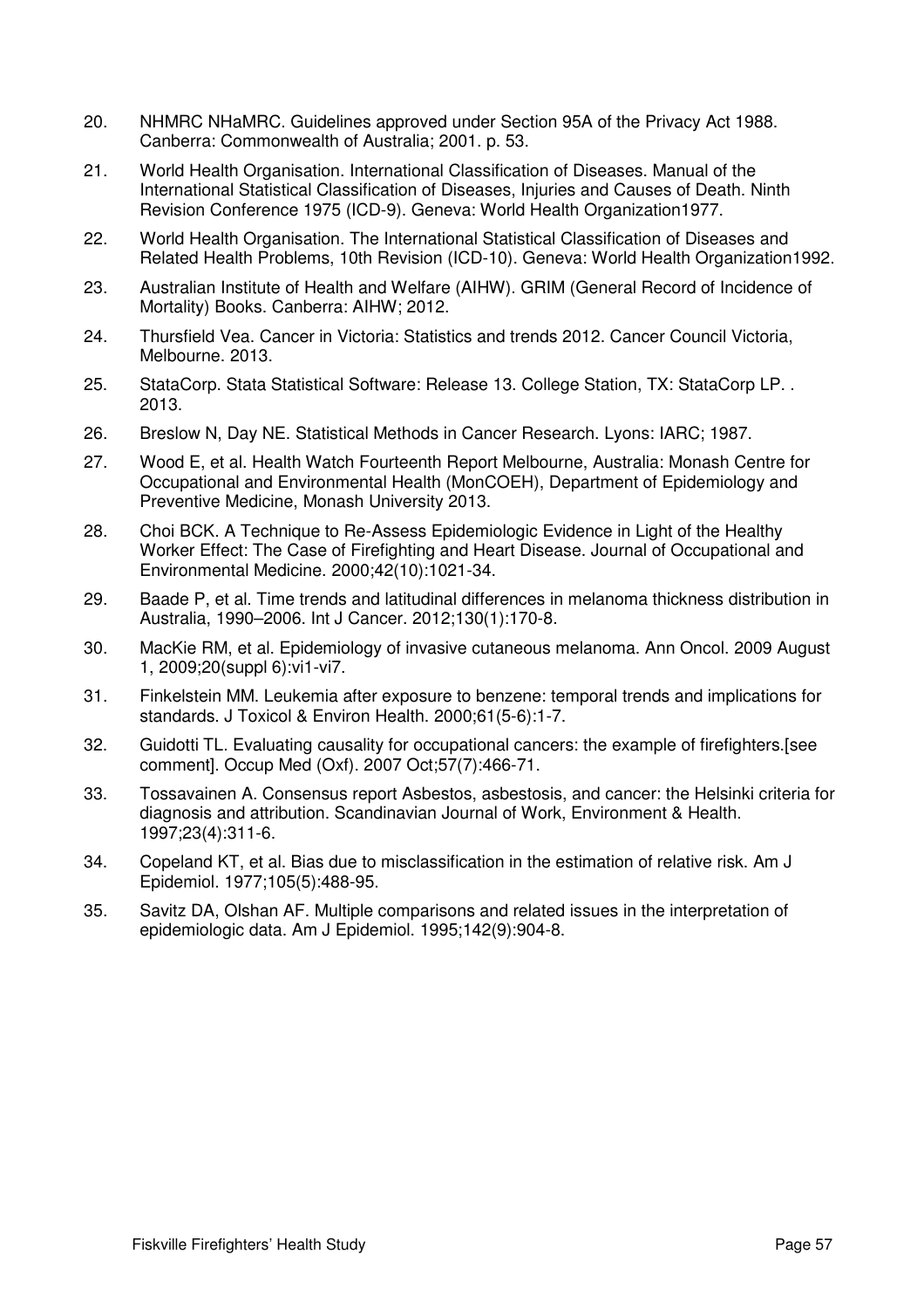20. NHMRC NHaMRC. Guidelines approved under Section 95A of the Privacy Act 1988. Canberra: Commonwealth of Australia; 2001. p. 53.
21. World Health Organisation. International Classification of Diseases. Manual of the International Statistical Classification of Diseases, Injuries and Causes of Death. Ninth Revision Conference 1975 (ICD-9). Geneva: World Health Organization1977.
22. World Health Organisation. The International Statistical Classification of Diseases and Related Health Problems, 10th Revision (ICD-10). Geneva: World Health Organization1992.
23. Australian Institute of Health and Welfare (AIHW). GRIM (General Record of Incidence of Mortality) Books. Canberra: AIHW; 2012.
24. Thursfield Vea. Cancer in Victoria: Statistics and trends 2012. Cancer Council Victoria, Melbourne. 2013.
25. StataCorp. Stata Statistical Software: Release 13. College Station, TX: StataCorp LP. . 2013.
26. Breslow N, Day NE. Statistical Methods in Cancer Research. Lyons: IARC; 1987.
27. Wood E, et al. Health Watch Fourteenth Report Melbourne, Australia: Monash Centre for Occupational and Environmental Health (MonCOEH), Department of Epidemiology and Preventive Medicine, Monash University 2013.
28. Choi BCK. A Technique to Re-Assess Epidemiologic Evidence in Light of the Healthy Worker Effect: The Case of Firefighting and Heart Disease. Journal of Occupational and Environmental Medicine. 2000;42(10):1021-34.
29. Baade P, et al. Time trends and latitudinal differences in melanoma thickness distribution in Australia, 1990–2006. Int J Cancer. 2012;130(1):170-8.
30. MacKie RM, et al. Epidemiology of invasive cutaneous melanoma. Ann Oncol. 2009 August 1, 2009;20(suppl 6):vi1-vi7.
31. Finkelstein MM. Leukemia after exposure to benzene: temporal trends and implications for standards. J Toxicol & Environ Health. 2000;61(5-6):1-7.
32. Guidotti TL. Evaluating causality for occupational cancers: the example of firefighters.[see comment]. Occup Med (Oxf). 2007 Oct;57(7):466-71.
33. Tossavainen A. Consensus report Asbestos, asbestosis, and cancer: the Helsinki criteria for diagnosis and attribution. Scandinavian Journal of Work, Environment & Health. 1997;23(4):311-6.
34. Copeland KT, et al. Bias due to misclassification in the estimation of relative risk. Am J Epidemiol. 1977;105(5):488-95.
35. Savitz DA, Olshan AF. Multiple comparisons and related issues in the interpretation of epidemiologic data. Am J Epidemiol. 1995;142(9):904-8.